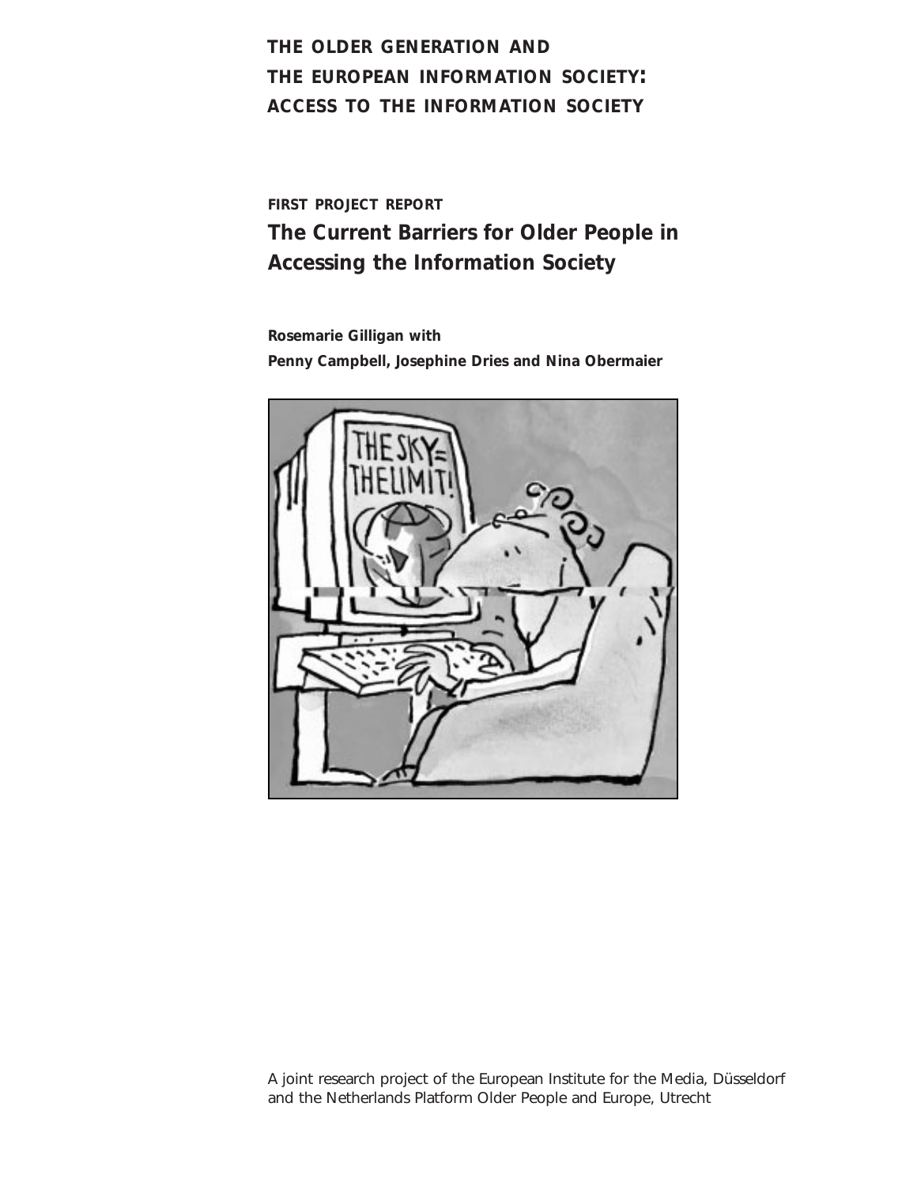# THE OLDER GENERATION AND THE EUROPEAN INFORMATION SOCIETY: ACCESS TO THE INFORMATION SOCIETY

**FIRST PROJECT REPORT**

## The Current Barriers for Older People in Accessing the Information Society

**Rosemarie Gilligan with**
**Penny Campbell, Josephine Dries and Nina Obermaier**

A joint research project of the European Institute for the Media, Düsseldorf and the Netherlands Platform Older People and Europe, Utrecht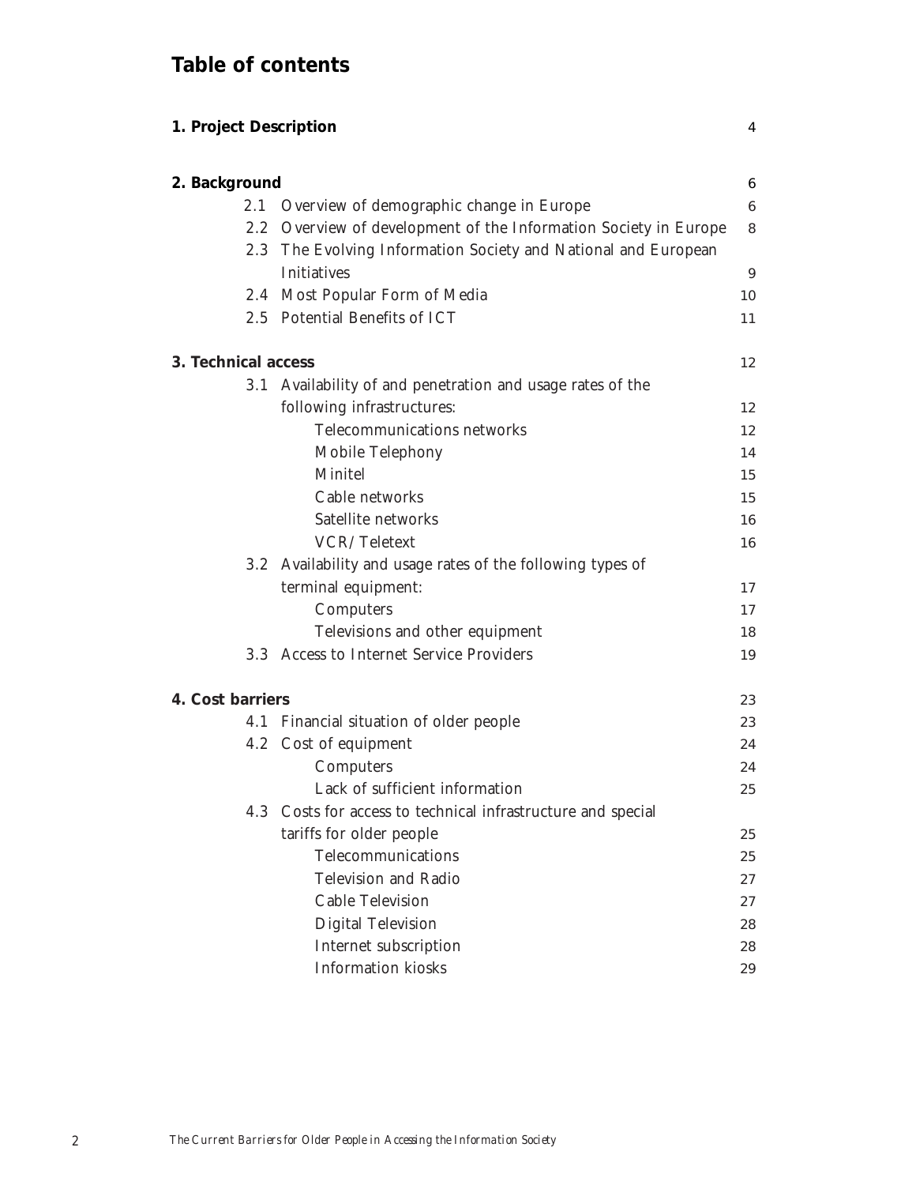# Table of contents

| | |
|---|---|
| **1. Project Description** | 4 |
| **2. Background** | 6 |
| 2.1 Overview of demographic change in Europe | 6 |
| 2.2 Overview of development of the Information Society in Europe | 8 |
| 2.3 The Evolving Information Society and National and European Initiatives | 9 |
| 2.4 Most Popular Form of Media | 10 |
| 2.5 Potential Benefits of ICT | 11 |
| **3. Technical access** | 12 |
| 3.1 Availability of and penetration and usage rates of the following infrastructures: | 12 |
| Telecommunications networks | 12 |
| Mobile Telephony | 14 |
| Minitel | 15 |
| Cable networks | 15 |
| Satellite networks | 16 |
| VCR/Teletext | 16 |
| 3.2 Availability and usage rates of the following types of terminal equipment: | 17 |
| Computers | 17 |
| Televisions and other equipment | 18 |
| 3.3 Access to Internet Service Providers | 19 |
| **4. Cost barriers** | 23 |
| 4.1 Financial situation of older people | 23 |
| 4.2 Cost of equipment | 24 |
| Computers | 24 |
| Lack of sufficient information | 25 |
| 4.3 Costs for access to technical infrastructure and special tariffs for older people | 25 |
| Telecommunications | 25 |
| Television and Radio | 27 |
| Cable Television | 27 |
| Digital Television | 28 |
| Internet subscription | 28 |
| Information kiosks | 29 |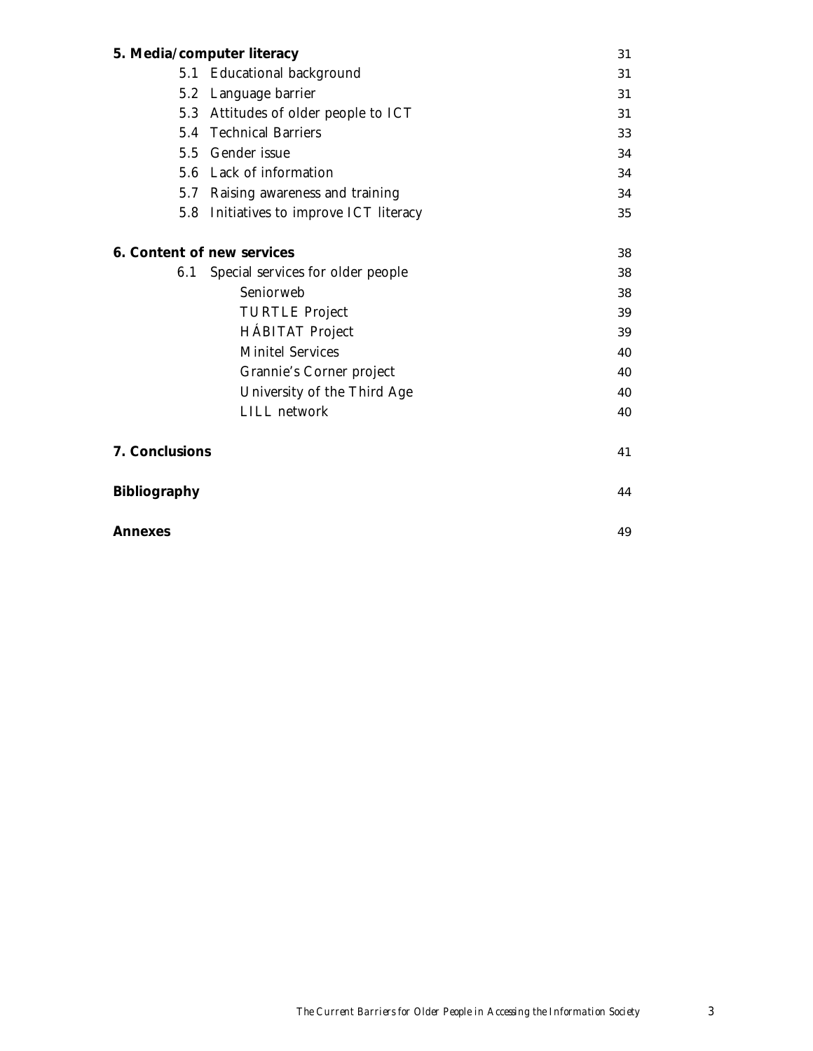**5. Media/computer literacy** 31

- 5.1 Educational background 31
- 5.2 Language barrier 31
- 5.3 Attitudes of older people to ICT 31
- 5.4 Technical Barriers 33
- 5.5 Gender issue 34
- 5.6 Lack of information 34
- 5.7 Raising awareness and training 34
- 5.8 Initiatives to improve ICT literacy 35

**6. Content of new services** 38

- 6.1 Special services for older people 38
  - Seniorweb 38
  - TURTLE Project 39
  - HÁBITAT Project 39
  - Minitel Services 40
  - Grannie's Corner project 40
  - University of the Third Age 40
  - LILL network 40

**7. Conclusions** 41

**Bibliography** 44

**Annexes** 49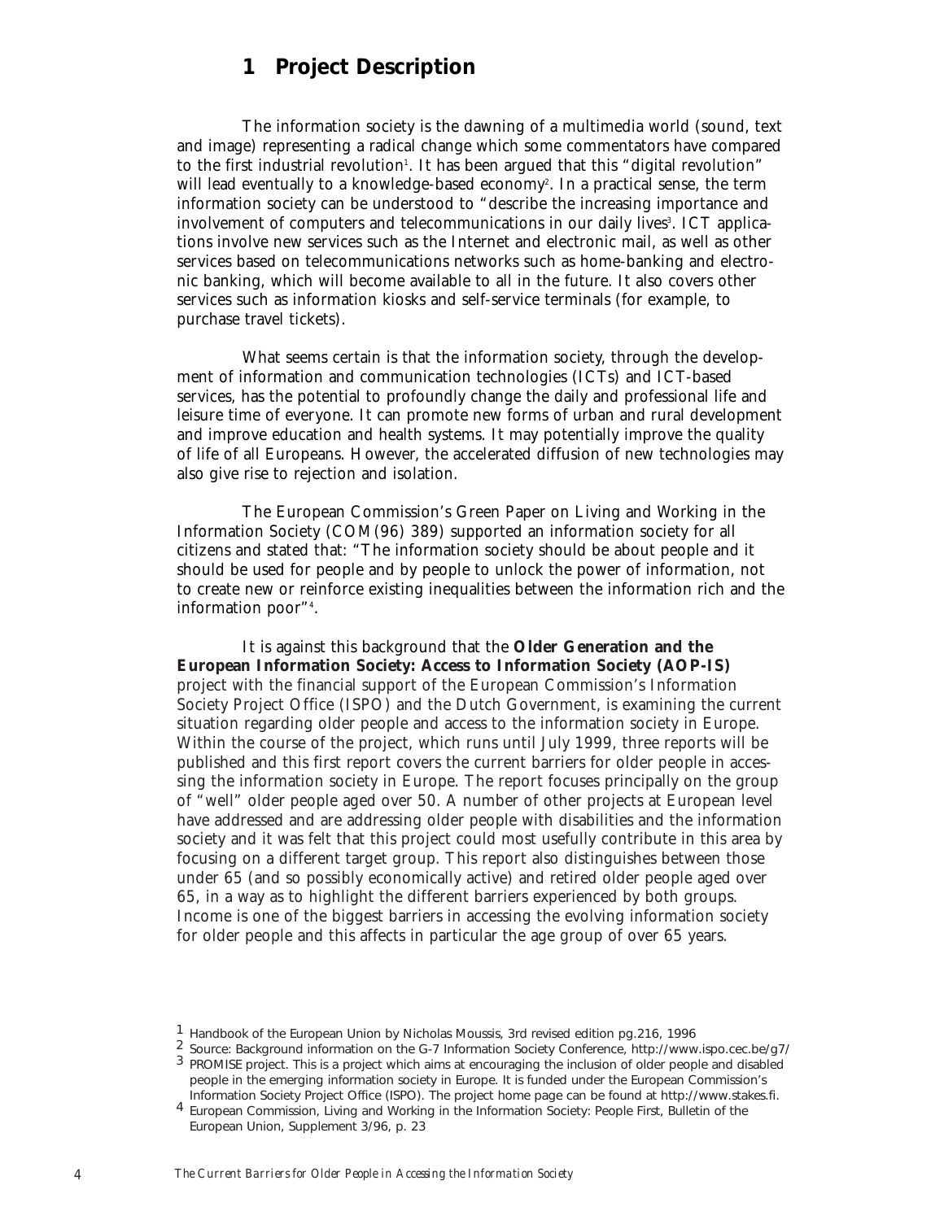# 1 Project Description

The information society is the dawning of a multimedia world (sound, text and image) representing a radical change which some commentators have compared to the first industrial revolution[1]. It has been argued that this "digital revolution" will lead eventually to a knowledge-based economy[2]. In a practical sense, the term information society can be understood to "describe the increasing importance and involvement of computers and telecommunications in our daily lives[3]. ICT applications involve new services such as the Internet and electronic mail, as well as other services based on telecommunications networks such as home-banking and electronic banking, which will become available to all in the future. It also covers other services such as information kiosks and self-service terminals (for example, to purchase travel tickets).

What seems certain is that the information society, through the development of information and communication technologies (ICTs) and ICT-based services, has the potential to profoundly change the daily and professional life and leisure time of everyone. It can promote new forms of urban and rural development and improve education and health systems. It may potentially improve the quality of life of all Europeans. However, the accelerated diffusion of new technologies may also give rise to rejection and isolation.

The European Commission's Green Paper on Living and Working in the Information Society (COM(96) 389) supported an information society for all citizens and stated that: "The information society should be about people and it should be used for people and by people to unlock the power of information, not to create new or reinforce existing inequalities between the information rich and the information poor"[4].

It is against this background that the **Older Generation and the European Information Society: Access to Information Society (AOP-IS)** project with the financial support of the European Commission's Information Society Project Office (ISPO) and the Dutch Government, is examining the current situation regarding older people and access to the information society in Europe. Within the course of the project, which runs until July 1999, three reports will be published and this first report covers the current barriers for older people in accessing the information society in Europe. The report focuses principally on the group of "well" older people aged over 50. A number of other projects at European level have addressed and are addressing older people with disabilities and the information society and it was felt that this project could most usefully contribute in this area by focusing on a different target group. This report also distinguishes between those under 65 (and so possibly economically active) and retired older people aged over 65, in a way as to highlight the different barriers experienced by both groups. Income is one of the biggest barriers in accessing the evolving information society for older people and this affects in particular the age group of over 65 years.

[1] Handbook of the European Union by Nicholas Moussis, 3rd revised edition pg.216, 1996

[2] Source: Background information on the G-7 Information Society Conference, http://www.ispo.cec.be/g7/

[3] PROMISE project. This is a project which aims at encouraging the inclusion of older people and disabled people in the emerging information society in Europe. It is funded under the European Commission's Information Society Project Office (ISPO). The project home page can be found at http://www.stakes.fi.

[4] European Commission, Living and Working in the Information Society: People First, Bulletin of the European Union, Supplement 3/96, p. 23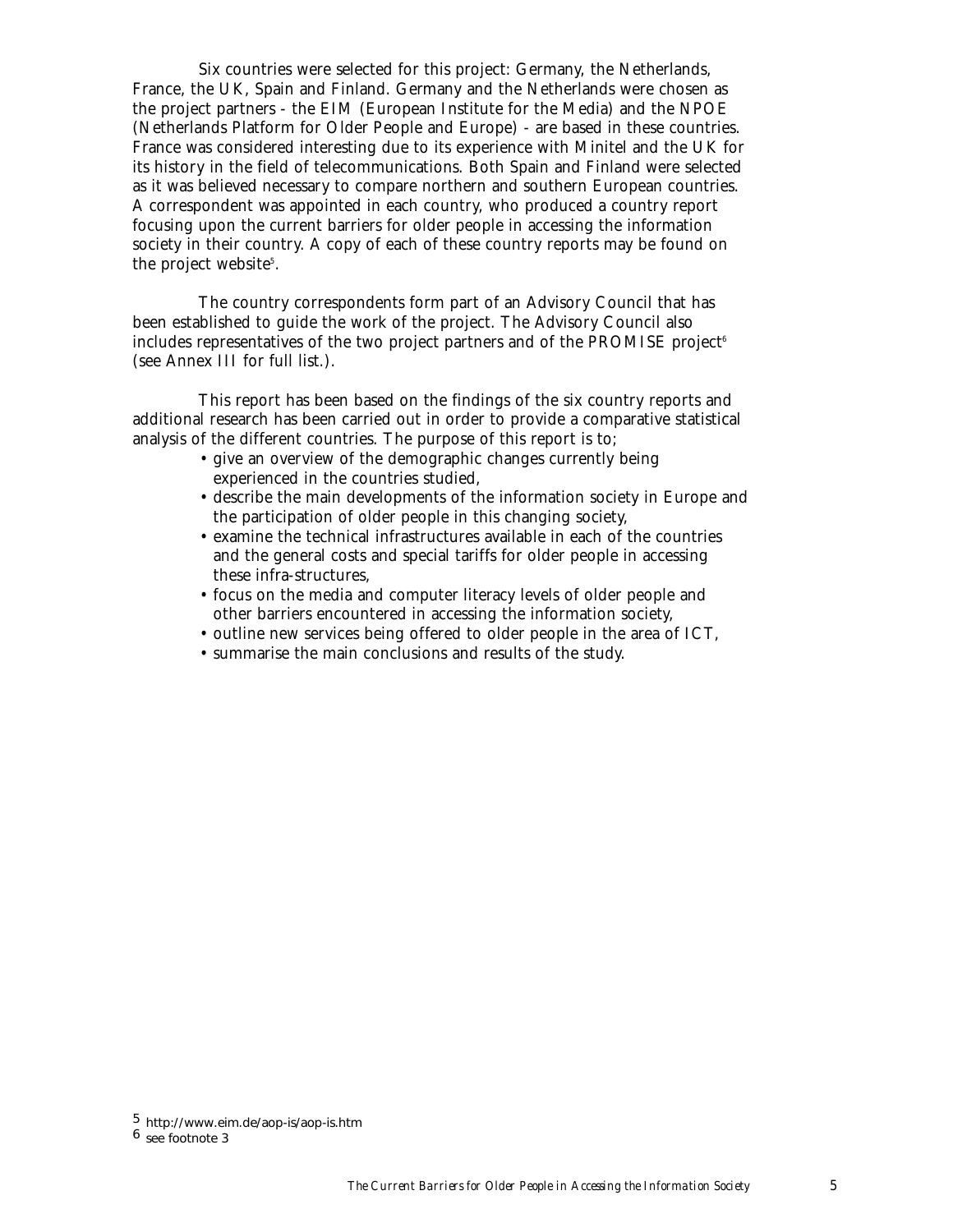Six countries were selected for this project: Germany, the Netherlands, France, the UK, Spain and Finland. Germany and the Netherlands were chosen as the project partners - the EIM (European Institute for the Media) and the NPOE (Netherlands Platform for Older People and Europe) - are based in these countries. France was considered interesting due to its experience with Minitel and the UK for its history in the field of telecommunications. Both Spain and Finland were selected as it was believed necessary to compare northern and southern European countries. A correspondent was appointed in each country, who produced a country report focusing upon the current barriers for older people in accessing the information society in their country. A copy of each of these country reports may be found on the project website[5].

The country correspondents form part of an Advisory Council that has been established to guide the work of the project. The Advisory Council also includes representatives of the two project partners and of the PROMISE project[6] (see Annex III for full list.).

This report has been based on the findings of the six country reports and additional research has been carried out in order to provide a comparative statistical analysis of the different countries. The purpose of this report is to;

- give an overview of the demographic changes currently being experienced in the countries studied,
- describe the main developments of the information society in Europe and the participation of older people in this changing society,
- examine the technical infrastructures available in each of the countries and the general costs and special tariffs for older people in accessing these infra-structures,
- focus on the media and computer literacy levels of older people and other barriers encountered in accessing the information society,
- outline new services being offered to older people in the area of ICT,
- summarise the main conclusions and results of the study.

[5] http://www.eim.de/aop-is/aop-is.htm

[6] see footnote 3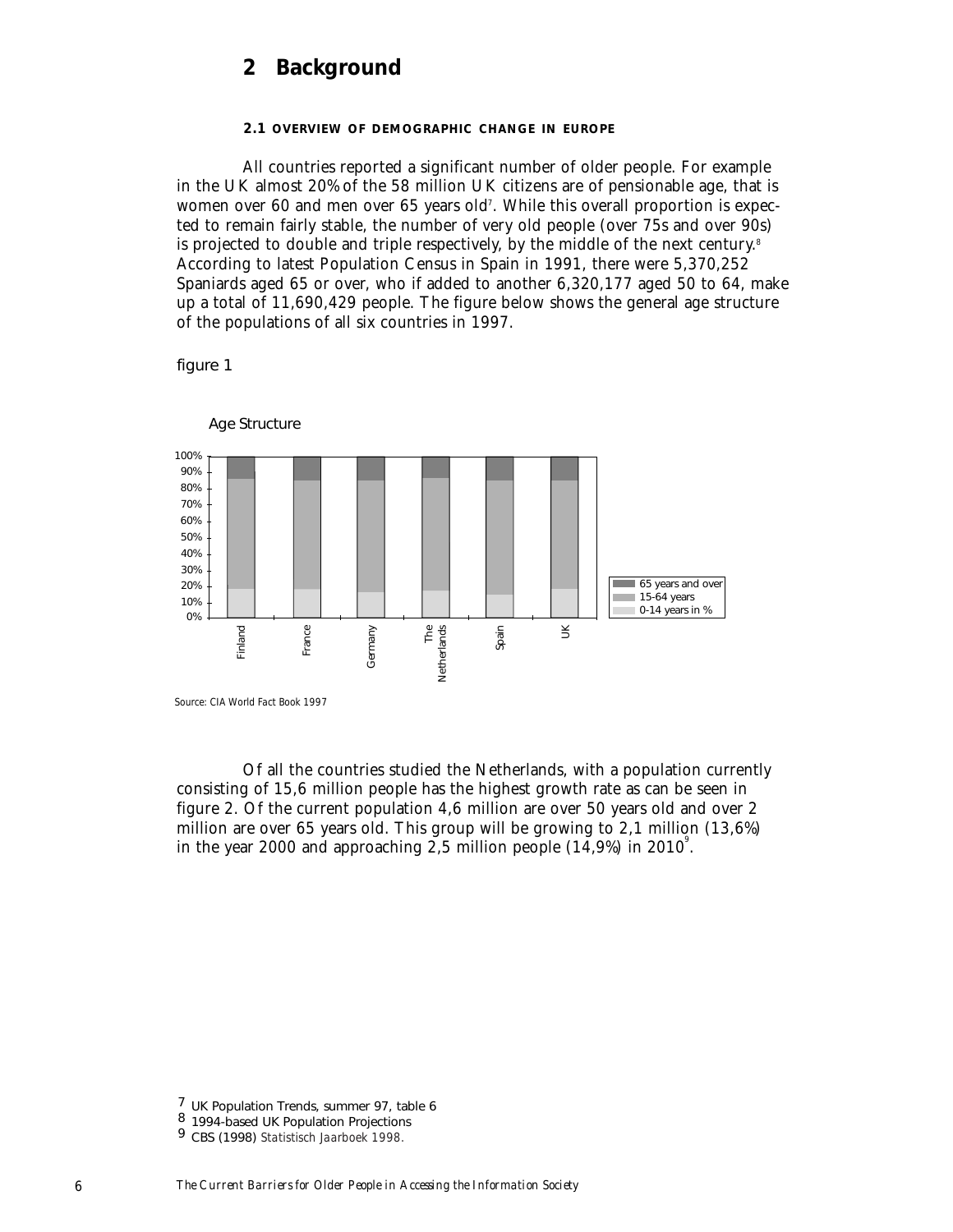# 2 Background

### 2.1 OVERVIEW OF DEMOGRAPHIC CHANGE IN EUROPE

All countries reported a significant number of older people. For example in the UK almost 20% of the 58 million UK citizens are of pensionable age, that is women over 60 and men over 65 years old[7]. While this overall proportion is expected to remain fairly stable, the number of very old people (over 75s and over 90s) is projected to double and triple respectively, by the middle of the next century.[8] According to latest Population Census in Spain in 1991, there were 5,370,252 Spaniards aged 65 or over, who if added to another 6,320,177 aged 50 to 64, make up a total of 11,690,429 people. The figure below shows the general age structure of the populations of all six countries in 1997.

figure 1

Age Structure

Source: CIA World Fact Book 1997

Of all the countries studied the Netherlands, with a population currently consisting of 15,6 million people has the highest growth rate as can be seen in figure 2. Of the current population 4,6 million are over 50 years old and over 2 million are over 65 years old. This group will be growing to 2,1 million (13,6%) in the year 2000 and approaching 2,5 million people (14,9%) in 2010[9].

---

7 UK Population Trends, summer 97, table 6

8 1994-based UK Population Projections

9 CBS (1998) *Statistisch Jaarboek 1998.*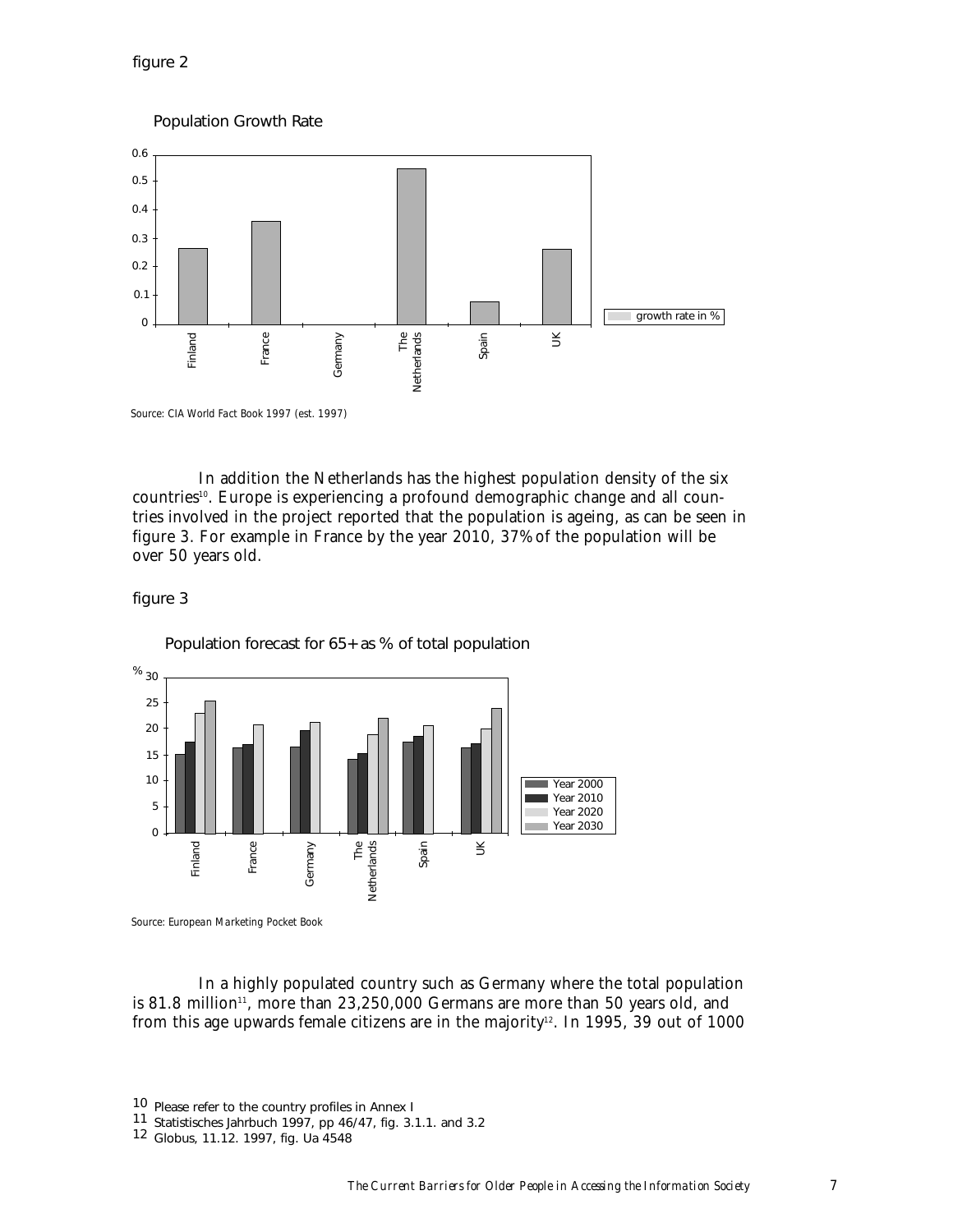figure 2

Population Growth Rate

Source: CIA World Fact Book 1997 (est. 1997)

In addition the Netherlands has the highest population density of the six countries[10]. Europe is experiencing a profound demographic change and all countries involved in the project reported that the population is ageing, as can be seen in figure 3. For example in France by the year 2010, 37% of the population will be over 50 years old.

figure 3

Population forecast for 65+ as % of total population

Source: European Marketing Pocket Book

In a highly populated country such as Germany where the total population is 81.8 million[11], more than 23,250,000 Germans are more than 50 years old, and from this age upwards female citizens are in the majority[12]. In 1995, 39 out of 1000

10 Please refer to the country profiles in Annex I

11 Statistisches Jahrbuch 1997, pp 46/47, fig. 3.1.1. and 3.2

12 Globus, 11.12. 1997, fig. Ua 4548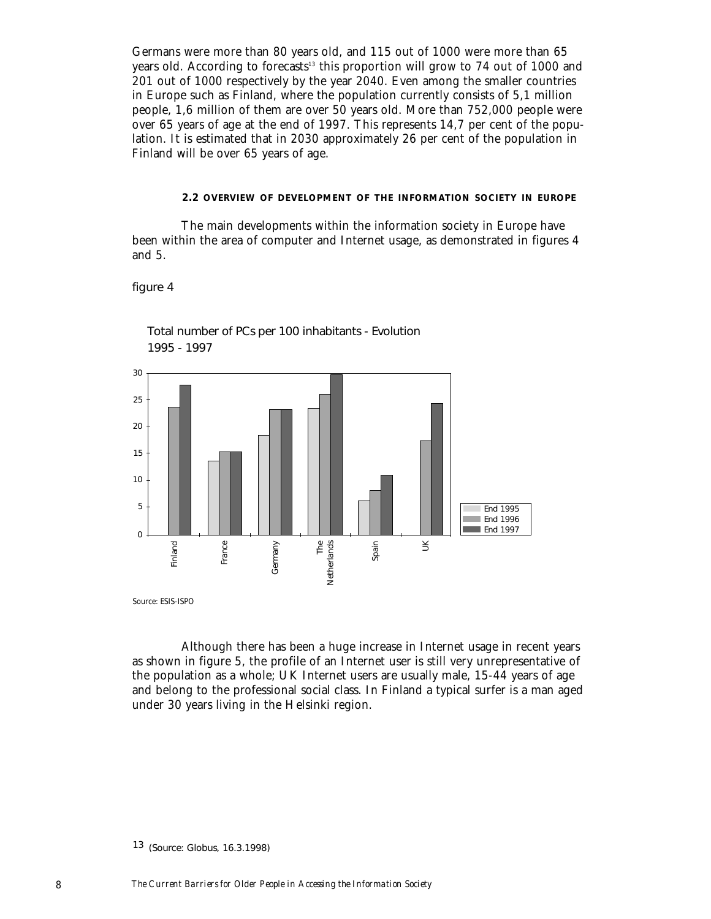Germans were more than 80 years old, and 115 out of 1000 were more than 65 years old. According to forecasts[13] this proportion will grow to 74 out of 1000 and 201 out of 1000 respectively by the year 2040. Even among the smaller countries in Europe such as Finland, where the population currently consists of 5,1 million people, 1,6 million of them are over 50 years old. More than 752,000 people were over 65 years of age at the end of 1997. This represents 14,7 per cent of the population. It is estimated that in 2030 approximately 26 per cent of the population in Finland will be over 65 years of age.

### 2.2 OVERVIEW OF DEVELOPMENT OF THE INFORMATION SOCIETY IN EUROPE

The main developments within the information society in Europe have been within the area of computer and Internet usage, as demonstrated in figures 4 and 5.

figure 4

Total number of PCs per 100 inhabitants - Evolution 1995 - 1997

Source: ESIS-ISPO

Although there has been a huge increase in Internet usage in recent years as shown in figure 5, the profile of an Internet user is still very unrepresentative of the population as a whole; UK Internet users are usually male, 15-44 years of age and belong to the professional social class. In Finland a typical surfer is a man aged under 30 years living in the Helsinki region.

13 (Source: Globus, 16.3.1998)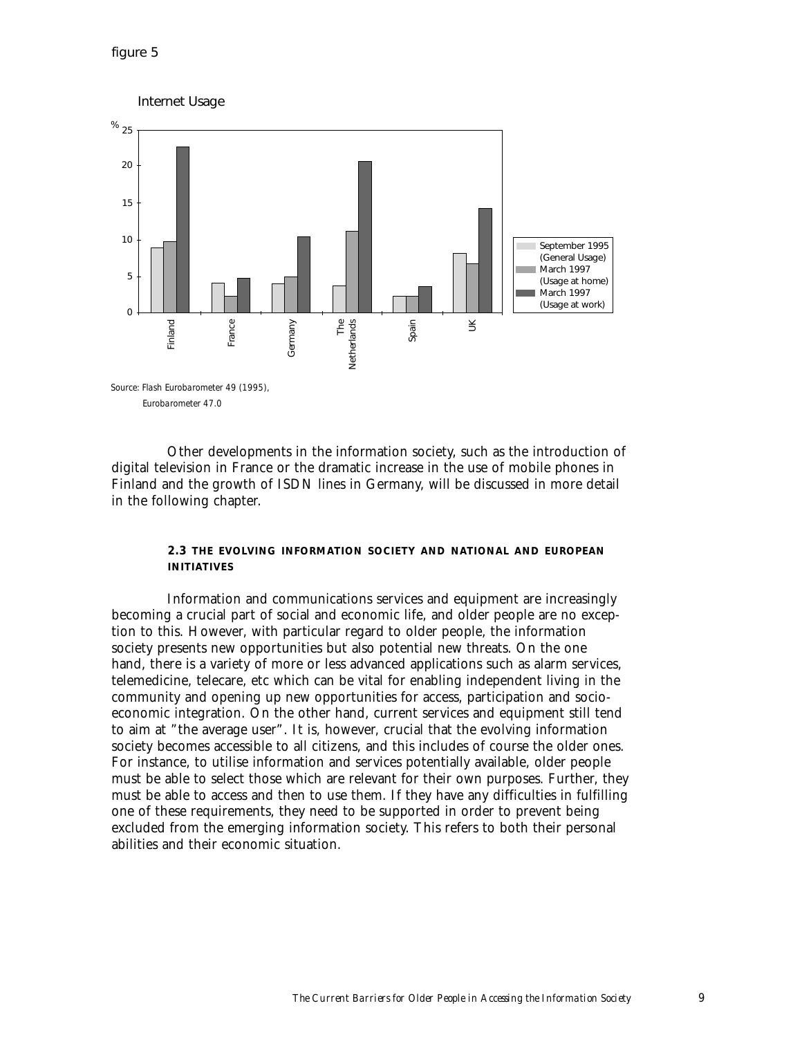figure 5

Internet Usage

Source: Flash Eurobarometer 49 (1995),
Eurobarometer 47.0

Other developments in the information society, such as the introduction of digital television in France or the dramatic increase in the use of mobile phones in Finland and the growth of ISDN lines in Germany, will be discussed in more detail in the following chapter.

### 2.3 THE EVOLVING INFORMATION SOCIETY AND NATIONAL AND EUROPEAN INITIATIVES

Information and communications services and equipment are increasingly becoming a crucial part of social and economic life, and older people are no exception to this. However, with particular regard to older people, the information society presents new opportunities but also potential new threats. On the one hand, there is a variety of more or less advanced applications such as alarm services, telemedicine, telecare, etc which can be vital for enabling independent living in the community and opening up new opportunities for access, participation and socio-economic integration. On the other hand, current services and equipment still tend to aim at "the average user". It is, however, crucial that the evolving information society becomes accessible to all citizens, and this includes of course the older ones. For instance, to utilise information and services potentially available, older people must be able to select those which are relevant for their own purposes. Further, they must be able to access and then to use them. If they have any difficulties in fulfilling one of these requirements, they need to be supported in order to prevent being excluded from the emerging information society. This refers to both their personal abilities and their economic situation.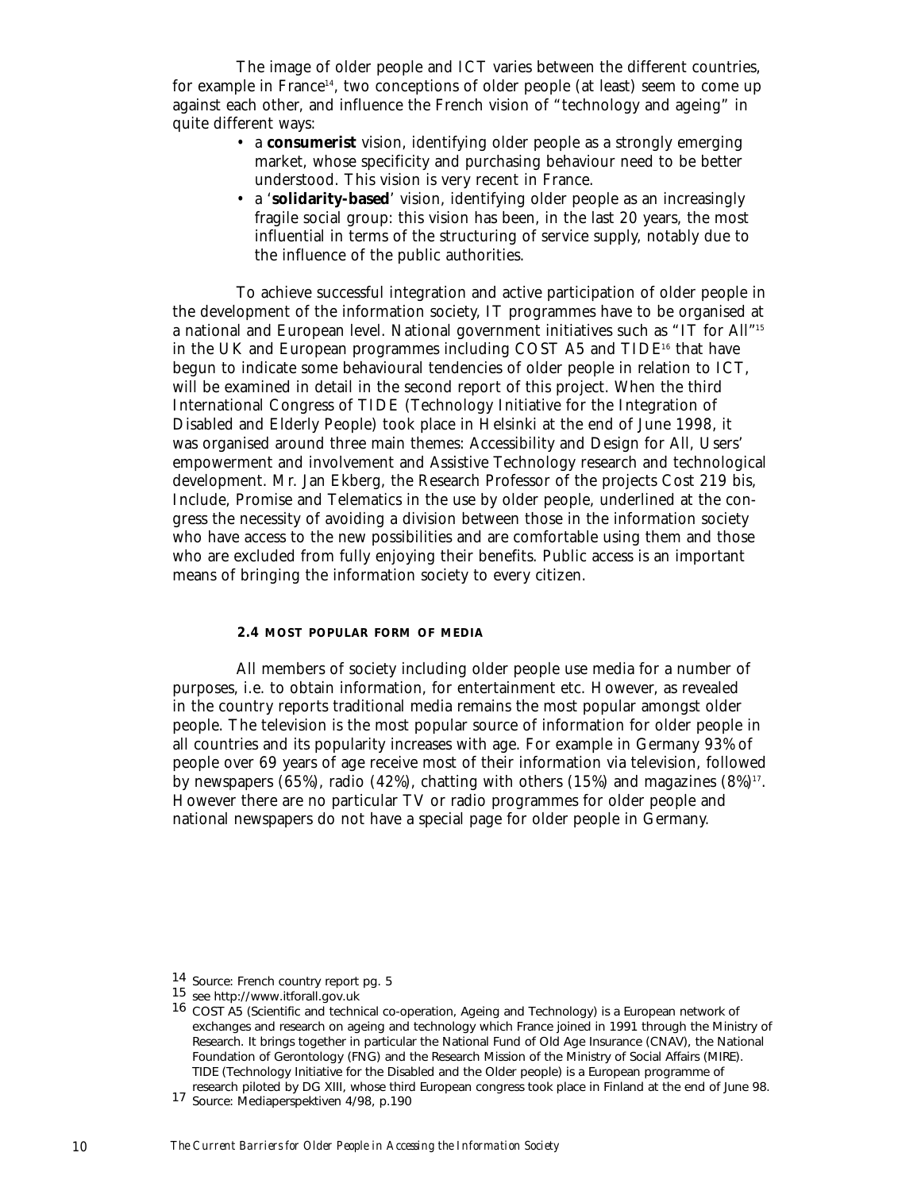The image of older people and ICT varies between the different countries, for example in France[14], two conceptions of older people (at least) seem to come up against each other, and influence the French vision of "technology and ageing" in quite different ways:

- a **consumerist** vision, identifying older people as a strongly emerging market, whose specificity and purchasing behaviour need to be better understood. This vision is very recent in France.
- a '**solidarity-based**' vision, identifying older people as an increasingly fragile social group: this vision has been, in the last 20 years, the most influential in terms of the structuring of service supply, notably due to the influence of the public authorities.

To achieve successful integration and active participation of older people in the development of the information society, IT programmes have to be organised at a national and European level. National government initiatives such as "IT for All"[15] in the UK and European programmes including COST A5 and TIDE[16] that have begun to indicate some behavioural tendencies of older people in relation to ICT, will be examined in detail in the second report of this project. When the third International Congress of TIDE (Technology Initiative for the Integration of Disabled and Elderly People) took place in Helsinki at the end of June 1998, it was organised around three main themes: Accessibility and Design for All, Users' empowerment and involvement and Assistive Technology research and technological development. Mr. Jan Ekberg, the Research Professor of the projects Cost 219 bis, Include, Promise and Telematics in the use by older people, underlined at the congress the necessity of avoiding a division between those in the information society who have access to the new possibilities and are comfortable using them and those who are excluded from fully enjoying their benefits. Public access is an important means of bringing the information society to every citizen.

### 2.4 MOST POPULAR FORM OF MEDIA

All members of society including older people use media for a number of purposes, i.e. to obtain information, for entertainment etc. However, as revealed in the country reports traditional media remains the most popular amongst older people. The television is the most popular source of information for older people in all countries and its popularity increases with age. For example in Germany 93% of people over 69 years of age receive most of their information via television, followed by newspapers (65%), radio (42%), chatting with others (15%) and magazines (8%)[17]. However there are no particular TV or radio programmes for older people and national newspapers do not have a special page for older people in Germany.

---

14 Source: French country report pg. 5

15 see http://www.itforall.gov.uk

16 COST A5 (Scientific and technical co-operation, Ageing and Technology) is a European network of exchanges and research on ageing and technology which France joined in 1991 through the Ministry of Research. It brings together in particular the National Fund of Old Age Insurance (CNAV), the National Foundation of Gerontology (FNG) and the Research Mission of the Ministry of Social Affairs (MIRE). TIDE (Technology Initiative for the Disabled and the Older people) is a European programme of research piloted by DG XIII, whose third European congress took place in Finland at the end of June 98.

17 Source: Mediaperspektiven 4/98, p.190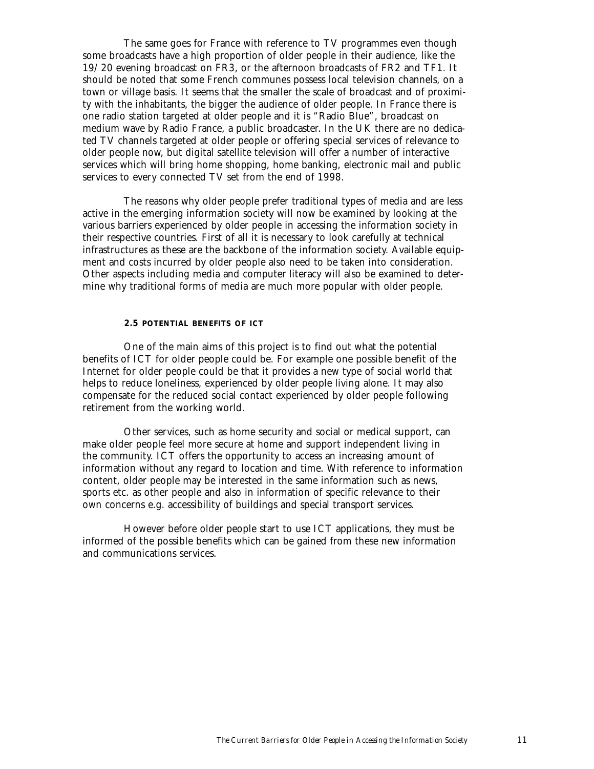The same goes for France with reference to TV programmes even though some broadcasts have a high proportion of older people in their audience, like the 19/20 evening broadcast on FR3, or the afternoon broadcasts of FR2 and TF1. It should be noted that some French communes possess local television channels, on a town or village basis. It seems that the smaller the scale of broadcast and of proximity with the inhabitants, the bigger the audience of older people. In France there is one radio station targeted at older people and it is "Radio Blue", broadcast on medium wave by Radio France, a public broadcaster. In the UK there are no dedicated TV channels targeted at older people or offering special services of relevance to older people now, but digital satellite television will offer a number of interactive services which will bring home shopping, home banking, electronic mail and public services to every connected TV set from the end of 1998.

The reasons why older people prefer traditional types of media and are less active in the emerging information society will now be examined by looking at the various barriers experienced by older people in accessing the information society in their respective countries. First of all it is necessary to look carefully at technical infrastructures as these are the backbone of the information society. Available equipment and costs incurred by older people also need to be taken into consideration. Other aspects including media and computer literacy will also be examined to determine why traditional forms of media are much more popular with older people.

### 2.5 POTENTIAL BENEFITS OF ICT

One of the main aims of this project is to find out what the potential benefits of ICT for older people could be. For example one possible benefit of the Internet for older people could be that it provides a new type of social world that helps to reduce loneliness, experienced by older people living alone. It may also compensate for the reduced social contact experienced by older people following retirement from the working world.

Other services, such as home security and social or medical support, can make older people feel more secure at home and support independent living in the community. ICT offers the opportunity to access an increasing amount of information without any regard to location and time. With reference to information content, older people may be interested in the same information such as news, sports etc. as other people and also in information of specific relevance to their own concerns e.g. accessibility of buildings and special transport services.

However before older people start to use ICT applications, they must be informed of the possible benefits which can be gained from these new information and communications services.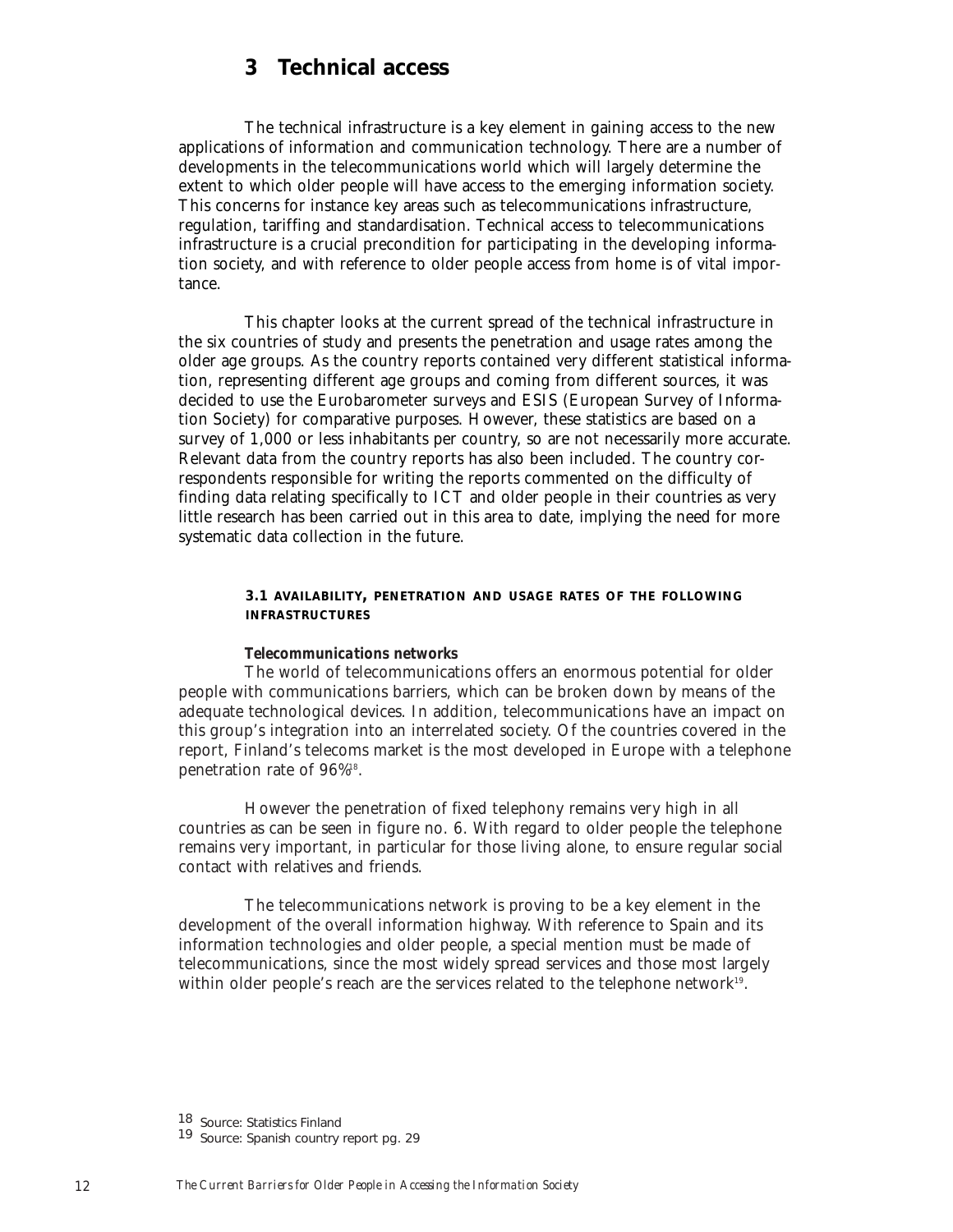# 3 Technical access

The technical infrastructure is a key element in gaining access to the new applications of information and communication technology. There are a number of developments in the telecommunications world which will largely determine the extent to which older people will have access to the emerging information society. This concerns for instance key areas such as telecommunications infrastructure, regulation, tariffing and standardisation. Technical access to telecommunications infrastructure is a crucial precondition for participating in the developing information society, and with reference to older people access from home is of vital importance.

This chapter looks at the current spread of the technical infrastructure in the six countries of study and presents the penetration and usage rates among the older age groups. As the country reports contained very different statistical information, representing different age groups and coming from different sources, it was decided to use the Eurobarometer surveys and ESIS (European Survey of Information Society) for comparative purposes. However, these statistics are based on a survey of 1,000 or less inhabitants per country, so are not necessarily more accurate. Relevant data from the country reports has also been included. The country correspondents responsible for writing the reports commented on the difficulty of finding data relating specifically to ICT and older people in their countries as very little research has been carried out in this area to date, implying the need for more systematic data collection in the future.

### 3.1 AVAILABILITY, PENETRATION AND USAGE RATES OF THE FOLLOWING INFRASTRUCTURES

#### *Telecommunications networks*

The world of telecommunications offers an enormous potential for older people with communications barriers, which can be broken down by means of the adequate technological devices. In addition, telecommunications have an impact on this group's integration into an interrelated society. Of the countries covered in the report, Finland's telecoms market is the most developed in Europe with a telephone penetration rate of 96%[18].

However the penetration of fixed telephony remains very high in all countries as can be seen in figure no. 6. With regard to older people the telephone remains very important, in particular for those living alone, to ensure regular social contact with relatives and friends.

The telecommunications network is proving to be a key element in the development of the overall information highway. With reference to Spain and its information technologies and older people, a special mention must be made of telecommunications, since the most widely spread services and those most largely within older people's reach are the services related to the telephone network[19].

18 Source: Statistics Finland

19 Source: Spanish country report pg. 29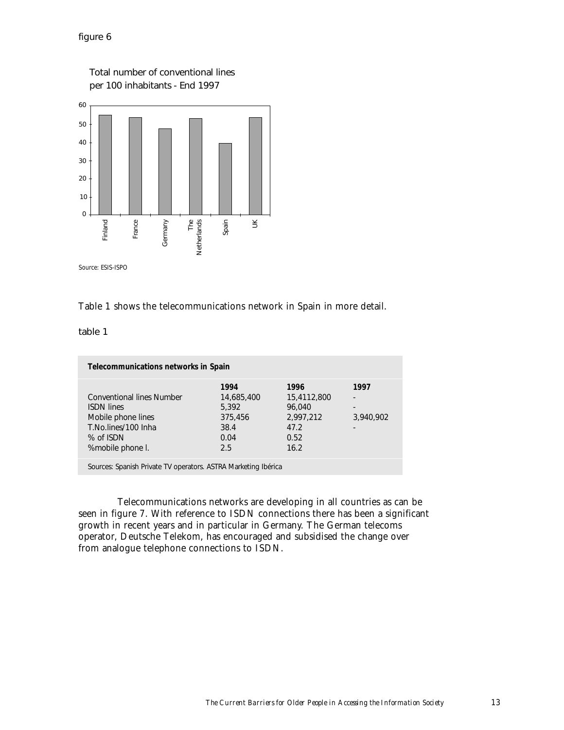figure 6

Total number of conventional lines per 100 inhabitants - End 1997

Source: ESIS-ISPO

Table 1 shows the telecommunications network in Spain in more detail.

table 1

| Telecommunications networks in Spain | | | |
|---|---|---|---|
| | **1994** | **1996** | **1997** |
| Conventional lines Number | 14,685,400 | 15,4112,800 | - |
| ISDN lines | 5,392 | 96,040 | - |
| Mobile phone lines | 375,456 | 2,997,212 | 3,940,902 |
| T.No.lines/100 Inha | 38.4 | 47.2 | - |
| % of ISDN | 0.04 | 0.52 | |
| %mobile phone l. | 2.5 | 16.2 | |

Sources: Spanish Private TV operators. ASTRA Marketing Ibérica

Telecommunications networks are developing in all countries as can be seen in figure 7. With reference to ISDN connections there has been a significant growth in recent years and in particular in Germany. The German telecoms operator, Deutsche Telekom, has encouraged and subsidised the change over from analogue telephone connections to ISDN.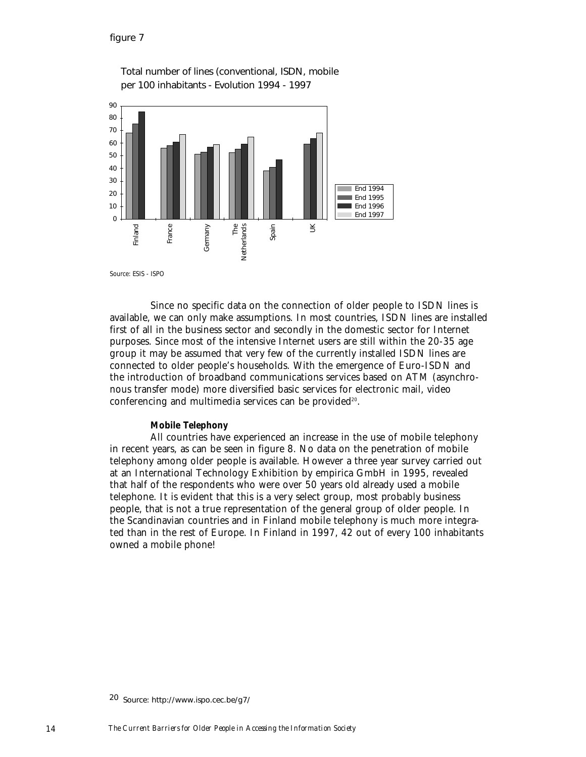figure 7

Total number of lines (conventional, ISDN, mobile per 100 inhabitants - Evolution 1994 - 1997

Source: ESIS - ISPO

Since no specific data on the connection of older people to ISDN lines is available, we can only make assumptions. In most countries, ISDN lines are installed first of all in the business sector and secondly in the domestic sector for Internet purposes. Since most of the intensive Internet users are still within the 20-35 age group it may be assumed that very few of the currently installed ISDN lines are connected to older people's households. With the emergence of Euro-ISDN and the introduction of broadband communications services based on ATM (asynchronous transfer mode) more diversified basic services for electronic mail, video conferencing and multimedia services can be provided[20].

**Mobile Telephony**

All countries have experienced an increase in the use of mobile telephony in recent years, as can be seen in figure 8. No data on the penetration of mobile telephony among older people is available. However a three year survey carried out at an International Technology Exhibition by empirica GmbH in 1995, revealed that half of the respondents who were over 50 years old already used a mobile telephone. It is evident that this is a very select group, most probably business people, that is not a true representation of the general group of older people. In the Scandinavian countries and in Finland mobile telephony is much more integrated than in the rest of Europe. In Finland in 1997, 42 out of every 100 inhabitants owned a mobile phone!

20 Source: http://www.ispo.cec.be/g7/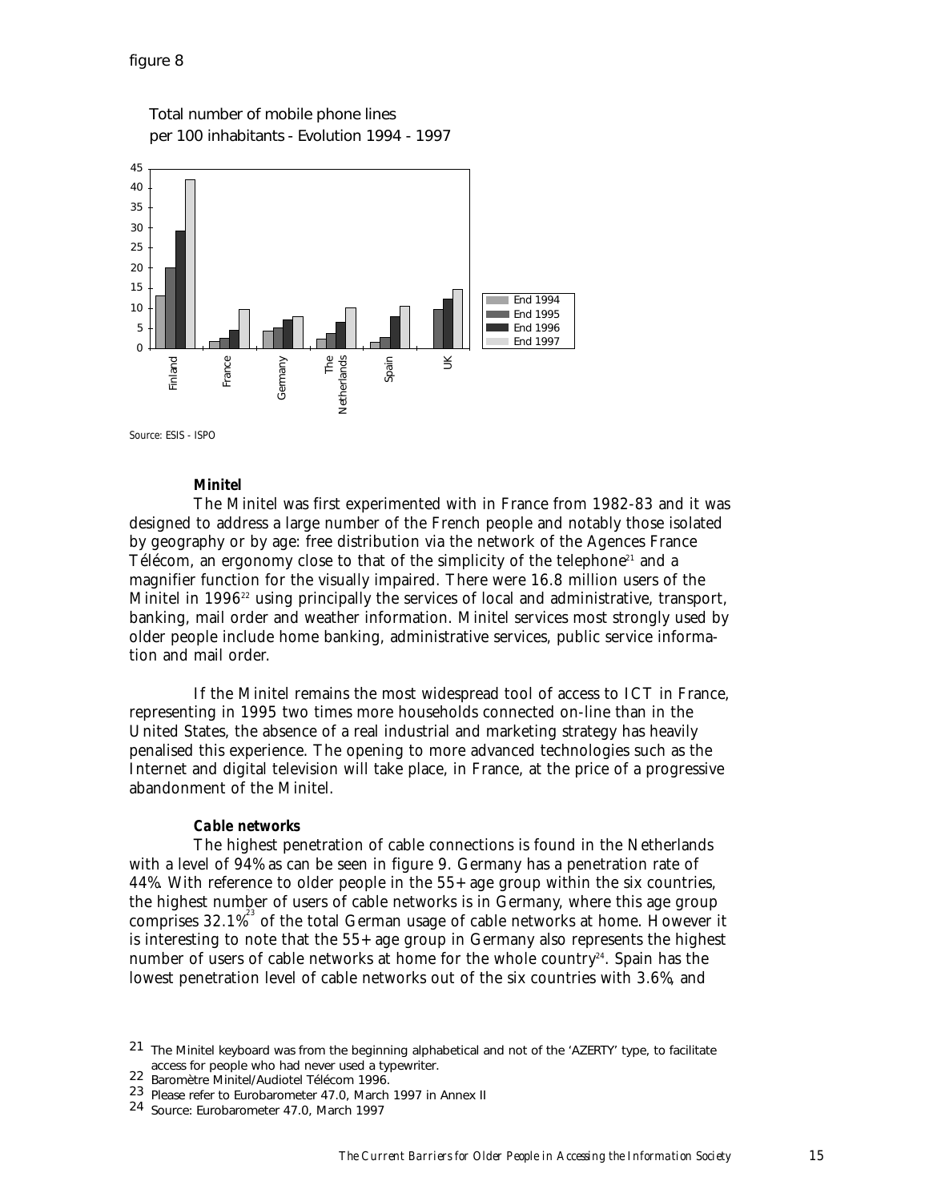figure 8

Total number of mobile phone lines per 100 inhabitants - Evolution 1994 - 1997

Source: ESIS - ISPO

**Minitel**

The Minitel was first experimented with in France from 1982-83 and it was designed to address a large number of the French people and notably those isolated by geography or by age: free distribution via the network of the Agences France Télécom, an ergonomy close to that of the simplicity of the telephone[21] and a magnifier function for the visually impaired. There were 16.8 million users of the Minitel in 1996[22] using principally the services of local and administrative, transport, banking, mail order and weather information. Minitel services most strongly used by older people include home banking, administrative services, public service information and mail order.

If the Minitel remains the most widespread tool of access to ICT in France, representing in 1995 two times more households connected on-line than in the United States, the absence of a real industrial and marketing strategy has heavily penalised this experience. The opening to more advanced technologies such as the Internet and digital television will take place, in France, at the price of a progressive abandonment of the Minitel.

**Cable networks**

The highest penetration of cable connections is found in the Netherlands with a level of 94% as can be seen in figure 9. Germany has a penetration rate of 44%. With reference to older people in the 55+ age group within the six countries, the highest number of users of cable networks is in Germany, where this age group comprises 32.1%[23] of the total German usage of cable networks at home. However it is interesting to note that the 55+ age group in Germany also represents the highest number of users of cable networks at home for the whole country[24]. Spain has the lowest penetration level of cable networks out of the six countries with 3.6%, and

21 The Minitel keyboard was from the beginning alphabetical and not of the 'AZERTY' type, to facilitate access for people who had never used a typewriter.

22 Baromètre Minitel/Audiotel Télécom 1996.

23 Please refer to Eurobarometer 47.0, March 1997 in Annex II

24 Source: Eurobarometer 47.0, March 1997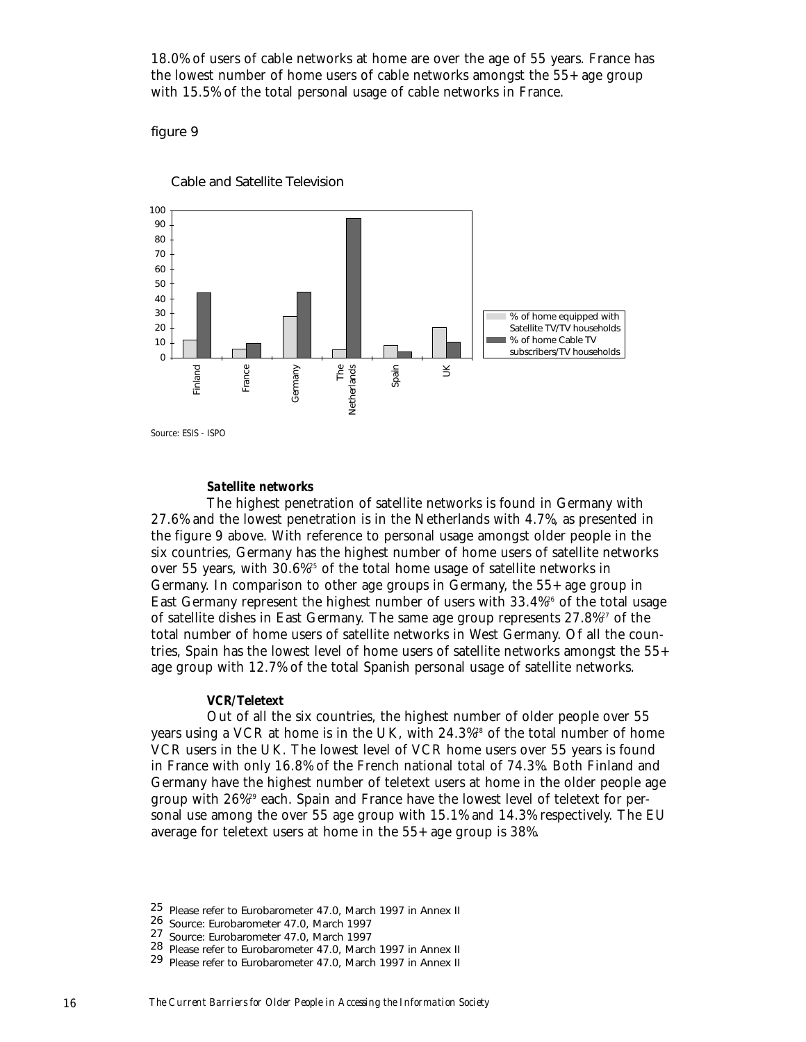18.0% of users of cable networks at home are over the age of 55 years. France has the lowest number of home users of cable networks amongst the 55+ age group with 15.5% of the total personal usage of cable networks in France.

figure 9

Cable and Satellite Television

Source: ESIS - ISPO

**Satellite networks**

The highest penetration of satellite networks is found in Germany with 27.6% and the lowest penetration is in the Netherlands with 4.7%, as presented in the figure 9 above. With reference to personal usage amongst older people in the six countries, Germany has the highest number of home users of satellite networks over 55 years, with 30.6%[25] of the total home usage of satellite networks in Germany. In comparison to other age groups in Germany, the 55+ age group in East Germany represent the highest number of users with 33.4%[26] of the total usage of satellite dishes in East Germany. The same age group represents 27.8%[27] of the total number of home users of satellite networks in West Germany. Of all the countries, Spain has the lowest level of home users of satellite networks amongst the 55+ age group with 12.7% of the total Spanish personal usage of satellite networks.

**VCR/Teletext**

Out of all the six countries, the highest number of older people over 55 years using a VCR at home is in the UK, with 24.3%[28] of the total number of home VCR users in the UK. The lowest level of VCR home users over 55 years is found in France with only 16.8% of the French national total of 74.3%. Both Finland and Germany have the highest number of teletext users at home in the older people age group with 26%[29] each. Spain and France have the lowest level of teletext for personal use among the over 55 age group with 15.1% and 14.3% respectively. The EU average for teletext users at home in the 55+ age group is 38%.

25 Please refer to Eurobarometer 47.0, March 1997 in Annex II
26 Source: Eurobarometer 47.0, March 1997
27 Source: Eurobarometer 47.0, March 1997
28 Please refer to Eurobarometer 47.0, March 1997 in Annex II
29 Please refer to Eurobarometer 47.0, March 1997 in Annex II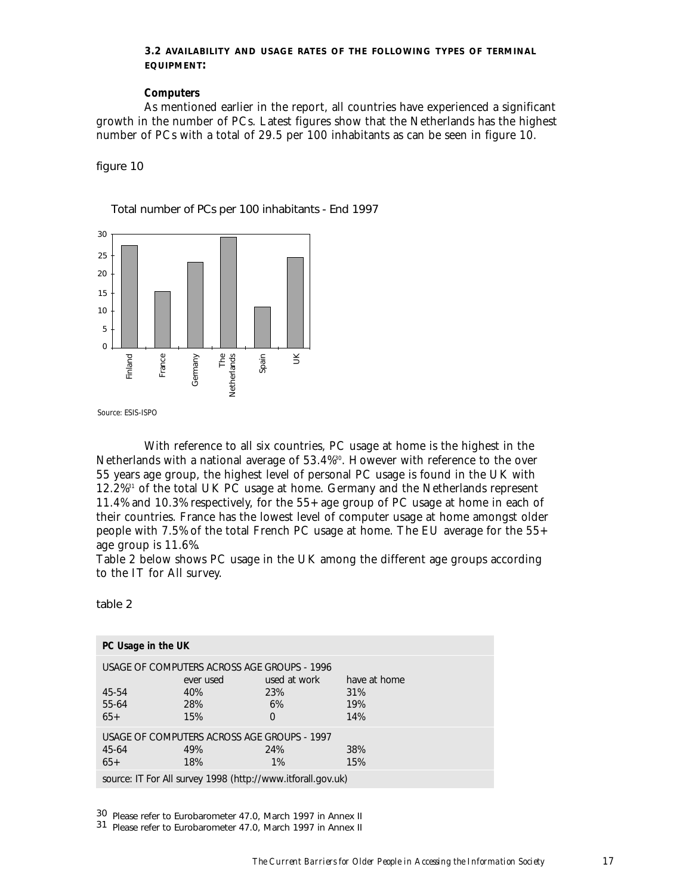### 3.2 AVAILABILITY AND USAGE RATES OF THE FOLLOWING TYPES OF TERMINAL EQUIPMENT:

**Computers**

As mentioned earlier in the report, all countries have experienced a significant growth in the number of PCs. Latest figures show that the Netherlands has the highest number of PCs with a total of 29.5 per 100 inhabitants as can be seen in figure 10.

figure 10

Total number of PCs per 100 inhabitants - End 1997

Source: ESIS-ISPO

With reference to all six countries, PC usage at home is the highest in the Netherlands with a national average of 53.4%[30]. However with reference to the over 55 years age group, the highest level of personal PC usage is found in the UK with 12.2%[31] of the total UK PC usage at home. Germany and the Netherlands represent 11.4% and 10.3% respectively, for the 55+ age group of PC usage at home in each of their countries. France has the lowest level of computer usage at home amongst older people with 7.5% of the total French PC usage at home. The EU average for the 55+ age group is 11.6%.

Table 2 below shows PC usage in the UK among the different age groups according to the IT for All survey.

table 2

| **PC Usage in the UK** | | | |
|---|---|---|---|
| USAGE OF COMPUTERS ACROSS AGE GROUPS - 1996 | | | |
| | ever used | used at work | have at home |
| 45-54 | 40% | 23% | 31% |
| 55-64 | 28% | 6% | 19% |
| 65+ | 15% | 0 | 14% |
| USAGE OF COMPUTERS ACROSS AGE GROUPS - 1997 | | | |
| 45-64 | 49% | 24% | 38% |
| 65+ | 18% | 1% | 15% |
| source: IT For All survey 1998 (http://www.itforall.gov.uk) | | | |

[30] Please refer to Eurobarometer 47.0, March 1997 in Annex II

[31] Please refer to Eurobarometer 47.0, March 1997 in Annex II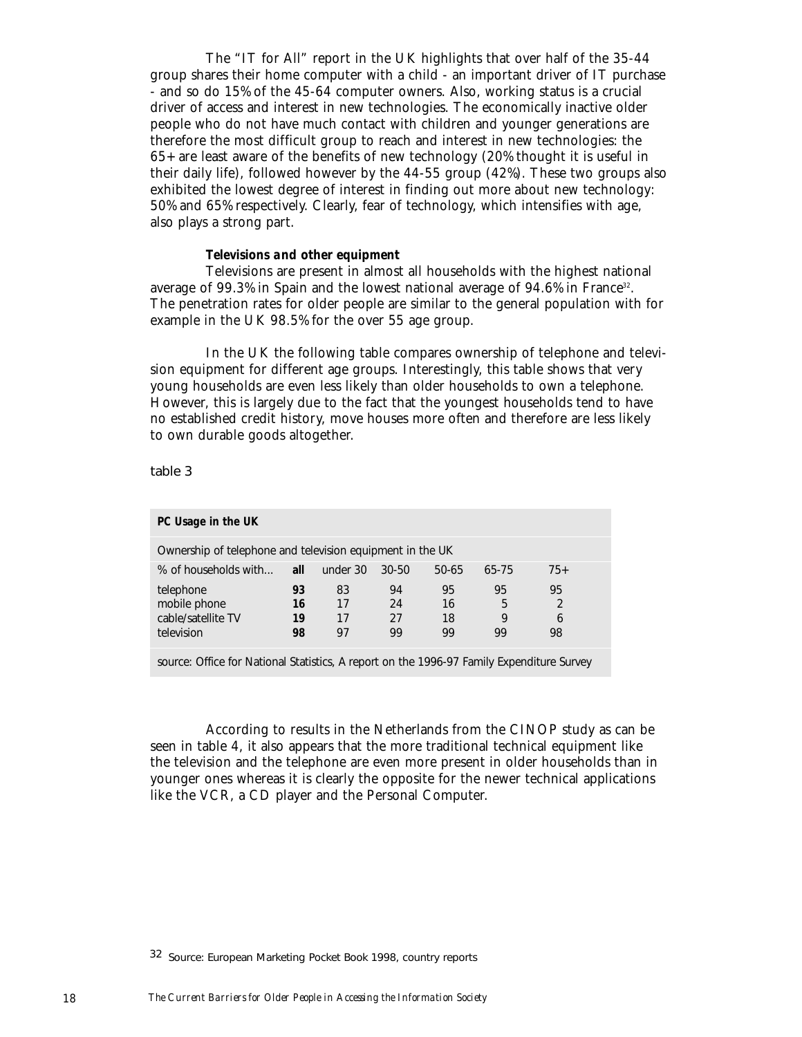The "IT for All" report in the UK highlights that over half of the 35-44 group shares their home computer with a child - an important driver of IT purchase - and so do 15% of the 45-64 computer owners. Also, working status is a crucial driver of access and interest in new technologies. The economically inactive older people who do not have much contact with children and younger generations are therefore the most difficult group to reach and interest in new technologies: the 65+ are least aware of the benefits of new technology (20% thought it is useful in their daily life), followed however by the 44-55 group (42%). These two groups also exhibited the lowest degree of interest in finding out more about new technology: 50% and 65% respectively. Clearly, fear of technology, which intensifies with age, also plays a strong part.

***Televisions and other equipment***

Televisions are present in almost all households with the highest national average of 99.3% in Spain and the lowest national average of 94.6% in France[32]. The penetration rates for older people are similar to the general population with for example in the UK 98.5% for the over 55 age group.

In the UK the following table compares ownership of telephone and television equipment for different age groups. Interestingly, this table shows that very young households are even less likely than older households to own a telephone. However, this is largely due to the fact that the youngest households tend to have no established credit history, move houses more often and therefore are less likely to own durable goods altogether.

table 3

**PC Usage in the UK**

Ownership of telephone and television equipment in the UK

| % of households with... | **all** | under 30 | 30-50 | 50-65 | 65-75 | 75+ |
|---|---|---|---|---|---|---|
| telephone | **93** | 83 | 94 | 95 | 95 | 95 |
| mobile phone | **16** | 17 | 24 | 16 | 5 | 2 |
| cable/satellite TV | **19** | 17 | 27 | 18 | 9 | 6 |
| television | **98** | 97 | 99 | 99 | 99 | 98 |

source: Office for National Statistics, A report on the 1996-97 Family Expenditure Survey

According to results in the Netherlands from the CINOP study as can be seen in table 4, it also appears that the more traditional technical equipment like the television and the telephone are even more present in older households than in younger ones whereas it is clearly the opposite for the newer technical applications like the VCR, a CD player and the Personal Computer.

[32] Source: European Marketing Pocket Book 1998, country reports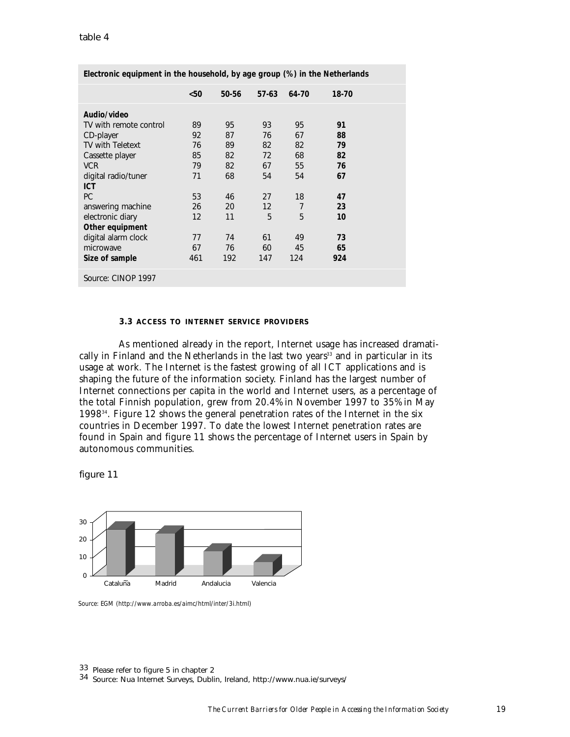table 4

| Electronic equipment in the household, by age group (%) in the Netherlands | | | | | |
|---|---|---|---|---|---|
| | <50 | 50-56 | 57-63 | 64-70 | 18-70 |
| **Audio/video** | | | | | |
| TV with remote control | 89 | 95 | 93 | 95 | **91** |
| CD-player | 92 | 87 | 76 | 67 | **88** |
| TV with Teletext | 76 | 89 | 82 | 82 | **79** |
| Cassette player | 85 | 82 | 72 | 68 | **82** |
| VCR | 79 | 82 | 67 | 55 | **76** |
| digital radio/tuner | 71 | 68 | 54 | 54 | **67** |
| **ICT** | | | | | |
| PC | 53 | 46 | 27 | 18 | **47** |
| answering machine | 26 | 20 | 12 | 7 | **23** |
| electronic diary | 12 | 11 | 5 | 5 | **10** |
| **Other equipment** | | | | | |
| digital alarm clock | 77 | 74 | 61 | 49 | **73** |
| microwave | 67 | 76 | 60 | 45 | **65** |
| **Size of sample** | 461 | 192 | 147 | 124 | **924** |

Source: CINOP 1997

### 3.3 ACCESS TO INTERNET SERVICE PROVIDERS

As mentioned already in the report, Internet usage has increased dramatically in Finland and the Netherlands in the last two years[33] and in particular in its usage at work. The Internet is the fastest growing of all ICT applications and is shaping the future of the information society. Finland has the largest number of Internet connections per capita in the world and Internet users, as a percentage of the total Finnish population, grew from 20.4% in November 1997 to 35% in May 1998[34]. Figure 12 shows the general penetration rates of the Internet in the six countries in December 1997. To date the lowest Internet penetration rates are found in Spain and figure 11 shows the percentage of Internet users in Spain by autonomous communities.

figure 11

Source: EGM (http://www.arroba.es/aimc/html/inter/3i.html)

33 Please refer to figure 5 in chapter 2

34 Source: Nua Internet Surveys, Dublin, Ireland, http://www.nua.ie/surveys/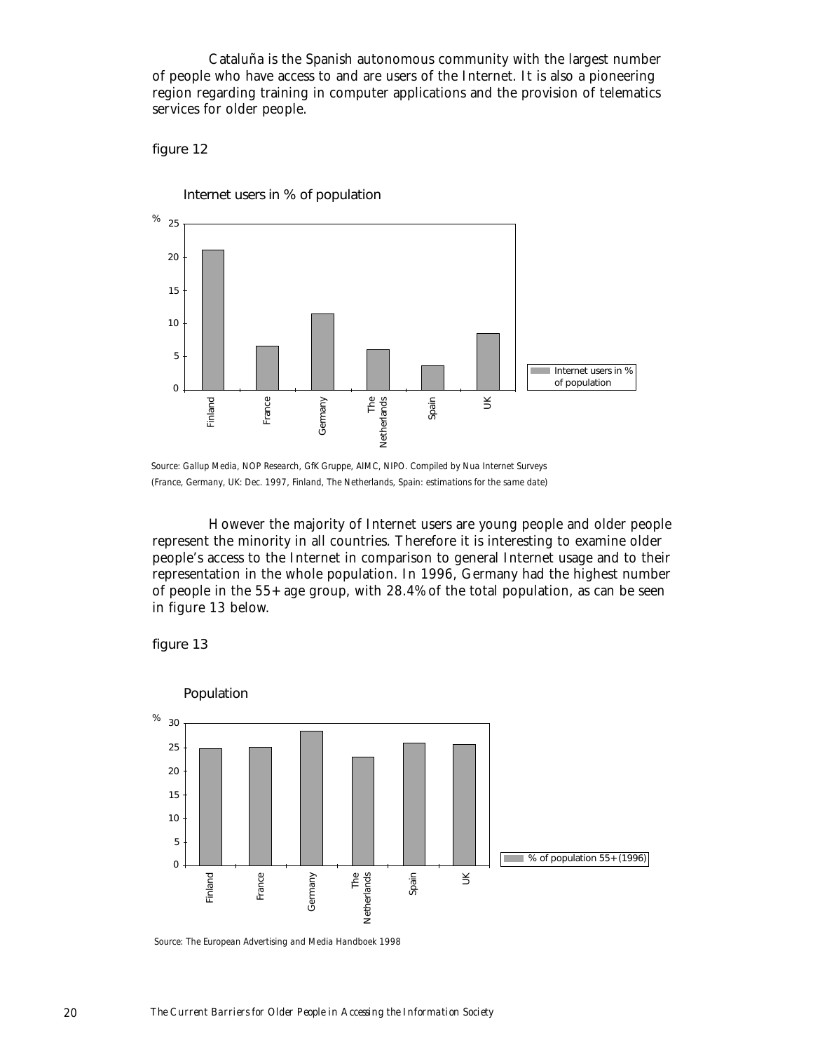Cataluña is the Spanish autonomous community with the largest number of people who have access to and are users of the Internet. It is also a pioneering region regarding training in computer applications and the provision of telematics services for older people.

figure 12

Internet users in % of population

*Source: Gallup Media, NOP Research, GfK Gruppe, AIMC, NIPO. Compiled by Nua Internet Surveys (France, Germany, UK: Dec. 1997, Finland, The Netherlands, Spain: estimations for the same date)*

However the majority of Internet users are young people and older people represent the minority in all countries. Therefore it is interesting to examine older people's access to the Internet in comparison to general Internet usage and to their representation in the whole population. In 1996, Germany had the highest number of people in the 55+ age group, with 28.4% of the total population, as can be seen in figure 13 below.

figure 13

Population

*Source: The European Advertising and Media Handboek 1998*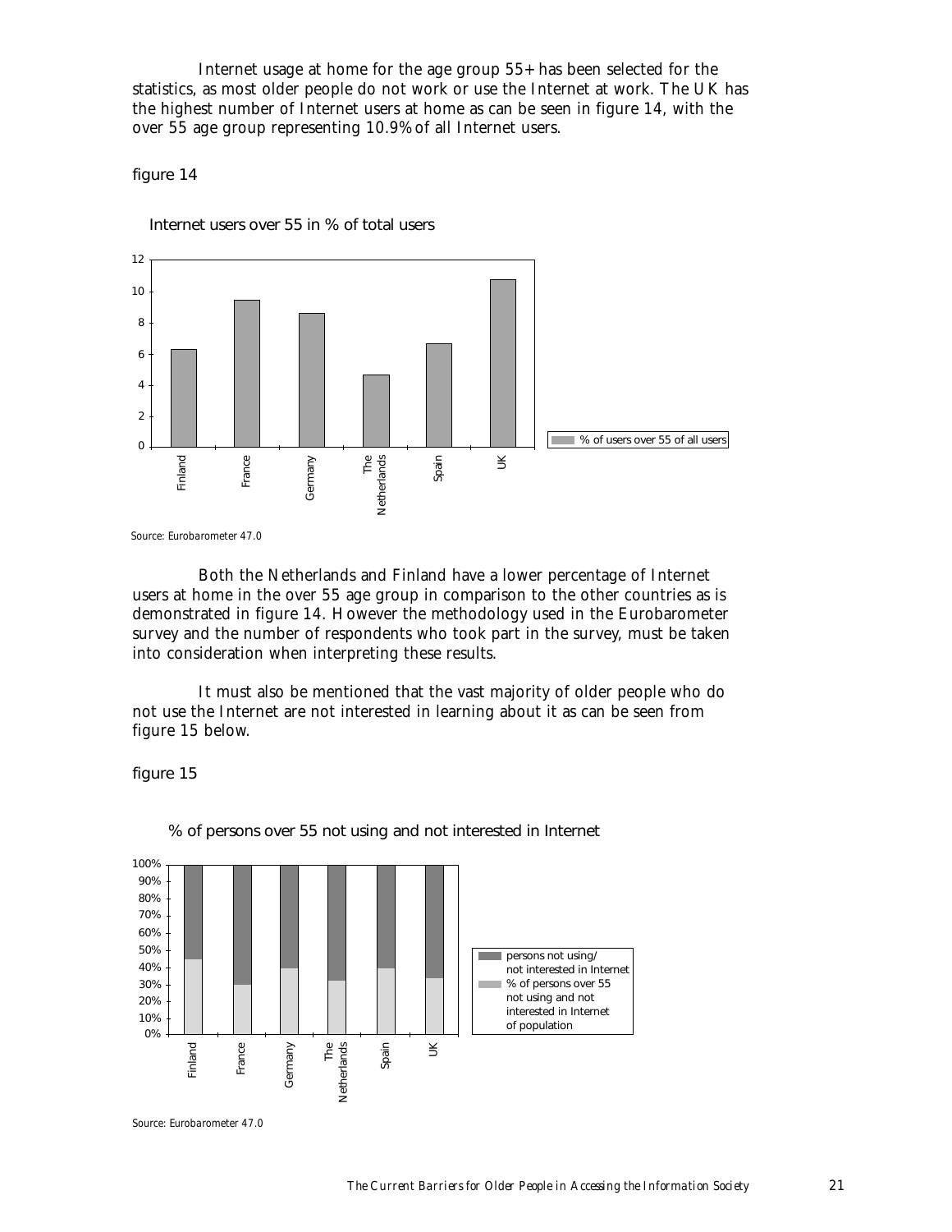Internet usage at home for the age group 55+ has been selected for the statistics, as most older people do not work or use the Internet at work. The UK has the highest number of Internet users at home as can be seen in figure 14, with the over 55 age group representing 10.9% of all Internet users.

figure 14

Internet users over 55 in % of total users

Source: Eurobarometer 47.0

Both the Netherlands and Finland have a lower percentage of Internet users at home in the over 55 age group in comparison to the other countries as is demonstrated in figure 14. However the methodology used in the Eurobarometer survey and the number of respondents who took part in the survey, must be taken into consideration when interpreting these results.

It must also be mentioned that the vast majority of older people who do not use the Internet are not interested in learning about it as can be seen from figure 15 below.

figure 15

% of persons over 55 not using and not interested in Internet

Source: Eurobarometer 47.0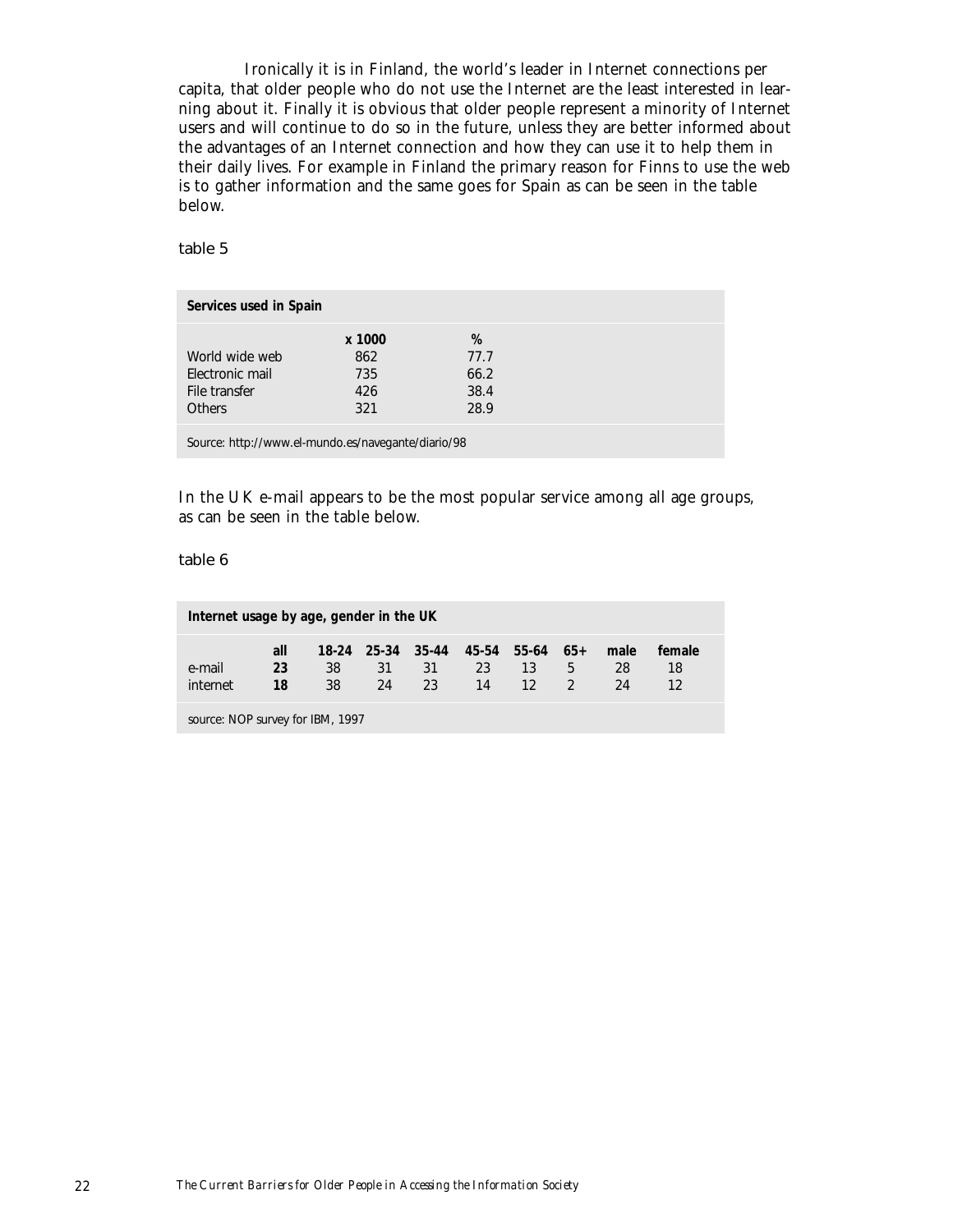Ironically it is in Finland, the world's leader in Internet connections per capita, that older people who do not use the Internet are the least interested in learning about it. Finally it is obvious that older people represent a minority of Internet users and will continue to do so in the future, unless they are better informed about the advantages of an Internet connection and how they can use it to help them in their daily lives. For example in Finland the primary reason for Finns to use the web is to gather information and the same goes for Spain as can be seen in the table below.

table 5

**Services used in Spain**

| | **x 1000** | **%** |
|---|---|---|
| World wide web | 862 | 77.7 |
| Electronic mail | 735 | 66.2 |
| File transfer | 426 | 38.4 |
| Others | 321 | 28.9 |

Source: http://www.el-mundo.es/navegante/diario/98

In the UK e-mail appears to be the most popular service among all age groups, as can be seen in the table below.

table 6

**Internet usage by age, gender in the UK**

| | **all** | **18-24** | **25-34** | **35-44** | **45-54** | **55-64** | **65+** | **male** | **female** |
|---|---|---|---|---|---|---|---|---|---|
| e-mail | **23** | 38 | 31 | 31 | 23 | 13 | 5 | 28 | 18 |
| internet | **18** | 38 | 24 | 23 | 14 | 12 | 2 | 24 | 12 |

source: NOP survey for IBM, 1997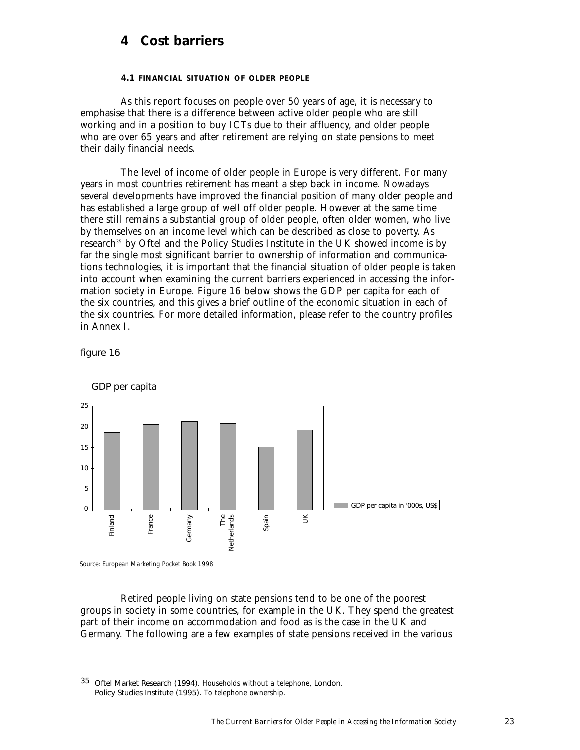# 4 Cost barriers

#### 4.1 FINANCIAL SITUATION OF OLDER PEOPLE

As this report focuses on people over 50 years of age, it is necessary to emphasise that there is a difference between active older people who are still working and in a position to buy ICTs due to their affluency, and older people who are over 65 years and after retirement are relying on state pensions to meet their daily financial needs.

The level of income of older people in Europe is very different. For many years in most countries retirement has meant a step back in income. Nowadays several developments have improved the financial position of many older people and has established a large group of well off older people. However at the same time there still remains a substantial group of older people, often older women, who live by themselves on an income level which can be described as close to poverty. As research[35] by Oftel and the Policy Studies Institute in the UK showed income is by far the single most significant barrier to ownership of information and communications technologies, it is important that the financial situation of older people is taken into account when examining the current barriers experienced in accessing the information society in Europe. Figure 16 below shows the GDP per capita for each of the six countries, and this gives a brief outline of the economic situation in each of the six countries. For more detailed information, please refer to the country profiles in Annex I.

figure 16

GDP per capita

[Bar chart: GDP per capita in '000s, US$ — Finland, France, Germany, The Netherlands, Spain, UK; y-axis 0–25]

*Source: European Marketing Pocket Book 1998*

Retired people living on state pensions tend to be one of the poorest groups in society in some countries, for example in the UK. They spend the greatest part of their income on accommodation and food as is the case in the UK and Germany. The following are a few examples of state pensions received in the various

35 Oftel Market Research (1994). *Households without a telephone*, London. Policy Studies Institute (1995). *To telephone ownership.*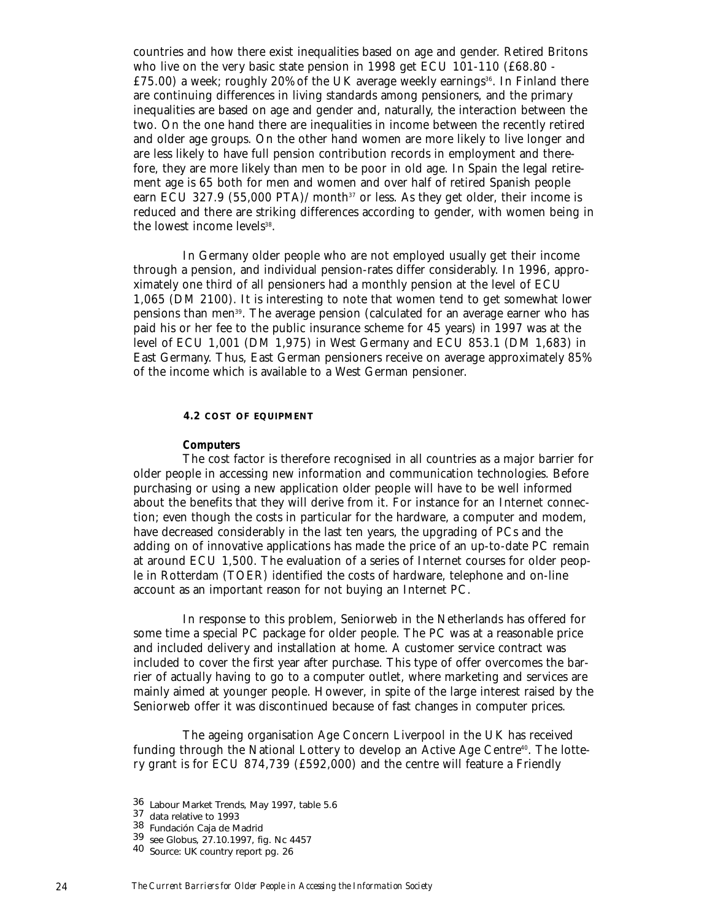countries and how there exist inequalities based on age and gender. Retired Britons who live on the very basic state pension in 1998 get ECU 101-110 (£68.80 - £75.00) a week; roughly 20% of the UK average weekly earnings[36]. In Finland there are continuing differences in living standards among pensioners, and the primary inequalities are based on age and gender and, naturally, the interaction between the two. On the one hand there are inequalities in income between the recently retired and older age groups. On the other hand women are more likely to live longer and are less likely to have full pension contribution records in employment and therefore, they are more likely than men to be poor in old age. In Spain the legal retirement age is 65 both for men and women and over half of retired Spanish people earn ECU 327.9 (55,000 PTA)/month[37] or less. As they get older, their income is reduced and there are striking differences according to gender, with women being in the lowest income levels[38].

In Germany older people who are not employed usually get their income through a pension, and individual pension-rates differ considerably. In 1996, approximately one third of all pensioners had a monthly pension at the level of ECU 1,065 (DM 2100). It is interesting to note that women tend to get somewhat lower pensions than men[39]. The average pension (calculated for an average earner who has paid his or her fee to the public insurance scheme for 45 years) in 1997 was at the level of ECU 1,001 (DM 1,975) in West Germany and ECU 853.1 (DM 1,683) in East Germany. Thus, East German pensioners receive on average approximately 85% of the income which is available to a West German pensioner.

### 4.2 COST OF EQUIPMENT

**Computers**

The cost factor is therefore recognised in all countries as a major barrier for older people in accessing new information and communication technologies. Before purchasing or using a new application older people will have to be well informed about the benefits that they will derive from it. For instance for an Internet connection; even though the costs in particular for the hardware, a computer and modem, have decreased considerably in the last ten years, the upgrading of PCs and the adding on of innovative applications has made the price of an up-to-date PC remain at around ECU 1,500. The evaluation of a series of Internet courses for older people in Rotterdam (TOER) identified the costs of hardware, telephone and on-line account as an important reason for not buying an Internet PC.

In response to this problem, Seniorweb in the Netherlands has offered for some time a special PC package for older people. The PC was at a reasonable price and included delivery and installation at home. A customer service contract was included to cover the first year after purchase. This type of offer overcomes the barrier of actually having to go to a computer outlet, where marketing and services are mainly aimed at younger people. However, in spite of the large interest raised by the Seniorweb offer it was discontinued because of fast changes in computer prices.

The ageing organisation Age Concern Liverpool in the UK has received funding through the National Lottery to develop an Active Age Centre[40]. The lottery grant is for ECU 874,739 (£592,000) and the centre will feature a Friendly

36 Labour Market Trends, May 1997, table 5.6
37 data relative to 1993
38 Fundación Caja de Madrid
39 see Globus, 27.10.1997, fig. Nc 4457
40 Source: UK country report pg. 26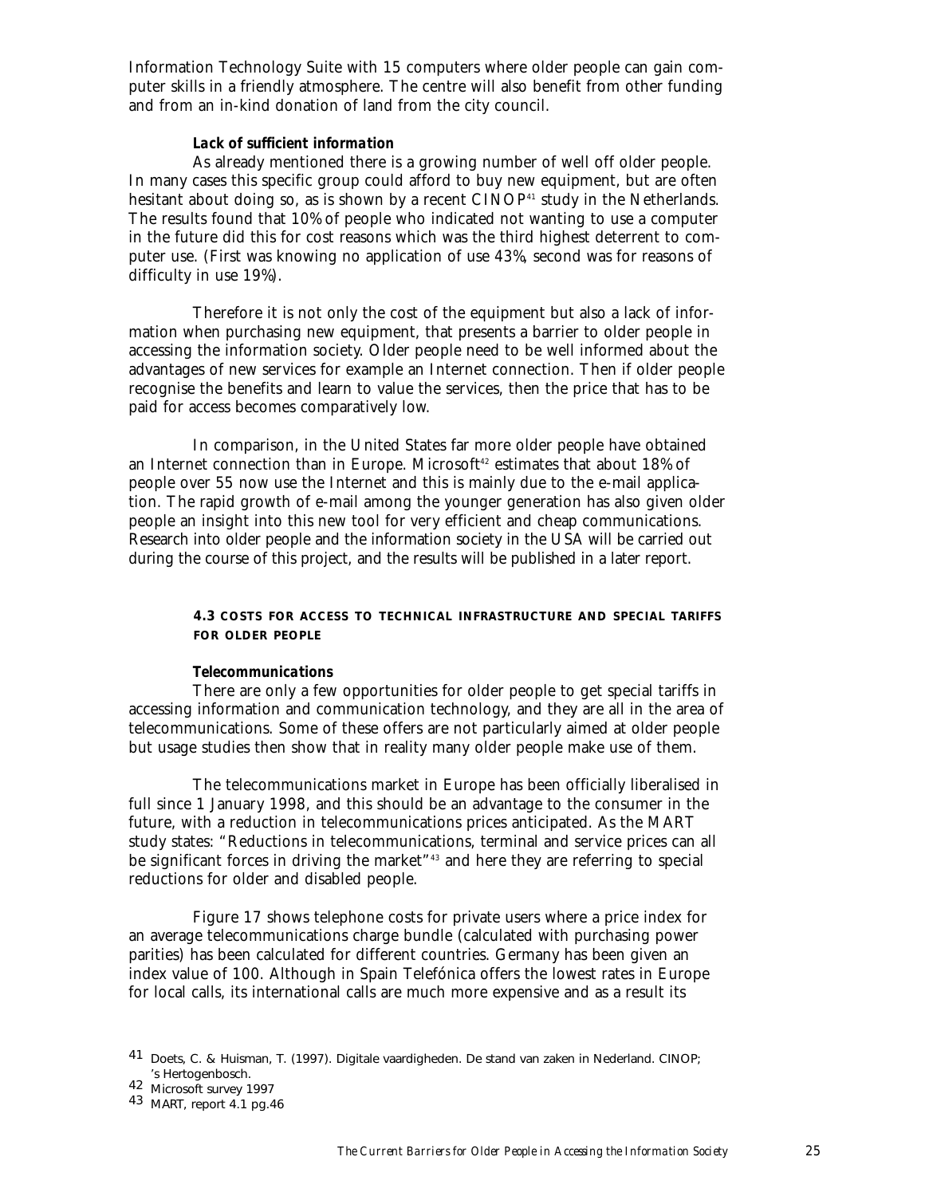Information Technology Suite with 15 computers where older people can gain computer skills in a friendly atmosphere. The centre will also benefit from other funding and from an in-kind donation of land from the city council.

***Lack of sufficient information***

As already mentioned there is a growing number of well off older people. In many cases this specific group could afford to buy new equipment, but are often hesitant about doing so, as is shown by a recent CINOP[41] study in the Netherlands. The results found that 10% of people who indicated not wanting to use a computer in the future did this for cost reasons which was the third highest deterrent to computer use. (First was knowing no application of use 43%, second was for reasons of difficulty in use 19%).

Therefore it is not only the cost of the equipment but also a lack of information when purchasing new equipment, that presents a barrier to older people in accessing the information society. Older people need to be well informed about the advantages of new services for example an Internet connection. Then if older people recognise the benefits and learn to value the services, then the price that has to be paid for access becomes comparatively low.

In comparison, in the United States far more older people have obtained an Internet connection than in Europe. Microsoft[42] estimates that about 18% of people over 55 now use the Internet and this is mainly due to the e-mail application. The rapid growth of e-mail among the younger generation has also given older people an insight into this new tool for very efficient and cheap communications. Research into older people and the information society in the USA will be carried out during the course of this project, and the results will be published in a later report.

#### 4.3 COSTS FOR ACCESS TO TECHNICAL INFRASTRUCTURE AND SPECIAL TARIFFS FOR OLDER PEOPLE

***Telecommunications***

There are only a few opportunities for older people to get special tariffs in accessing information and communication technology, and they are all in the area of telecommunications. Some of these offers are not particularly aimed at older people but usage studies then show that in reality many older people make use of them.

The telecommunications market in Europe has been officially liberalised in full since 1 January 1998, and this should be an advantage to the consumer in the future, with a reduction in telecommunications prices anticipated. As the MART study states: "Reductions in telecommunications, terminal and service prices can all be significant forces in driving the market"[43] and here they are referring to special reductions for older and disabled people.

Figure 17 shows telephone costs for private users where a price index for an average telecommunications charge bundle (calculated with purchasing power parities) has been calculated for different countries. Germany has been given an index value of 100. Although in Spain Telefónica offers the lowest rates in Europe for local calls, its international calls are much more expensive and as a result its

---

41 Doets, C. & Huisman, T. (1997). Digitale vaardigheden. De stand van zaken in Nederland. CINOP; 's Hertogenbosch.

42 Microsoft survey 1997

43 MART, report 4.1 pg.46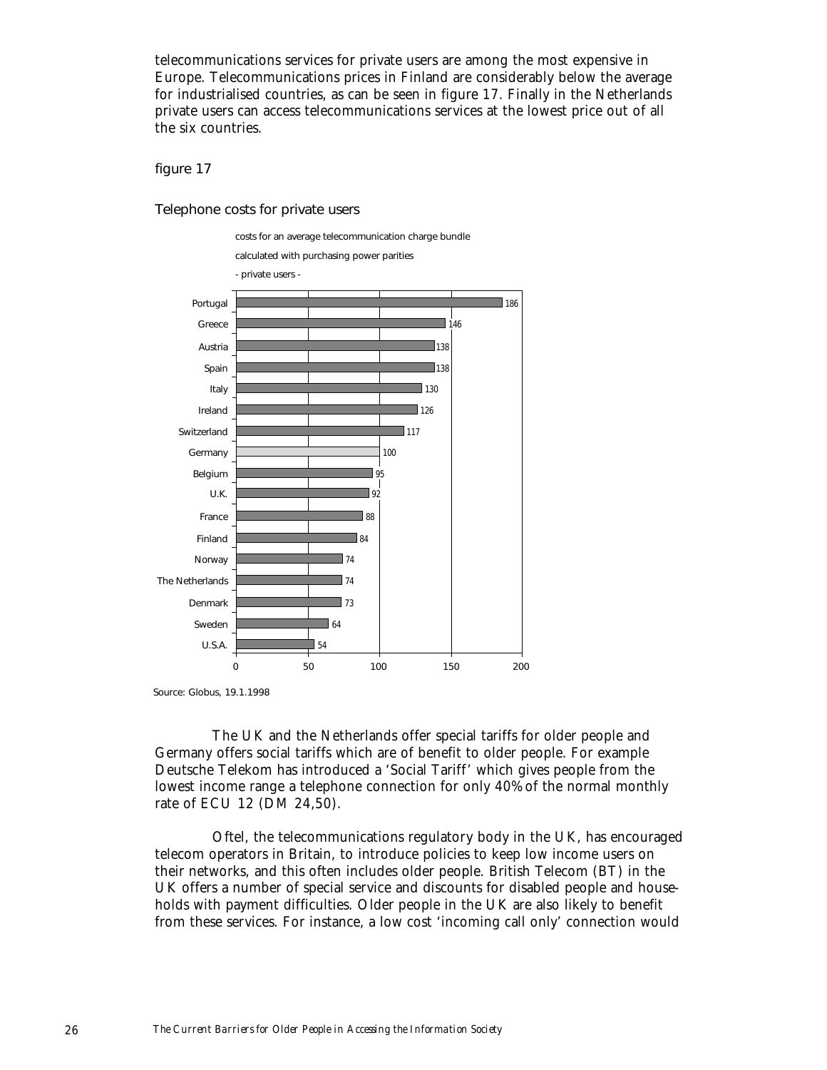telecommunications services for private users are among the most expensive in Europe. Telecommunications prices in Finland are considerably below the average for industrialised countries, as can be seen in figure 17. Finally in the Netherlands private users can access telecommunications services at the lowest price out of all the six countries.

figure 17

Telephone costs for private users

costs for an average telecommunication charge bundle
calculated with purchasing power parities
- private users -

| Country | Cost |
|---|---|
| Portugal | 186 |
| Greece | 146 |
| Austria | 138 |
| Spain | 138 |
| Italy | 130 |
| Ireland | 126 |
| Switzerland | 117 |
| Germany | 100 |
| Belgium | 95 |
| U.K. | 92 |
| France | 88 |
| Finland | 84 |
| Norway | 74 |
| The Netherlands | 74 |
| Denmark | 73 |
| Sweden | 64 |
| U.S.A. | 54 |

Source: Globus, 19.1.1998

The UK and the Netherlands offer special tariffs for older people and Germany offers social tariffs which are of benefit to older people. For example Deutsche Telekom has introduced a 'Social Tariff' which gives people from the lowest income range a telephone connection for only 40% of the normal monthly rate of ECU 12 (DM 24,50).

Oftel, the telecommunications regulatory body in the UK, has encouraged telecom operators in Britain, to introduce policies to keep low income users on their networks, and this often includes older people. British Telecom (BT) in the UK offers a number of special service and discounts for disabled people and households with payment difficulties. Older people in the UK are also likely to benefit from these services. For instance, a low cost 'incoming call only' connection would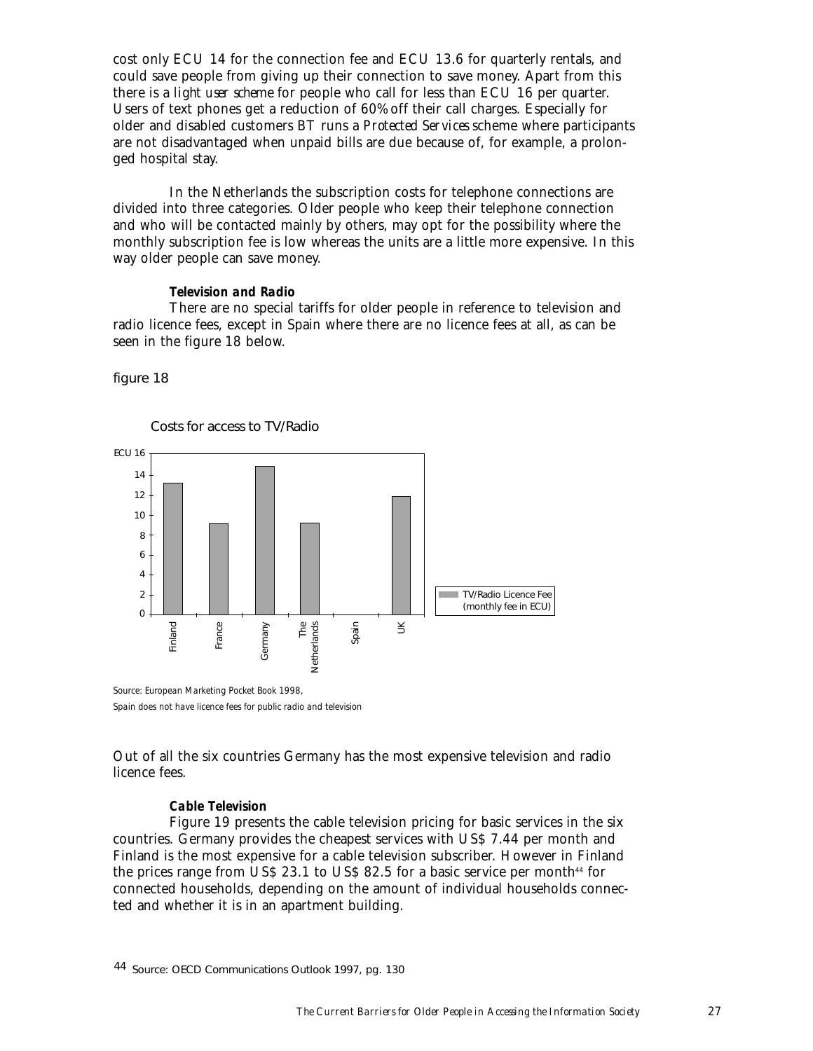cost only ECU 14 for the connection fee and ECU 13.6 for quarterly rentals, and could save people from giving up their connection to save money. Apart from this there is a *light user scheme* for people who call for less than ECU 16 per quarter. Users of text phones get a reduction of 60% off their call charges. Especially for older and disabled customers BT runs a *Protected Services* scheme where participants are not disadvantaged when unpaid bills are due because of, for example, a prolonged hospital stay.

In the Netherlands the subscription costs for telephone connections are divided into three categories. Older people who keep their telephone connection and who will be contacted mainly by others, may opt for the possibility where the monthly subscription fee is low whereas the units are a little more expensive. In this way older people can save money.

***Television and Radio***

There are no special tariffs for older people in reference to television and radio licence fees, except in Spain where there are no licence fees at all, as can be seen in the figure 18 below.

figure 18

Costs for access to TV/Radio

| Country | TV/Radio Licence Fee (monthly fee in ECU) |
|---|---|
| Finland | ~13.2 |
| France | ~9.1 |
| Germany | ~14.8 |
| The Netherlands | ~9.2 |
| Spain | 0 |
| UK | ~11.9 |

*Source: European Marketing Pocket Book 1998,*
*Spain does not have licence fees for public radio and television*

Out of all the six countries Germany has the most expensive television and radio licence fees.

***Cable Television***

Figure 19 presents the cable television pricing for basic services in the six countries. Germany provides the cheapest services with US$ 7.44 per month and Finland is the most expensive for a cable television subscriber. However in Finland the prices range from US$ 23.1 to US$ 82.5 for a basic service per month[44] for connected households, depending on the amount of individual households connected and whether it is in an apartment building.

[44] Source: OECD Communications Outlook 1997, pg. 130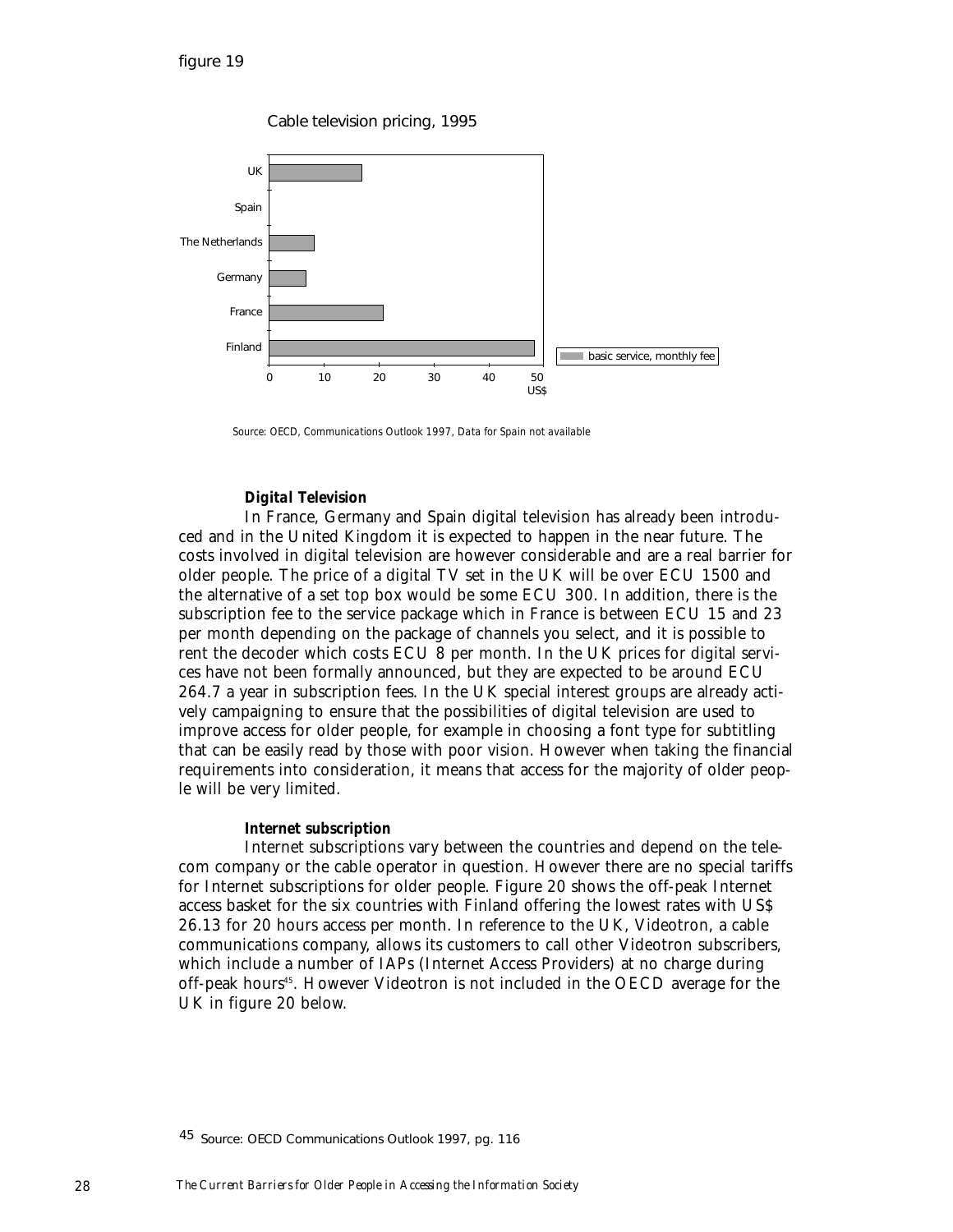figure 19

Cable television pricing, 1995

Source: OECD, Communications Outlook 1997, Data for Spain not available

***Digital Television***

In France, Germany and Spain digital television has already been introduced and in the United Kingdom it is expected to happen in the near future. The costs involved in digital television are however considerable and are a real barrier for older people. The price of a digital TV set in the UK will be over ECU 1500 and the alternative of a set top box would be some ECU 300. In addition, there is the subscription fee to the service package which in France is between ECU 15 and 23 per month depending on the package of channels you select, and it is possible to rent the decoder which costs ECU 8 per month. In the UK prices for digital services have not been formally announced, but they are expected to be around ECU 264.7 a year in subscription fees. In the UK special interest groups are already actively campaigning to ensure that the possibilities of digital television are used to improve access for older people, for example in choosing a font type for subtitling that can be easily read by those with poor vision. However when taking the financial requirements into consideration, it means that access for the majority of older people will be very limited.

***Internet subscription***

Internet subscriptions vary between the countries and depend on the telecom company or the cable operator in question. However there are no special tariffs for Internet subscriptions for older people. Figure 20 shows the off-peak Internet access basket for the six countries with Finland offering the lowest rates with US$ 26.13 for 20 hours access per month. In reference to the UK, Videotron, a cable communications company, allows its customers to call other Videotron subscribers, which include a number of IAPs (Internet Access Providers) at no charge during off-peak hours[45]. However Videotron is not included in the OECD average for the UK in figure 20 below.

[45] Source: OECD Communications Outlook 1997, pg. 116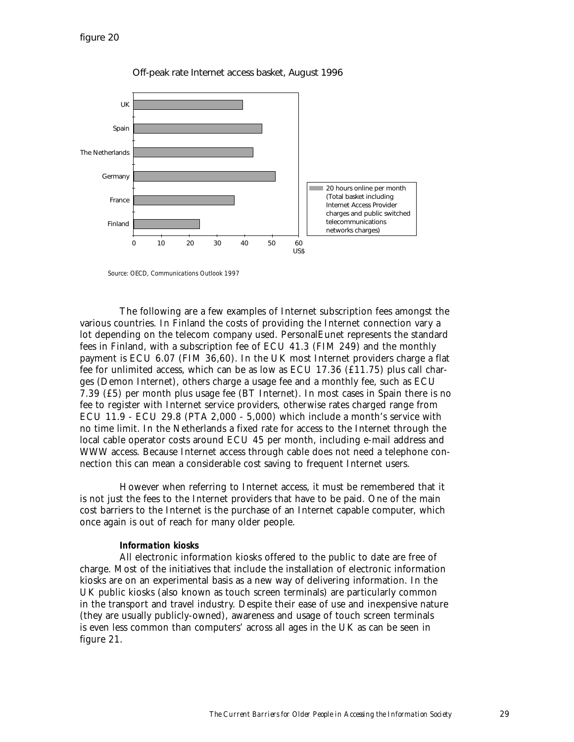figure 20

Off-peak rate Internet access basket, August 1996

Source: OECD, Communications Outlook 1997

The following are a few examples of Internet subscription fees amongst the various countries. In Finland the costs of providing the Internet connection vary a lot depending on the telecom company used. PersonalEunet represents the standard fees in Finland, with a subscription fee of ECU 41.3 (FIM 249) and the monthly payment is ECU 6.07 (FIM 36,60). In the UK most Internet providers charge a flat fee for unlimited access, which can be as low as ECU 17.36 (£11.75) plus call charges (Demon Internet), others charge a usage fee and a monthly fee, such as ECU 7.39 (£5) per month plus usage fee (BT Internet). In most cases in Spain there is no fee to register with Internet service providers, otherwise rates charged range from ECU 11.9 - ECU 29.8 (PTA 2,000 - 5,000) which include a month's service with no time limit. In the Netherlands a fixed rate for access to the Internet through the local cable operator costs around ECU 45 per month, including e-mail address and WWW access. Because Internet access through cable does not need a telephone connection this can mean a considerable cost saving to frequent Internet users.

However when referring to Internet access, it must be remembered that it is not just the fees to the Internet providers that have to be paid. One of the main cost barriers to the Internet is the purchase of an Internet capable computer, which once again is out of reach for many older people.

**Information kiosks**

All electronic information kiosks offered to the public to date are free of charge. Most of the initiatives that include the installation of electronic information kiosks are on an experimental basis as a new way of delivering information. In the UK public kiosks (also known as touch screen terminals) are particularly common in the transport and travel industry. Despite their ease of use and inexpensive nature (they are usually publicly-owned), awareness and usage of touch screen terminals is even less common than computers' across all ages in the UK as can be seen in figure 21.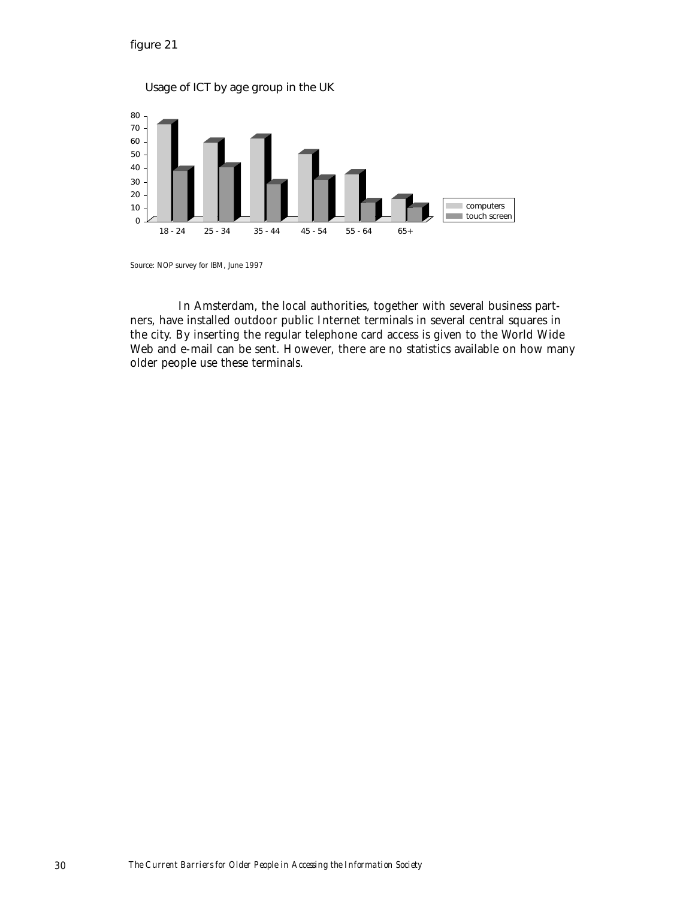figure 21

Usage of ICT by age group in the UK

Source: NOP survey for IBM, June 1997

In Amsterdam, the local authorities, together with several business partners, have installed outdoor public Internet terminals in several central squares in the city. By inserting the regular telephone card access is given to the World Wide Web and e-mail can be sent. However, there are no statistics available on how many older people use these terminals.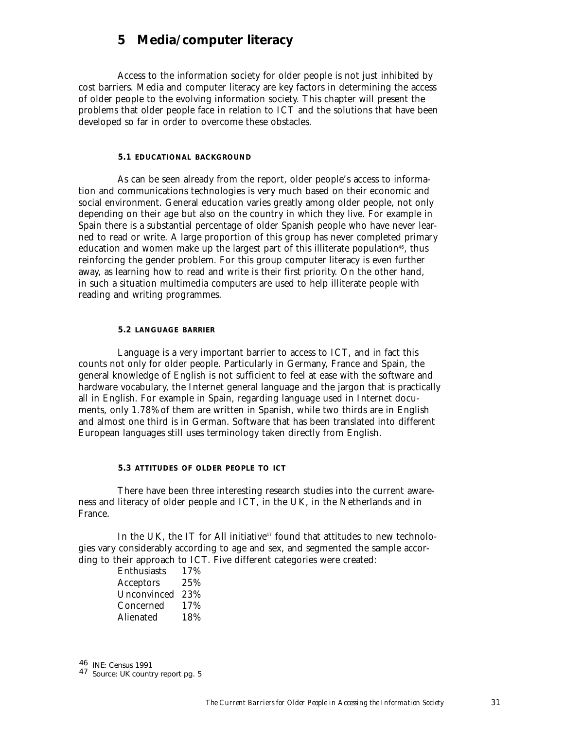# 5 Media/computer literacy

Access to the information society for older people is not just inhibited by cost barriers. Media and computer literacy are key factors in determining the access of older people to the evolving information society. This chapter will present the problems that older people face in relation to ICT and the solutions that have been developed so far in order to overcome these obstacles.

### 5.1 EDUCATIONAL BACKGROUND

As can be seen already from the report, older people's access to information and communications technologies is very much based on their economic and social environment. General education varies greatly among older people, not only depending on their age but also on the country in which they live. For example in Spain there is a substantial percentage of older Spanish people who have never learned to read or write. A large proportion of this group has never completed primary education and women make up the largest part of this illiterate population[46], thus reinforcing the gender problem. For this group computer literacy is even further away, as learning how to read and write is their first priority. On the other hand, in such a situation multimedia computers are used to help illiterate people with reading and writing programmes.

### 5.2 LANGUAGE BARRIER

Language is a very important barrier to access to ICT, and in fact this counts not only for older people. Particularly in Germany, France and Spain, the general knowledge of English is not sufficient to feel at ease with the software and hardware vocabulary, the Internet general language and the jargon that is practically all in English. For example in Spain, regarding language used in Internet documents, only 1.78% of them are written in Spanish, while two thirds are in English and almost one third is in German. Software that has been translated into different European languages still uses terminology taken directly from English.

### 5.3 ATTITUDES OF OLDER PEOPLE TO ICT

There have been three interesting research studies into the current awareness and literacy of older people and ICT, in the UK, in the Netherlands and in France.

In the UK, the IT for All initiative[47] found that attitudes to new technologies vary considerably according to age and sex, and segmented the sample according to their approach to ICT. Five different categories were created:

| | |
|---|---|
| Enthusiasts | 17% |
| Acceptors | 25% |
| Unconvinced | 23% |
| Concerned | 17% |
| Alienated | 18% |

46 INE: Census 1991

47 Source: UK country report pg. 5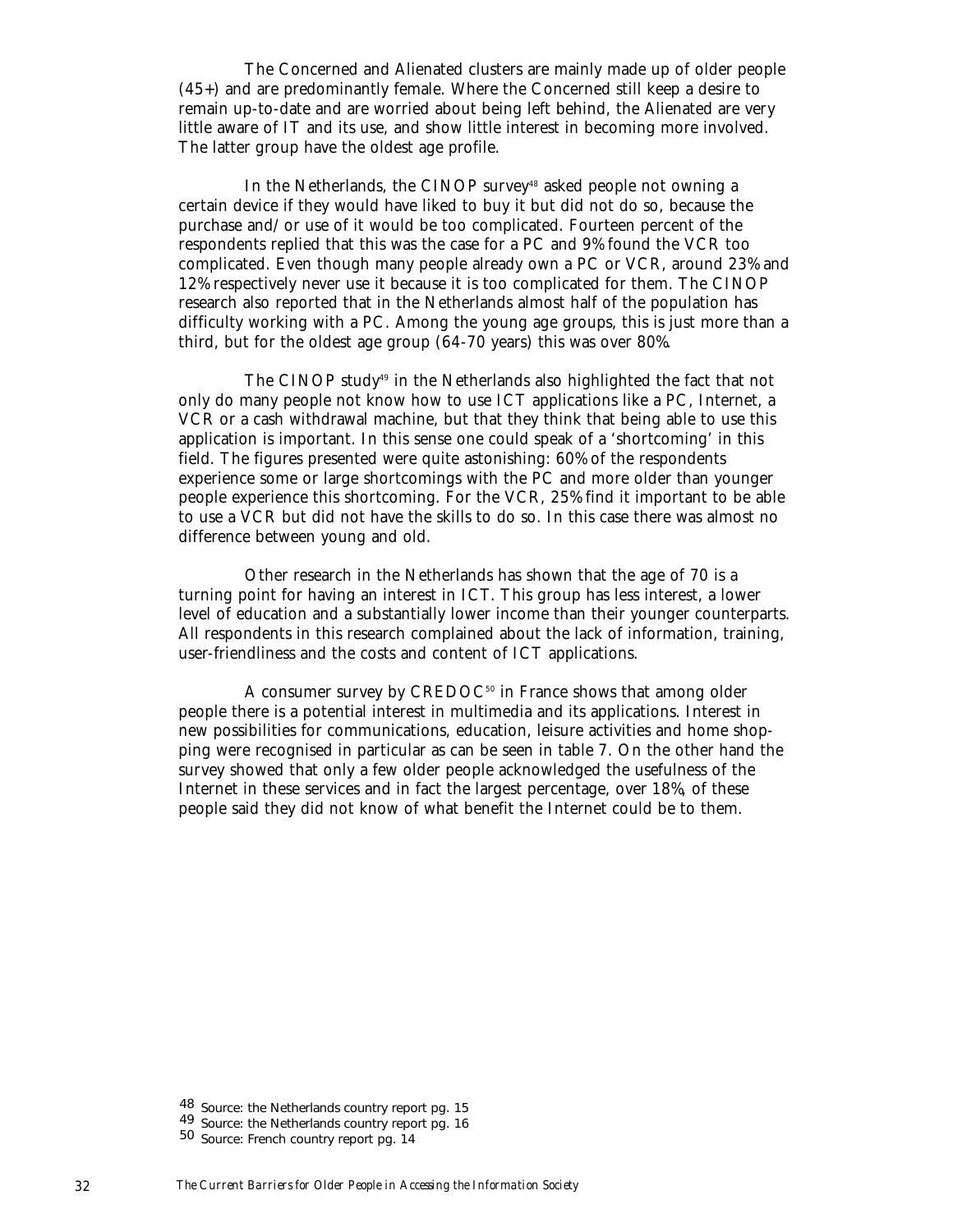The Concerned and Alienated clusters are mainly made up of older people (45+) and are predominantly female. Where the Concerned still keep a desire to remain up-to-date and are worried about being left behind, the Alienated are very little aware of IT and its use, and show little interest in becoming more involved. The latter group have the oldest age profile.

In the Netherlands, the CINOP survey[48] asked people not owning a certain device if they would have liked to buy it but did not do so, because the purchase and/or use of it would be too complicated. Fourteen percent of the respondents replied that this was the case for a PC and 9% found the VCR too complicated. Even though many people already own a PC or VCR, around 23% and 12% respectively never use it because it is too complicated for them. The CINOP research also reported that in the Netherlands almost half of the population has difficulty working with a PC. Among the young age groups, this is just more than a third, but for the oldest age group (64-70 years) this was over 80%.

The CINOP study[49] in the Netherlands also highlighted the fact that not only do many people not know how to use ICT applications like a PC, Internet, a VCR or a cash withdrawal machine, but that they think that being able to use this application is important. In this sense one could speak of a 'shortcoming' in this field. The figures presented were quite astonishing: 60% of the respondents experience some or large shortcomings with the PC and more older than younger people experience this shortcoming. For the VCR, 25% find it important to be able to use a VCR but did not have the skills to do so. In this case there was almost no difference between young and old.

Other research in the Netherlands has shown that the age of 70 is a turning point for having an interest in ICT. This group has less interest, a lower level of education and a substantially lower income than their younger counterparts. All respondents in this research complained about the lack of information, training, user-friendliness and the costs and content of ICT applications.

A consumer survey by CREDOC[50] in France shows that among older people there is a potential interest in multimedia and its applications. Interest in new possibilities for communications, education, leisure activities and home shopping were recognised in particular as can be seen in table 7. On the other hand the survey showed that only a few older people acknowledged the usefulness of the Internet in these services and in fact the largest percentage, over 18%, of these people said they did not know of what benefit the Internet could be to them.

48 Source: the Netherlands country report pg. 15

49 Source: the Netherlands country report pg. 16

50 Source: French country report pg. 14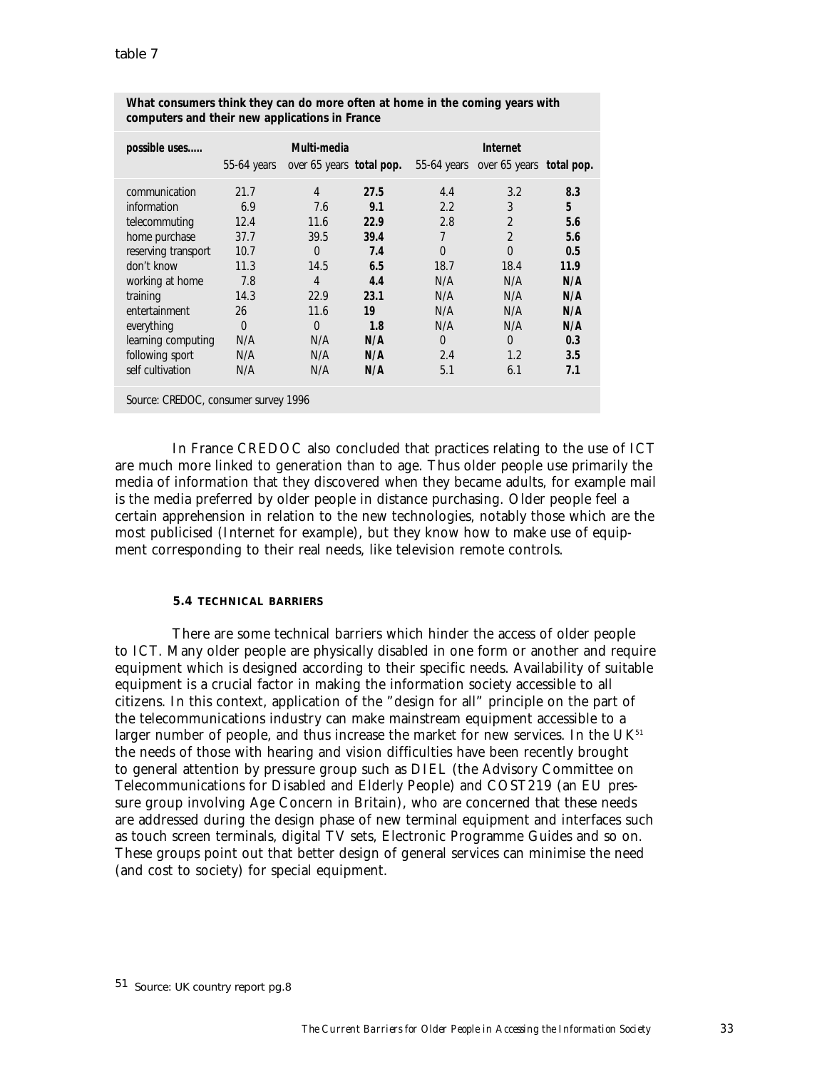table 7

**What consumers think they can do more often at home in the coming years with computers and their new applications in France**

| possible uses..... | Multi-media | | | Internet | | |
|---|---|---|---|---|---|---|
| | 55-64 years | over 65 years | **total pop.** | 55-64 years | over 65 years | **total pop.** |
| communication | 21.7 | 4 | **27.5** | 4.4 | 3.2 | **8.3** |
| information | 6.9 | 7.6 | **9.1** | 2.2 | 3 | **5** |
| telecommuting | 12.4 | 11.6 | **22.9** | 2.8 | 2 | **5.6** |
| home purchase | 37.7 | 39.5 | **39.4** | 7 | 2 | **5.6** |
| reserving transport | 10.7 | 0 | **7.4** | 0 | 0 | **0.5** |
| don't know | 11.3 | 14.5 | **6.5** | 18.7 | 18.4 | **11.9** |
| working at home | 7.8 | 4 | **4.4** | N/A | N/A | **N/A** |
| training | 14.3 | 22.9 | **23.1** | N/A | N/A | **N/A** |
| entertainment | 26 | 11.6 | **19** | N/A | N/A | **N/A** |
| everything | 0 | 0 | **1.8** | N/A | N/A | **N/A** |
| learning computing | N/A | N/A | **N/A** | 0 | 0 | **0.3** |
| following sport | N/A | N/A | **N/A** | 2.4 | 1.2 | **3.5** |
| self cultivation | N/A | N/A | **N/A** | 5.1 | 6.1 | **7.1** |

Source: CREDOC, consumer survey 1996

In France CREDOC also concluded that practices relating to the use of ICT are much more linked to generation than to age. Thus older people use primarily the media of information that they discovered when they became adults, for example mail is the media preferred by older people in distance purchasing. Older people feel a certain apprehension in relation to the new technologies, notably those which are the most publicised (Internet for example), but they know how to make use of equipment corresponding to their real needs, like television remote controls.

### 5.4 TECHNICAL BARRIERS

There are some technical barriers which hinder the access of older people to ICT. Many older people are physically disabled in one form or another and require equipment which is designed according to their specific needs. Availability of suitable equipment is a crucial factor in making the information society accessible to all citizens. In this context, application of the "design for all" principle on the part of the telecommunications industry can make mainstream equipment accessible to a larger number of people, and thus increase the market for new services. In the UK[51] the needs of those with hearing and vision difficulties have been recently brought to general attention by pressure group such as DIEL (the Advisory Committee on Telecommunications for Disabled and Elderly People) and COST219 (an EU pressure group involving Age Concern in Britain), who are concerned that these needs are addressed during the design phase of new terminal equipment and interfaces such as touch screen terminals, digital TV sets, Electronic Programme Guides and so on. These groups point out that better design of general services can minimise the need (and cost to society) for special equipment.

[51] Source: UK country report pg.8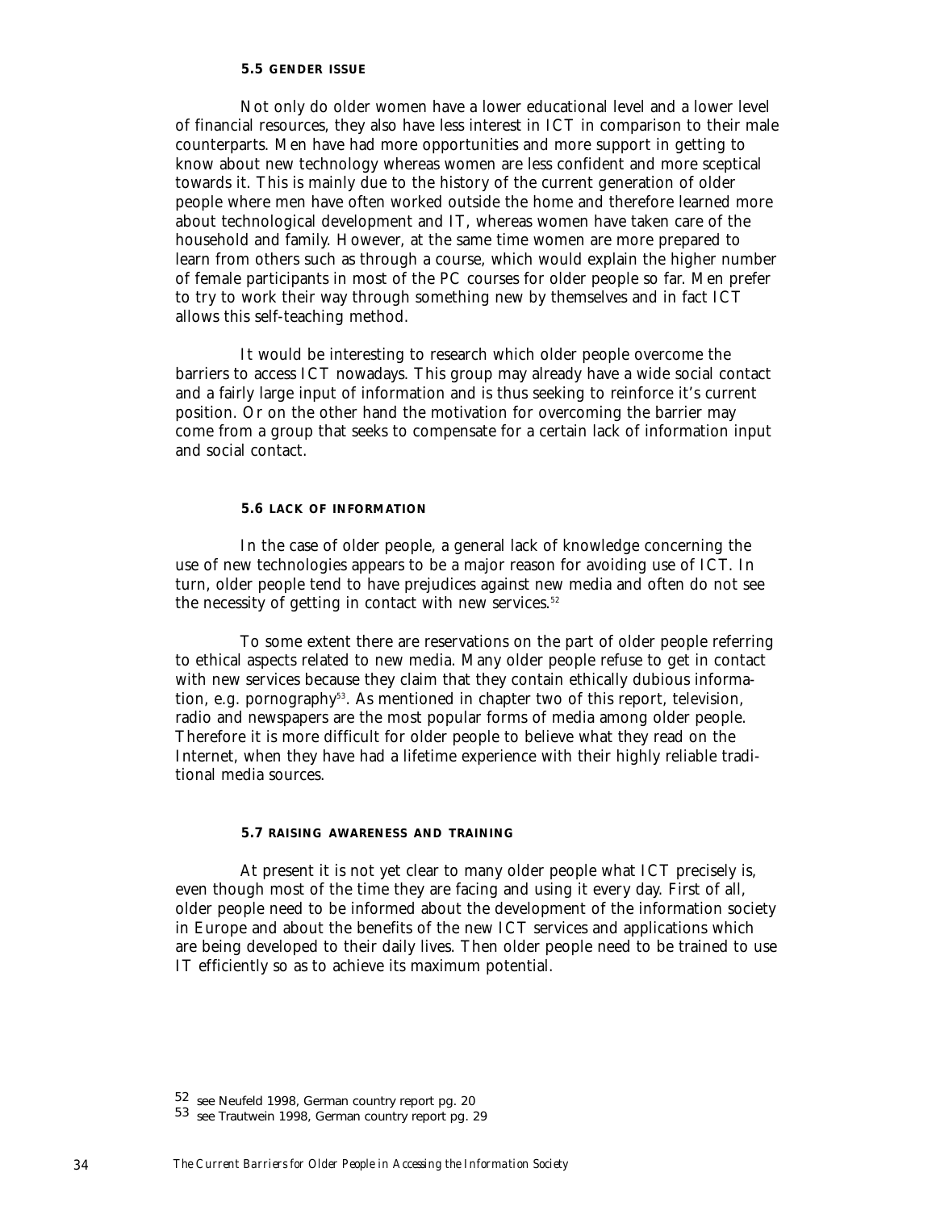### 5.5 GENDER ISSUE

Not only do older women have a lower educational level and a lower level of financial resources, they also have less interest in ICT in comparison to their male counterparts. Men have had more opportunities and more support in getting to know about new technology whereas women are less confident and more sceptical towards it. This is mainly due to the history of the current generation of older people where men have often worked outside the home and therefore learned more about technological development and IT, whereas women have taken care of the household and family. However, at the same time women are more prepared to learn from others such as through a course, which would explain the higher number of female participants in most of the PC courses for older people so far. Men prefer to try to work their way through something new by themselves and in fact ICT allows this self-teaching method.

It would be interesting to research which older people overcome the barriers to access ICT nowadays. This group may already have a wide social contact and a fairly large input of information and is thus seeking to reinforce it's current position. Or on the other hand the motivation for overcoming the barrier may come from a group that seeks to compensate for a certain lack of information input and social contact.

### 5.6 LACK OF INFORMATION

In the case of older people, a general lack of knowledge concerning the use of new technologies appears to be a major reason for avoiding use of ICT. In turn, older people tend to have prejudices against new media and often do not see the necessity of getting in contact with new services.[52]

To some extent there are reservations on the part of older people referring to ethical aspects related to new media. Many older people refuse to get in contact with new services because they claim that they contain ethically dubious information, e.g. pornography[53]. As mentioned in chapter two of this report, television, radio and newspapers are the most popular forms of media among older people. Therefore it is more difficult for older people to believe what they read on the Internet, when they have had a lifetime experience with their highly reliable traditional media sources.

### 5.7 RAISING AWARENESS AND TRAINING

At present it is not yet clear to many older people what ICT precisely is, even though most of the time they are facing and using it every day. First of all, older people need to be informed about the development of the information society in Europe and about the benefits of the new ICT services and applications which are being developed to their daily lives. Then older people need to be trained to use IT efficiently so as to achieve its maximum potential.

52 see Neufeld 1998, German country report pg. 20

53 see Trautwein 1998, German country report pg. 29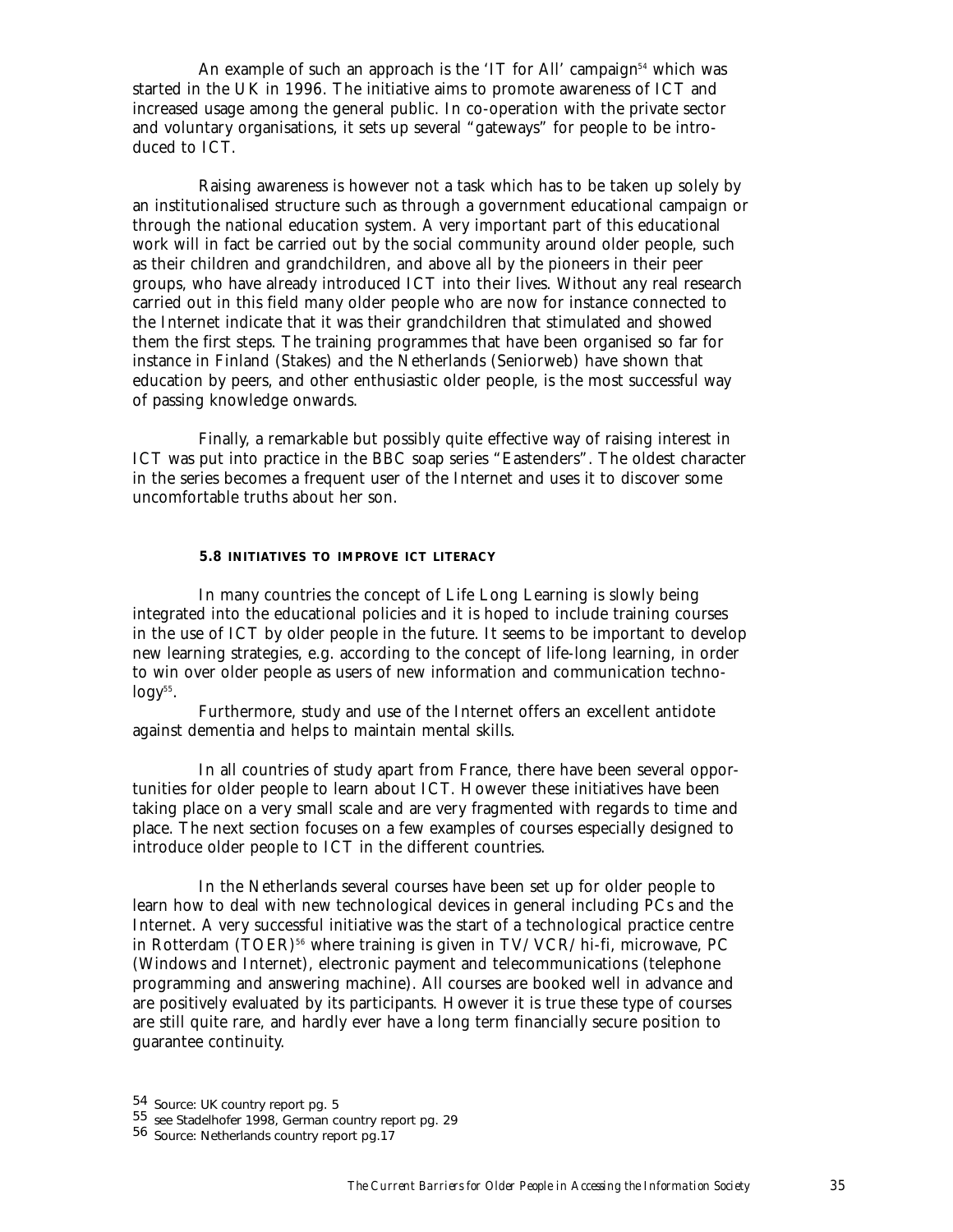An example of such an approach is the 'IT for All' campaign[54] which was started in the UK in 1996. The initiative aims to promote awareness of ICT and increased usage among the general public. In co-operation with the private sector and voluntary organisations, it sets up several "gateways" for people to be introduced to ICT.

Raising awareness is however not a task which has to be taken up solely by an institutionalised structure such as through a government educational campaign or through the national education system. A very important part of this educational work will in fact be carried out by the social community around older people, such as their children and grandchildren, and above all by the pioneers in their peer groups, who have already introduced ICT into their lives. Without any real research carried out in this field many older people who are now for instance connected to the Internet indicate that it was their grandchildren that stimulated and showed them the first steps. The training programmes that have been organised so far for instance in Finland (Stakes) and the Netherlands (Seniorweb) have shown that education by peers, and other enthusiastic older people, is the most successful way of passing knowledge onwards.

Finally, a remarkable but possibly quite effective way of raising interest in ICT was put into practice in the BBC soap series "Eastenders". The oldest character in the series becomes a frequent user of the Internet and uses it to discover some uncomfortable truths about her son.

### 5.8 INITIATIVES TO IMPROVE ICT LITERACY

In many countries the concept of Life Long Learning is slowly being integrated into the educational policies and it is hoped to include training courses in the use of ICT by older people in the future. It seems to be important to develop new learning strategies, e.g. according to the concept of life-long learning, in order to win over older people as users of new information and communication technology[55].

Furthermore, study and use of the Internet offers an excellent antidote against dementia and helps to maintain mental skills.

In all countries of study apart from France, there have been several opportunities for older people to learn about ICT. However these initiatives have been taking place on a very small scale and are very fragmented with regards to time and place. The next section focuses on a few examples of courses especially designed to introduce older people to ICT in the different countries.

In the Netherlands several courses have been set up for older people to learn how to deal with new technological devices in general including PCs and the Internet. A very successful initiative was the start of a technological practice centre in Rotterdam (TOER)[56] where training is given in TV/VCR/hi-fi, microwave, PC (Windows and Internet), electronic payment and telecommunications (telephone programming and answering machine). All courses are booked well in advance and are positively evaluated by its participants. However it is true these type of courses are still quite rare, and hardly ever have a long term financially secure position to guarantee continuity.

---

[54] Source: UK country report pg. 5

[55] see Stadelhofer 1998, German country report pg. 29

[56] Source: Netherlands country report pg.17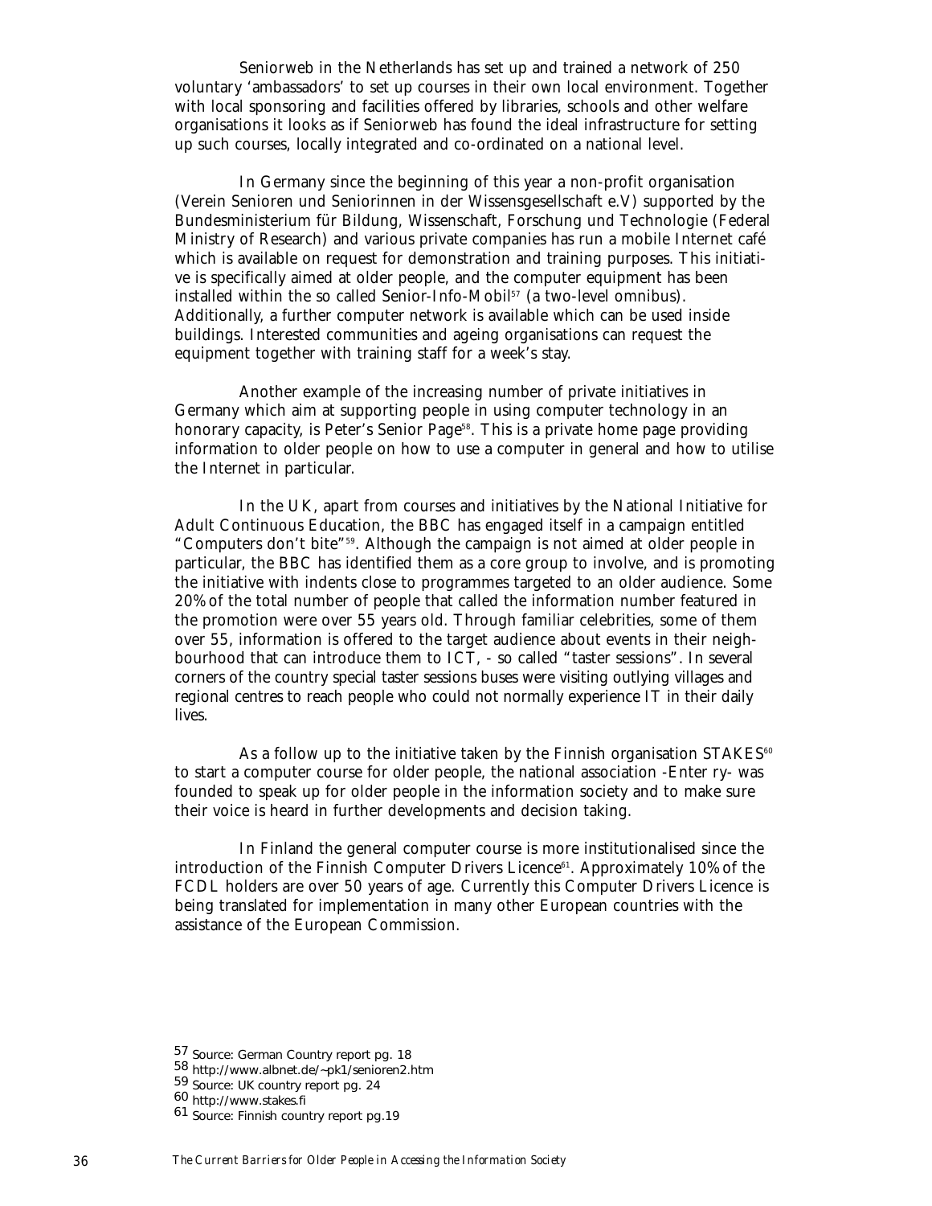Seniorweb in the Netherlands has set up and trained a network of 250 voluntary 'ambassadors' to set up courses in their own local environment. Together with local sponsoring and facilities offered by libraries, schools and other welfare organisations it looks as if Seniorweb has found the ideal infrastructure for setting up such courses, locally integrated and co-ordinated on a national level.

In Germany since the beginning of this year a non-profit organisation (Verein Senioren und Seniorinnen in der Wissensgesellschaft e.V) supported by the Bundesministerium für Bildung, Wissenschaft, Forschung und Technologie (Federal Ministry of Research) and various private companies has run a mobile Internet café which is available on request for demonstration and training purposes. This initiative is specifically aimed at older people, and the computer equipment has been installed within the so called Senior-Info-Mobil[57] (a two-level omnibus). Additionally, a further computer network is available which can be used inside buildings. Interested communities and ageing organisations can request the equipment together with training staff for a week's stay.

Another example of the increasing number of private initiatives in Germany which aim at supporting people in using computer technology in an honorary capacity, is Peter's Senior Page[58]. This is a private home page providing information to older people on how to use a computer in general and how to utilise the Internet in particular.

In the UK, apart from courses and initiatives by the National Initiative for Adult Continuous Education, the BBC has engaged itself in a campaign entitled "Computers don't bite"[59]. Although the campaign is not aimed at older people in particular, the BBC has identified them as a core group to involve, and is promoting the initiative with indents close to programmes targeted to an older audience. Some 20% of the total number of people that called the information number featured in the promotion were over 55 years old. Through familiar celebrities, some of them over 55, information is offered to the target audience about events in their neighbourhood that can introduce them to ICT, - so called "taster sessions". In several corners of the country special taster sessions buses were visiting outlying villages and regional centres to reach people who could not normally experience IT in their daily lives.

As a follow up to the initiative taken by the Finnish organisation STAKES[60] to start a computer course for older people, the national association -Enter ry- was founded to speak up for older people in the information society and to make sure their voice is heard in further developments and decision taking.

In Finland the general computer course is more institutionalised since the introduction of the Finnish Computer Drivers Licence[61]. Approximately 10% of the FCDL holders are over 50 years of age. Currently this Computer Drivers Licence is being translated for implementation in many other European countries with the assistance of the European Commission.

57 Source: German Country report pg. 18
58 http://www.albnet.de/~pk1/senioren2.htm
59 Source: UK country report pg. 24
60 http://www.stakes.fi
61 Source: Finnish country report pg.19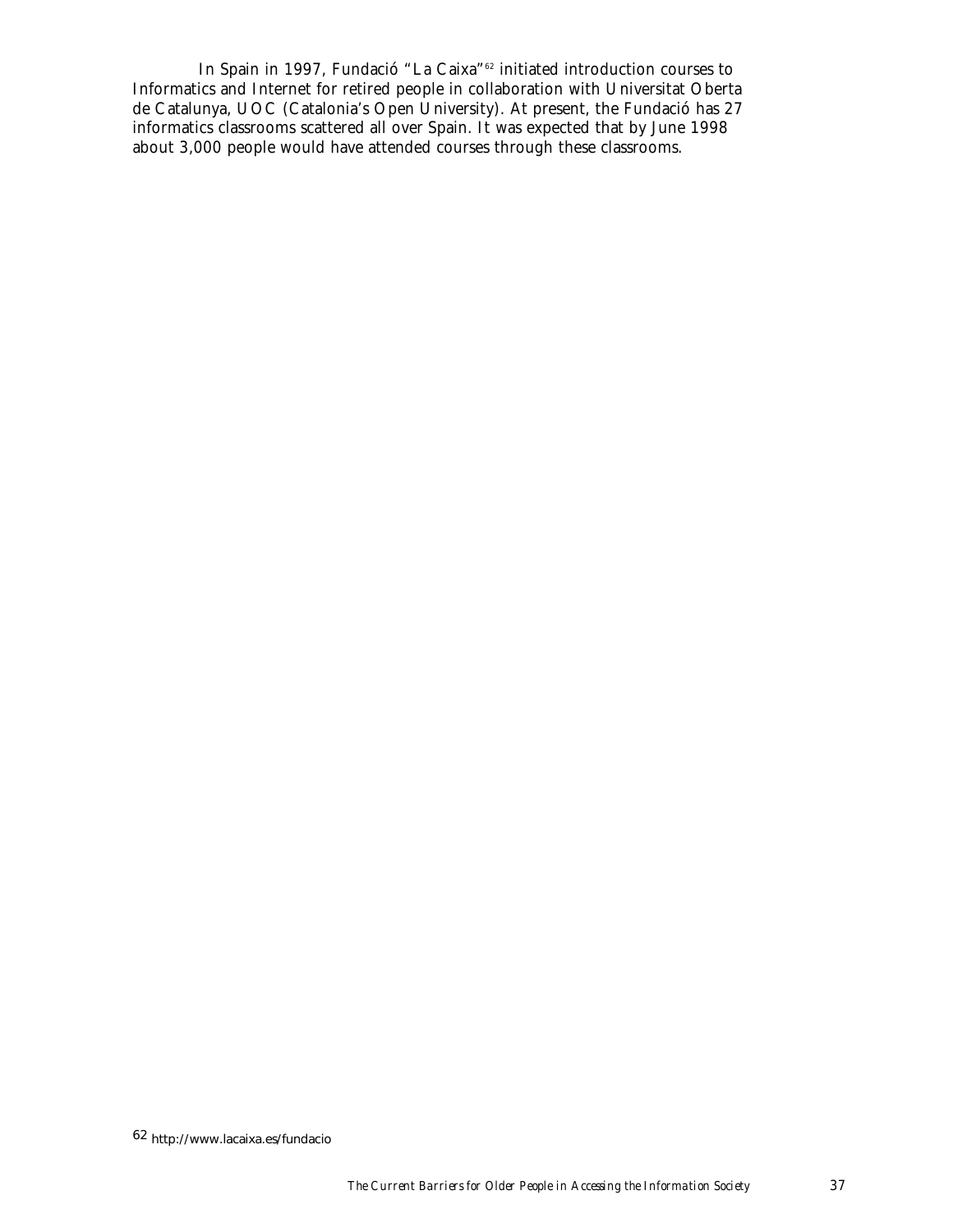In Spain in 1997, Fundació "La Caixa"[62] initiated introduction courses to Informatics and Internet for retired people in collaboration with Universitat Oberta de Catalunya, UOC (Catalonia's Open University). At present, the Fundació has 27 informatics classrooms scattered all over Spain. It was expected that by June 1998 about 3,000 people would have attended courses through these classrooms.

62 http://www.lacaixa.es/fundacio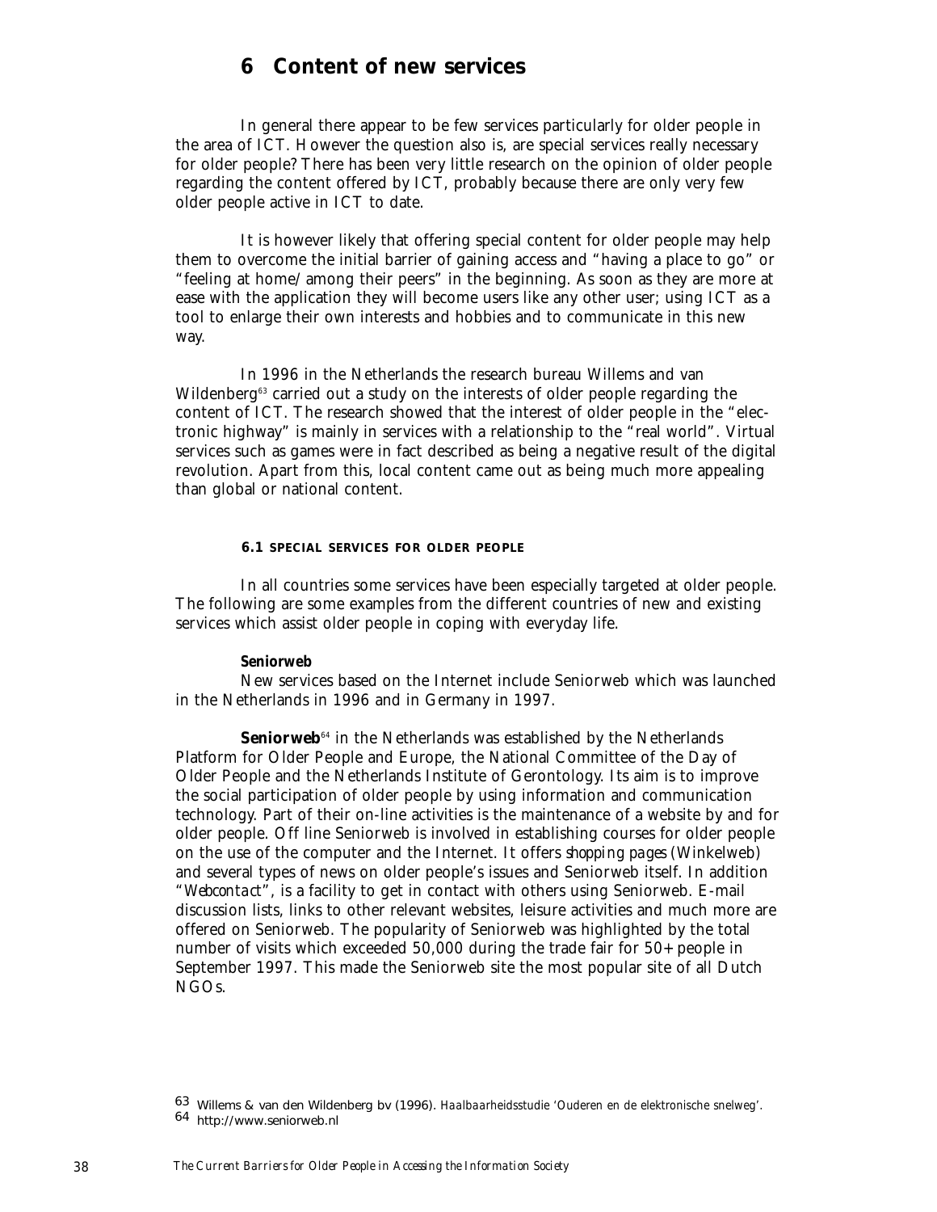# 6 Content of new services

In general there appear to be few services particularly for older people in the area of ICT. However the question also is, are special services really necessary for older people? There has been very little research on the opinion of older people regarding the content offered by ICT, probably because there are only very few older people active in ICT to date.

It is however likely that offering special content for older people may help them to overcome the initial barrier of gaining access and "having a place to go" or "feeling at home/ among their peers" in the beginning. As soon as they are more at ease with the application they will become users like any other user; using ICT as a tool to enlarge their own interests and hobbies and to communicate in this new way.

In 1996 in the Netherlands the research bureau Willems and van Wildenberg[63] carried out a study on the interests of older people regarding the content of ICT. The research showed that the interest of older people in the "electronic highway" is mainly in services with a relationship to the "real world". Virtual services such as games were in fact described as being a negative result of the digital revolution. Apart from this, local content came out as being much more appealing than global or national content.

## 6.1 SPECIAL SERVICES FOR OLDER PEOPLE

In all countries some services have been especially targeted at older people. The following are some examples from the different countries of new and existing services which assist older people in coping with everyday life.

**Seniorweb**

New services based on the Internet include Seniorweb which was launched in the Netherlands in 1996 and in Germany in 1997.

**Seniorweb**[64] in the Netherlands was established by the Netherlands Platform for Older People and Europe, the National Committee of the Day of Older People and the Netherlands Institute of Gerontology. Its aim is to improve the social participation of older people by using information and communication technology. Part of their on-line activities is the maintenance of a website by and for older people. Off line Seniorweb is involved in establishing courses for older people on the use of the computer and the Internet. It offers *shopping pages* (Winkelweb) and several types of news on older people's issues and Seniorweb itself. In addition "*Webcontact*", is a facility to get in contact with others using Seniorweb. E-mail discussion lists, links to other relevant websites, leisure activities and much more are offered on Seniorweb. The popularity of Seniorweb was highlighted by the total number of visits which exceeded 50,000 during the trade fair for 50+ people in September 1997. This made the Seniorweb site the most popular site of all Dutch NGOs.

---

63 Willems & van den Wildenberg bv (1996). *Haalbaarheidsstudie 'Ouderen en de elektronische snelweg'.*

64 http://www.seniorweb.nl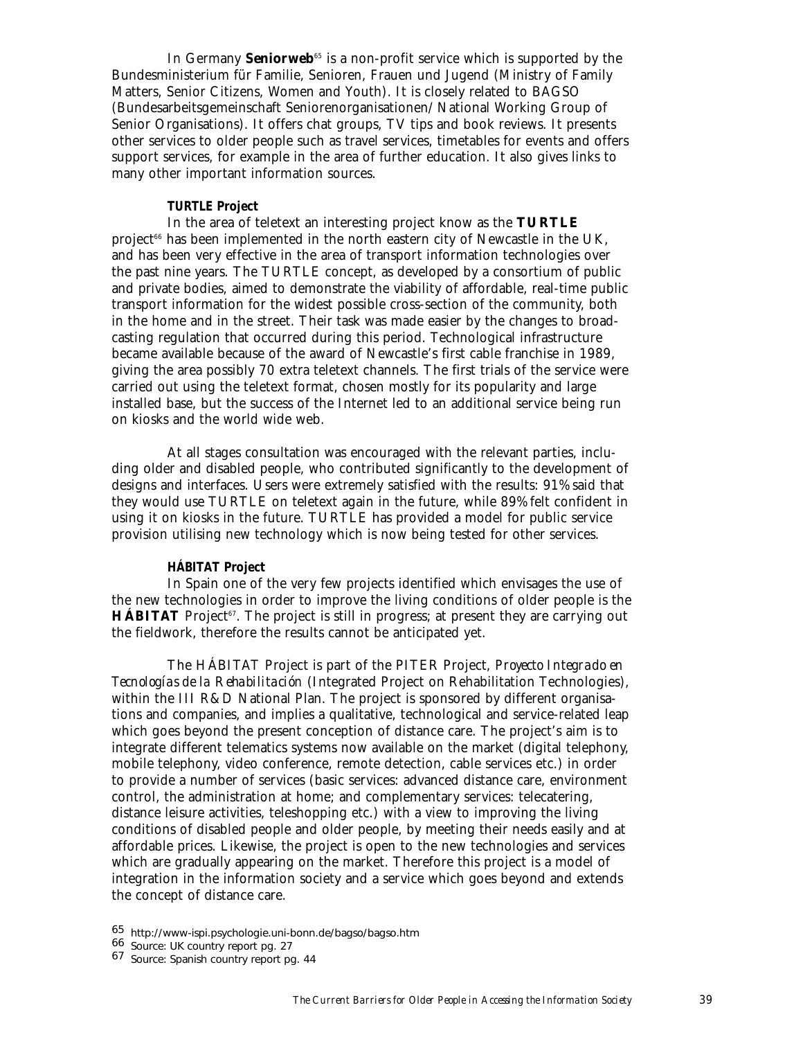In Germany **Seniorweb**[65] is a non-profit service which is supported by the Bundesministerium für Familie, Senioren, Frauen und Jugend (Ministry of Family Matters, Senior Citizens, Women and Youth). It is closely related to BAGSO (Bundesarbeitsgemeinschaft Seniorenorganisationen/ National Working Group of Senior Organisations). It offers chat groups, TV tips and book reviews. It presents other services to older people such as travel services, timetables for events and offers support services, for example in the area of further education. It also gives links to many other important information sources.

### TURTLE Project

In the area of teletext an interesting project know as the **TURTLE** project[66] has been implemented in the north eastern city of Newcastle in the UK, and has been very effective in the area of transport information technologies over the past nine years. The TURTLE concept, as developed by a consortium of public and private bodies, aimed to demonstrate the viability of affordable, real-time public transport information for the widest possible cross-section of the community, both in the home and in the street. Their task was made easier by the changes to broadcasting regulation that occurred during this period. Technological infrastructure became available because of the award of Newcastle's first cable franchise in 1989, giving the area possibly 70 extra teletext channels. The first trials of the service were carried out using the teletext format, chosen mostly for its popularity and large installed base, but the success of the Internet led to an additional service being run on kiosks and the world wide web.

At all stages consultation was encouraged with the relevant parties, including older and disabled people, who contributed significantly to the development of designs and interfaces. Users were extremely satisfied with the results: 91% said that they would use TURTLE on teletext again in the future, while 89% felt confident in using it on kiosks in the future. TURTLE has provided a model for public service provision utilising new technology which is now being tested for other services.

### HÁBITAT Project

In Spain one of the very few projects identified which envisages the use of the new technologies in order to improve the living conditions of older people is the **HÁBITAT** Project[67]. The project is still in progress; at present they are carrying out the fieldwork, therefore the results cannot be anticipated yet.

The HÁBITAT Project is part of the PITER Project, *Proyecto Integrado en Tecnologías de la Rehabilitación* (Integrated Project on Rehabilitation Technologies), within the III R&D National Plan. The project is sponsored by different organisations and companies, and implies a qualitative, technological and service-related leap which goes beyond the present conception of distance care. The project's aim is to integrate different telematics systems now available on the market (digital telephony, mobile telephony, video conference, remote detection, cable services etc.) in order to provide a number of services (basic services: advanced distance care, environment control, the administration at home; and complementary services: telecatering, distance leisure activities, teleshopping etc.) with a view to improving the living conditions of disabled people and older people, by meeting their needs easily and at affordable prices. Likewise, the project is open to the new technologies and services which are gradually appearing on the market. Therefore this project is a model of integration in the information society and a service which goes beyond and extends the concept of distance care.

---

65 http://www-ispi.psychologie.uni-bonn.de/bagso/bagso.htm

66 Source: UK country report pg. 27

67 Source: Spanish country report pg. 44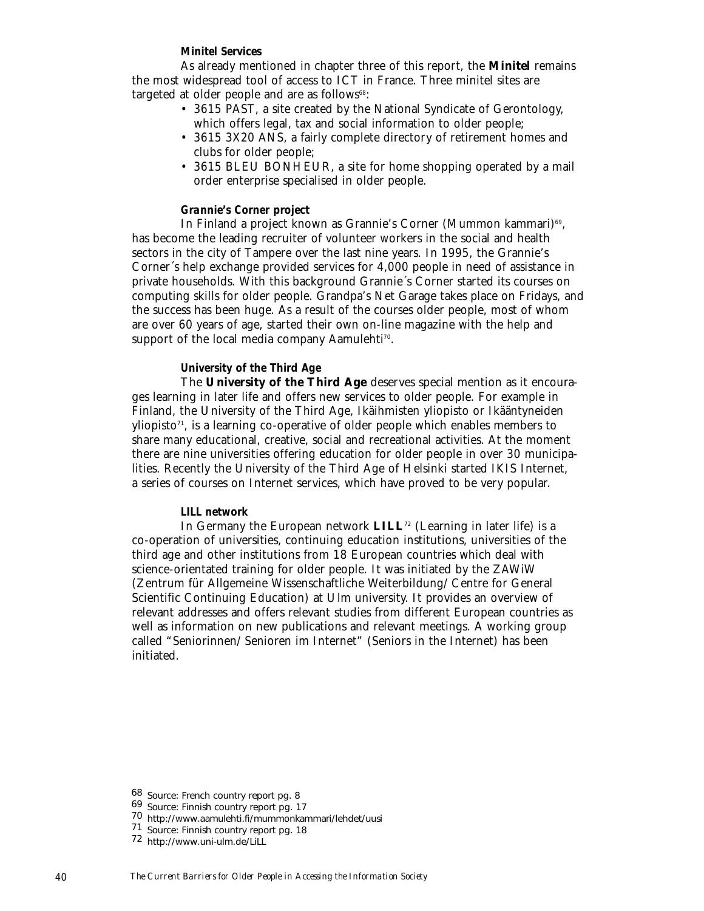#### Minitel Services

As already mentioned in chapter three of this report, the **Minitel** remains the most widespread tool of access to ICT in France. Three minitel sites are targeted at older people and are as follows[68]:

- 3615 PAST, a site created by the National Syndicate of Gerontology, which offers legal, tax and social information to older people;
- 3615 3X20 ANS, a fairly complete directory of retirement homes and clubs for older people;
- 3615 BLEU BONHEUR, a site for home shopping operated by a mail order enterprise specialised in older people.

#### Grannie's Corner project

In Finland a project known as Grannie's Corner (Mummon kammari)[69], has become the leading recruiter of volunteer workers in the social and health sectors in the city of Tampere over the last nine years. In 1995, the Grannie's Corner´s help exchange provided services for 4,000 people in need of assistance in private households. With this background Grannie´s Corner started its courses on computing skills for older people. Grandpa's Net Garage takes place on Fridays, and the success has been huge. As a result of the courses older people, most of whom are over 60 years of age, started their own on-line magazine with the help and support of the local media company Aamulehti[70].

#### University of the Third Age

The **University of the Third Age** deserves special mention as it encourages learning in later life and offers new services to older people. For example in Finland, the University of the Third Age, Ikäihmisten yliopisto or Ikääntyneiden yliopisto[71], is a learning co-operative of older people which enables members to share many educational, creative, social and recreational activities. At the moment there are nine universities offering education for older people in over 30 municipalities. Recently the University of the Third Age of Helsinki started IKIS Internet, a series of courses on Internet services, which have proved to be very popular.

#### LILL network

In Germany the European network **LILL**[72] (Learning in later life) is a co-operation of universities, continuing education institutions, universities of the third age and other institutions from 18 European countries which deal with science-orientated training for older people. It was initiated by the ZAWiW (Zentrum für Allgemeine Wissenschaftliche Weiterbildung/ Centre for General Scientific Continuing Education) at Ulm university. It provides an overview of relevant addresses and offers relevant studies from different European countries as well as information on new publications and relevant meetings. A working group called "Seniorinnen/ Senioren im Internet" (Seniors in the Internet) has been initiated.

---

68 Source: French country report pg. 8
69 Source: Finnish country report pg. 17
70 http://www.aamulehti.fi/mummonkammari/lehdet/uusi
71 Source: Finnish country report pg. 18
72 http://www.uni-ulm.de/LiLL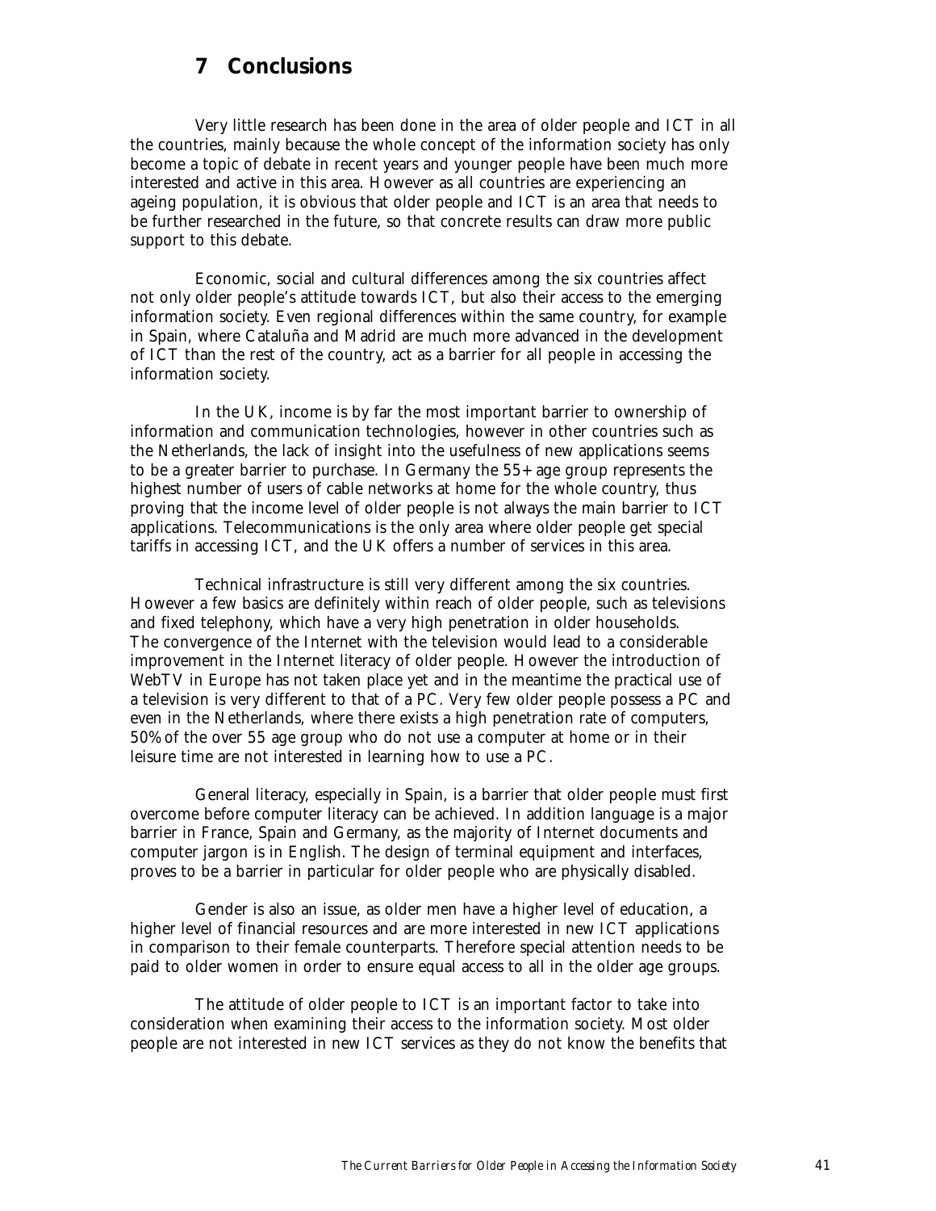# 7 Conclusions

Very little research has been done in the area of older people and ICT in all the countries, mainly because the whole concept of the information society has only become a topic of debate in recent years and younger people have been much more interested and active in this area. However as all countries are experiencing an ageing population, it is obvious that older people and ICT is an area that needs to be further researched in the future, so that concrete results can draw more public support to this debate.

Economic, social and cultural differences among the six countries affect not only older people's attitude towards ICT, but also their access to the emerging information society. Even regional differences within the same country, for example in Spain, where Cataluña and Madrid are much more advanced in the development of ICT than the rest of the country, act as a barrier for all people in accessing the information society.

In the UK, income is by far the most important barrier to ownership of information and communication technologies, however in other countries such as the Netherlands, the lack of insight into the usefulness of new applications seems to be a greater barrier to purchase. In Germany the 55+ age group represents the highest number of users of cable networks at home for the whole country, thus proving that the income level of older people is not always the main barrier to ICT applications. Telecommunications is the only area where older people get special tariffs in accessing ICT, and the UK offers a number of services in this area.

Technical infrastructure is still very different among the six countries. However a few basics are definitely within reach of older people, such as televisions and fixed telephony, which have a very high penetration in older households. The convergence of the Internet with the television would lead to a considerable improvement in the Internet literacy of older people. However the introduction of WebTV in Europe has not taken place yet and in the meantime the practical use of a television is very different to that of a PC. Very few older people possess a PC and even in the Netherlands, where there exists a high penetration rate of computers, 50% of the over 55 age group who do not use a computer at home or in their leisure time are not interested in learning how to use a PC.

General literacy, especially in Spain, is a barrier that older people must first overcome before computer literacy can be achieved. In addition language is a major barrier in France, Spain and Germany, as the majority of Internet documents and computer jargon is in English. The design of terminal equipment and interfaces, proves to be a barrier in particular for older people who are physically disabled.

Gender is also an issue, as older men have a higher level of education, a higher level of financial resources and are more interested in new ICT applications in comparison to their female counterparts. Therefore special attention needs to be paid to older women in order to ensure equal access to all in the older age groups.

The attitude of older people to ICT is an important factor to take into consideration when examining their access to the information society. Most older people are not interested in new ICT services as they do not know the benefits that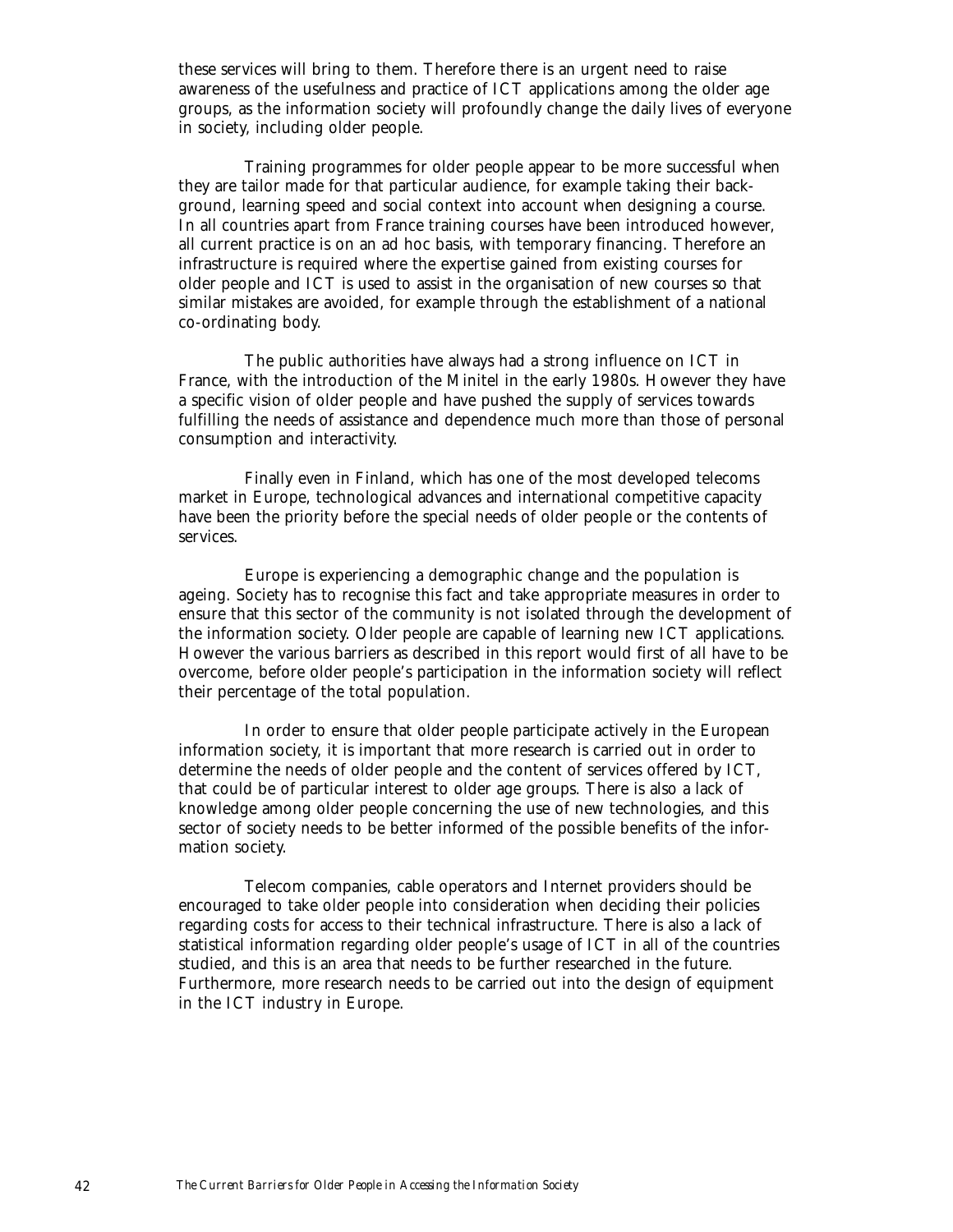these services will bring to them. Therefore there is an urgent need to raise awareness of the usefulness and practice of ICT applications among the older age groups, as the information society will profoundly change the daily lives of everyone in society, including older people.

Training programmes for older people appear to be more successful when they are tailor made for that particular audience, for example taking their background, learning speed and social context into account when designing a course. In all countries apart from France training courses have been introduced however, all current practice is on an ad hoc basis, with temporary financing. Therefore an infrastructure is required where the expertise gained from existing courses for older people and ICT is used to assist in the organisation of new courses so that similar mistakes are avoided, for example through the establishment of a national co-ordinating body.

The public authorities have always had a strong influence on ICT in France, with the introduction of the Minitel in the early 1980s. However they have a specific vision of older people and have pushed the supply of services towards fulfilling the needs of assistance and dependence much more than those of personal consumption and interactivity.

Finally even in Finland, which has one of the most developed telecoms market in Europe, technological advances and international competitive capacity have been the priority before the special needs of older people or the contents of services.

Europe is experiencing a demographic change and the population is ageing. Society has to recognise this fact and take appropriate measures in order to ensure that this sector of the community is not isolated through the development of the information society. Older people are capable of learning new ICT applications. However the various barriers as described in this report would first of all have to be overcome, before older people's participation in the information society will reflect their percentage of the total population.

In order to ensure that older people participate actively in the European information society, it is important that more research is carried out in order to determine the needs of older people and the content of services offered by ICT, that could be of particular interest to older age groups. There is also a lack of knowledge among older people concerning the use of new technologies, and this sector of society needs to be better informed of the possible benefits of the information society.

Telecom companies, cable operators and Internet providers should be encouraged to take older people into consideration when deciding their policies regarding costs for access to their technical infrastructure. There is also a lack of statistical information regarding older people's usage of ICT in all of the countries studied, and this is an area that needs to be further researched in the future. Furthermore, more research needs to be carried out into the design of equipment in the ICT industry in Europe.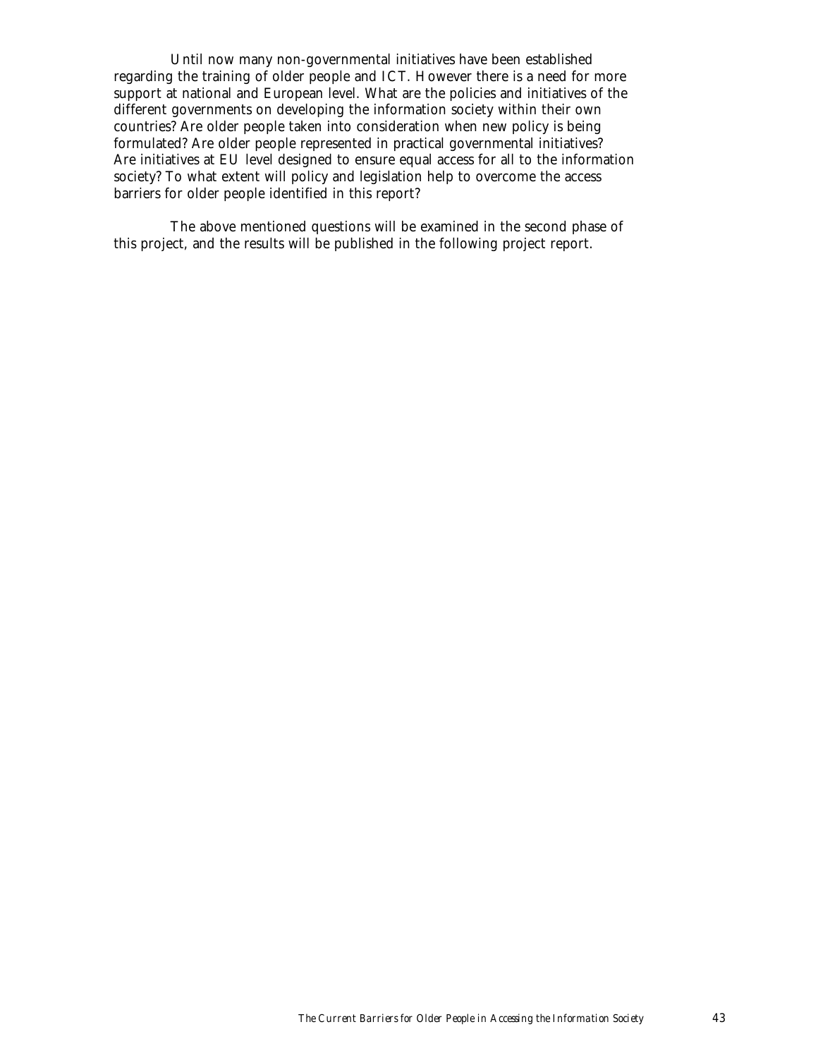Until now many non-governmental initiatives have been established regarding the training of older people and ICT. However there is a need for more support at national and European level. What are the policies and initiatives of the different governments on developing the information society within their own countries? Are older people taken into consideration when new policy is being formulated? Are older people represented in practical governmental initiatives? Are initiatives at EU level designed to ensure equal access for all to the information society? To what extent will policy and legislation help to overcome the access barriers for older people identified in this report?

The above mentioned questions will be examined in the second phase of this project, and the results will be published in the following project report.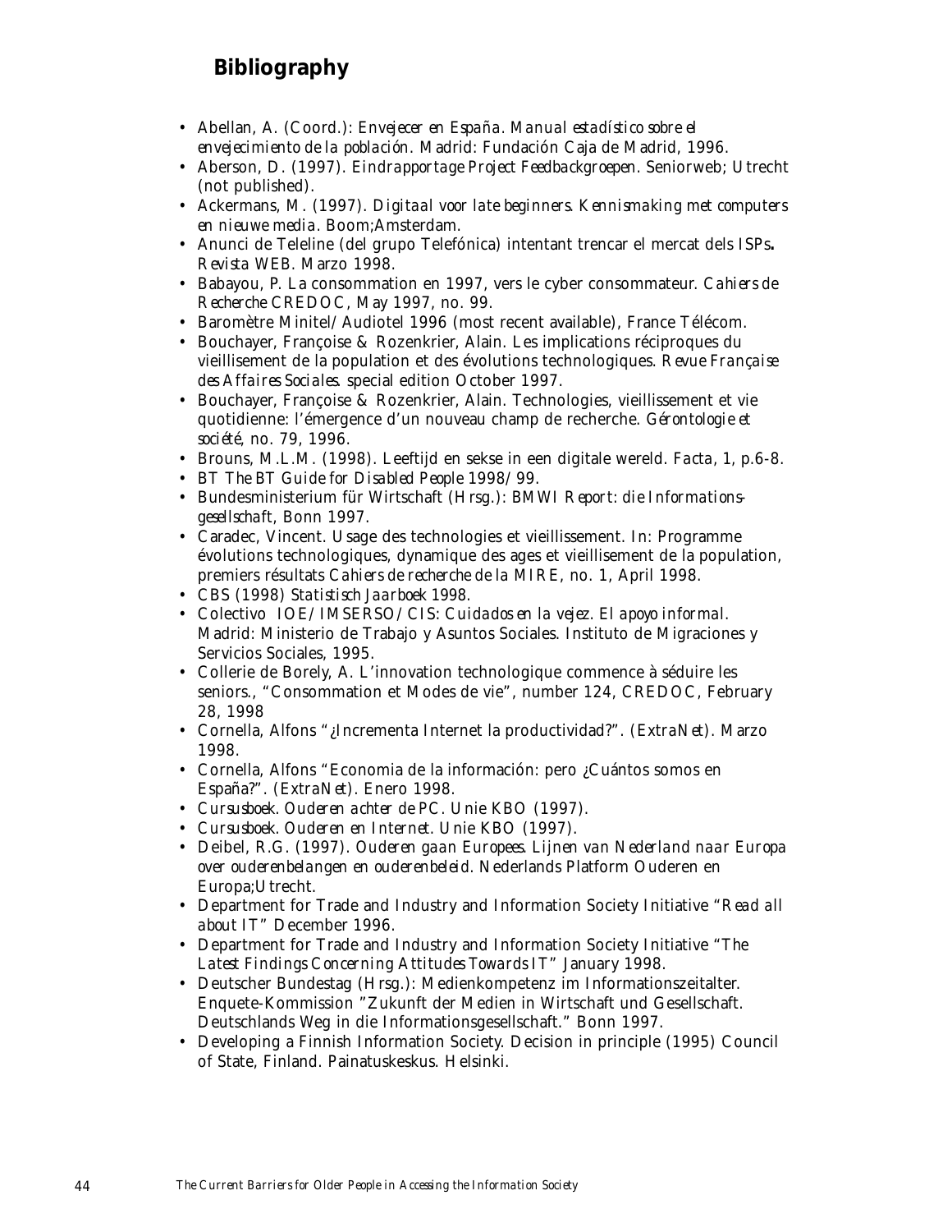## Bibliography

- Abellan, A. (Coord.): *Envejecer en España. Manual estadístico sobre el envejecimiento de la población.* Madrid: Fundación Caja de Madrid, 1996.
- Aberson, D. (1997). *Eindrapportage Project Feedbackgroepen.* Seniorweb; Utrecht (not published).
- Ackermans, M. (1997). *Digitaal voor late beginners. Kennismaking met computers en nieuwe media.* Boom;Amsterdam.
- Anunci de Teleline (del grupo Telefónica) intentant trencar el mercat dels ISPs**.** *Revista WEB.* Marzo 1998.
- Babayou, P. La consommation en 1997, vers le cyber consommateur. *Cahiers de Recherche* CREDOC, May 1997, no. 99.
- Baromètre Minitel/Audiotel 1996 (most recent available), France Télécom.
- Bouchayer, Françoise & Rozenkrier, Alain. Les implications réciproques du vieillissement de la population et des évolutions technologiques. *Revue Française des Affaires Sociales.* special edition October 1997.
- Bouchayer, Françoise & Rozenkrier, Alain. Technologies, vieillissement et vie quotidienne: l'émergence d'un nouveau champ de recherche. *Gérontologie et société,* no. 79, 1996.
- Brouns, M.L.M. (1998). Leeftijd en sekse in een digitale wereld. *Facta,* 1, p.6-8.
- BT *The BT Guide for Disabled People 1998/99.*
- Bundesministerium für Wirtschaft (Hrsg.): *BMWI Report: die Informations-gesellschaft,* Bonn 1997.
- Caradec, Vincent. Usage des technologies et vieillissement. In: Programme évolutions technologiques, dynamique des ages et vieillissement de la population, premiers résultats *Cahiers de recherche de la MIRE,* no. 1, April 1998.
- CBS (1998) *Statistisch Jaarboek 1998.*
- Colectivo IOE/IMSERSO/CIS: *Cuidados en la vejez. El apoyo informal.* Madrid: Ministerio de Trabajo y Asuntos Sociales. Instituto de Migraciones y Servicios Sociales, 1995.
- Collerie de Borely, A. L'innovation technologique commence à séduire les seniors., "Consommation et Modes de vie", number 124, CREDOC, February 28, 1998
- Cornella, Alfons "¿Incrementa Internet la productividad?". (*ExtraNet*). Marzo 1998.
- Cornella, Alfons "Economia de la información: pero ¿Cuántos somos en España?". (*ExtraNet*). Enero 1998.
- *Cursusboek. Ouderen achter de PC.* Unie KBO (1997).
- *Cursusboek. Ouderen en Internet.* Unie KBO (1997).
- Deibel, R.G. (1997). *Ouderen gaan Europees. Lijnen van Nederland naar Europa over ouderenbelangen en ouderenbeleid.* Nederlands Platform Ouderen en Europa;Utrecht.
- Department for Trade and Industry and Information Society Initiative "*Read all about IT*" December 1996.
- Department for Trade and Industry and Information Society Initiative "*The Latest Findings Concerning Attitudes Towards IT*" January 1998.
- Deutscher Bundestag (Hrsg.): Medienkompetenz im Informationszeitalter. Enquete-Kommission "Zukunft der Medien in Wirtschaft und Gesellschaft. Deutschlands Weg in die Informationsgesellschaft." Bonn 1997.
- Developing a Finnish Information Society. Decision in principle (1995) Council of State, Finland. Painatuskeskus. Helsinki.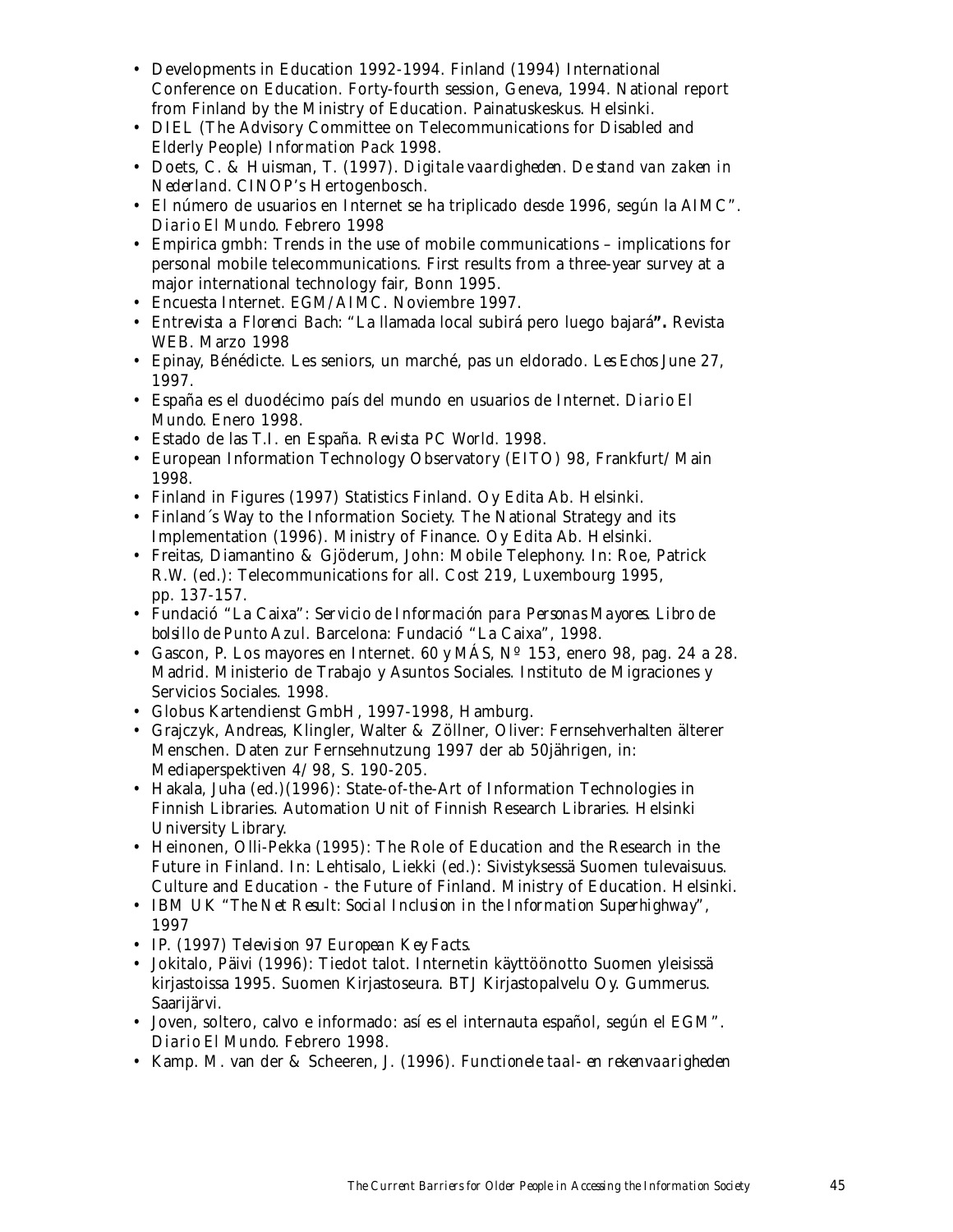- Developments in Education 1992-1994. Finland (1994) International Conference on Education. Forty-fourth session, Geneva, 1994. National report from Finland by the Ministry of Education. Painatuskeskus. Helsinki.
- DIEL (The Advisory Committee on Telecommunications for Disabled and Elderly People) *Information Pack* 1998.
- Doets, C. & Huisman, T. (1997). *Digitale vaardigheden. De stand van zaken in Nederland.* CINOP's Hertogenbosch.
- El número de usuarios en Internet se ha triplicado desde 1996, según la AIMC". *Diario El Mundo*. Febrero 1998
- Empirica gmbh: Trends in the use of mobile communications – implications for personal mobile telecommunications. First results from a three-year survey at a major international technology fair, Bonn 1995.
- Encuesta Internet. EGM/AIMC. Noviembre 1997.
- *Entrevista a Florenci Bach*: "La llamada local subirá pero luego bajará**".** Revista WEB. Marzo 1998
- Epinay, Bénédicte. Les seniors, un marché, pas un eldorado. *Les Echos* June 27, 1997.
- España es el duodécimo país del mundo en usuarios de Internet. *Diario El Mundo*. Enero 1998.
- Estado de las T.I. en España. *Revista PC World*. 1998.
- European Information Technology Observatory (EITO) 98, Frankfurt/Main 1998.
- Finland in Figures (1997) Statistics Finland. Oy Edita Ab. Helsinki.
- Finland´s Way to the Information Society. The National Strategy and its Implementation (1996). Ministry of Finance. Oy Edita Ab. Helsinki.
- Freitas, Diamantino & Gjöderum, John: Mobile Telephony. In: Roe, Patrick R.W. (ed.): Telecommunications for all. Cost 219, Luxembourg 1995, pp. 137-157.
- Fundació "La Caixa": *Servicio de Información para Personas Mayores. Libro de bolsillo de Punto Azul*. Barcelona: Fundació "La Caixa", 1998.
- Gascon, P. Los mayores en Internet. 60 y MÁS, Nº 153, enero 98, pag. 24 a 28. Madrid. Ministerio de Trabajo y Asuntos Sociales. Instituto de Migraciones y Servicios Sociales. 1998.
- Globus Kartendienst GmbH, 1997-1998, Hamburg.
- Grajczyk, Andreas, Klingler, Walter & Zöllner, Oliver: Fernsehverhalten älterer Menschen. Daten zur Fernsehnutzung 1997 der ab 50jährigen, in: Mediaperspektiven 4/98, S. 190-205.
- Hakala, Juha (ed.)(1996): State-of-the-Art of Information Technologies in Finnish Libraries. Automation Unit of Finnish Research Libraries. Helsinki University Library.
- Heinonen, Olli-Pekka (1995): The Role of Education and the Research in the Future in Finland. In: Lehtisalo, Liekki (ed.): Sivistyksessä Suomen tulevaisuus. Culture and Education - the Future of Finland. Ministry of Education. Helsinki.
- IBM UK "*The Net Result: Social Inclusion in the Information Superhighway*", 1997
- IP. (1997) *Television 97 European Key Facts*.
- Jokitalo, Päivi (1996): Tiedot talot. Internetin käyttöönotto Suomen yleisissä kirjastoissa 1995. Suomen Kirjastoseura. BTJ Kirjastopalvelu Oy. Gummerus. Saarijärvi.
- Joven, soltero, calvo e informado: así es el internauta español, según el EGM". *Diario El Mundo*. Febrero 1998.
- Kamp. M. van der & Scheeren, J. (1996). *Functionele taal- en rekenvaarigheden*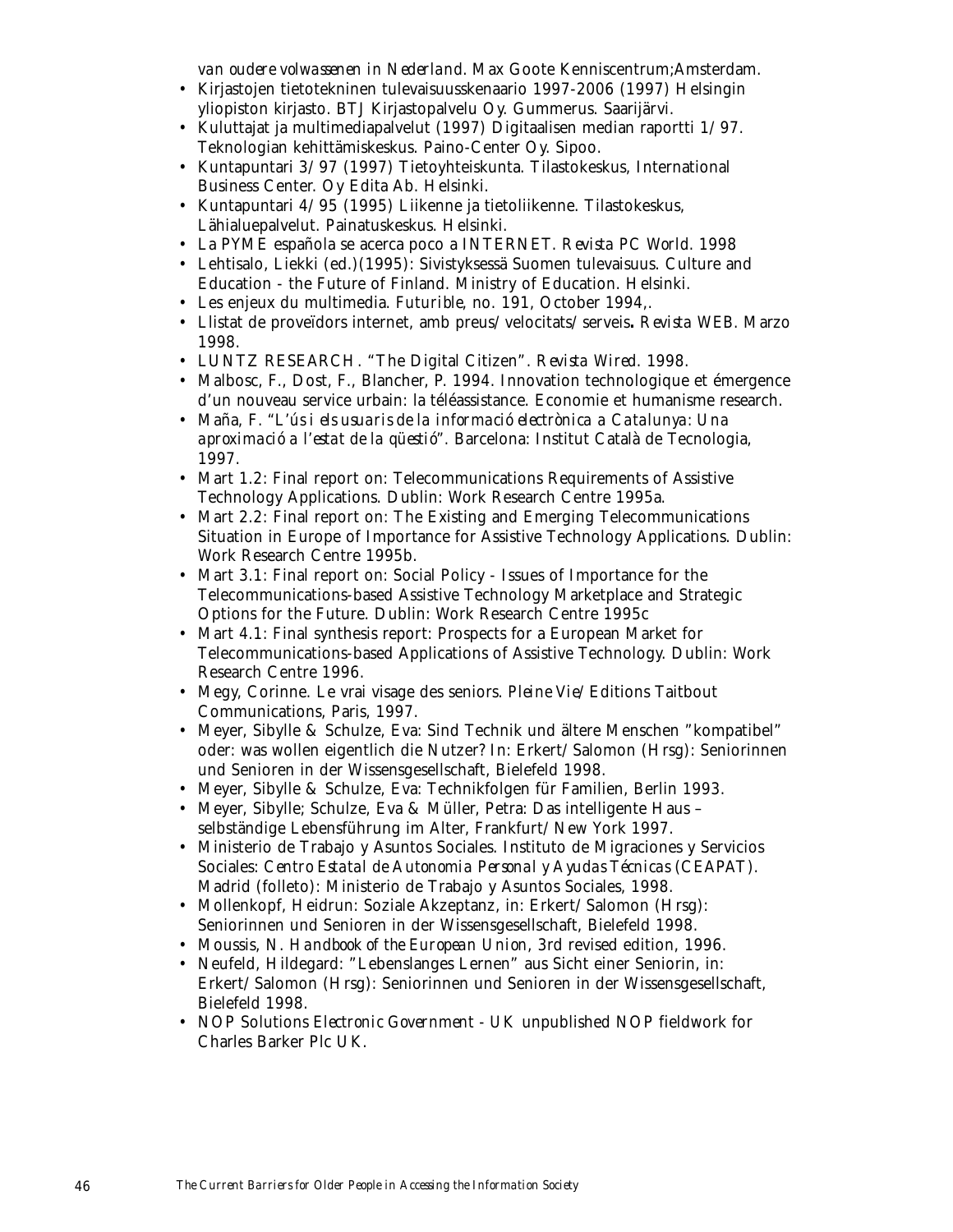*van oudere volwassenen in Nederland*. Max Goote Kenniscentrum;Amsterdam.

- Kirjastojen tietotekninen tulevaisuusskenaario 1997-2006 (1997) Helsingin yliopiston kirjasto. BTJ Kirjastopalvelu Oy. Gummerus. Saarijärvi.
- Kuluttajat ja multimediapalvelut (1997) Digitaalisen median raportti 1/97. Teknologian kehittämiskeskus. Paino-Center Oy. Sipoo.
- Kuntapuntari 3/97 (1997) Tietoyhteiskunta. Tilastokeskus, International Business Center. Oy Edita Ab. Helsinki.
- Kuntapuntari 4/95 (1995) Liikenne ja tietoliikenne. Tilastokeskus, Lähialuepalvelut. Painatuskeskus. Helsinki.
- La PYME española se acerca poco a INTERNET. *Revista PC World*. 1998
- Lehtisalo, Liekki (ed.)(1995): Sivistyksessä Suomen tulevaisuus. Culture and Education - the Future of Finland. Ministry of Education. Helsinki.
- Les enjeux du multimedia. *Futurible*, no. 191, October 1994,.
- Llistat de proveïdors internet, amb preus/velocitats/serveis**.** *Revista WEB*. Marzo 1998.
- LUNTZ RESEARCH. "The Digital Citizen". *Revista Wired*. 1998.
- Malbosc, F., Dost, F., Blancher, P. 1994. Innovation technologique et émergence d'un nouveau service urbain: la téléassistance. Economie et humanisme research.
- Maña, F. "*L'ús i els usuaris de la informació electrònica a Catalunya: Una aproximació a l'estat de la qüestió*". Barcelona: Institut Català de Tecnologia, 1997.
- Mart 1.2: Final report on: Telecommunications Requirements of Assistive Technology Applications. Dublin: Work Research Centre 1995a.
- Mart 2.2: Final report on: The Existing and Emerging Telecommunications Situation in Europe of Importance for Assistive Technology Applications. Dublin: Work Research Centre 1995b.
- Mart 3.1: Final report on: Social Policy - Issues of Importance for the Telecommunications-based Assistive Technology Marketplace and Strategic Options for the Future. Dublin: Work Research Centre 1995c
- Mart 4.1: Final synthesis report: Prospects for a European Market for Telecommunications-based Applications of Assistive Technology. Dublin: Work Research Centre 1996.
- Megy, Corinne. Le vrai visage des seniors. *Pleine Vie*/Editions Taitbout Communications, Paris, 1997.
- Meyer, Sibylle & Schulze, Eva: Sind Technik und ältere Menschen "kompatibel" oder: was wollen eigentlich die Nutzer? In: Erkert/Salomon (Hrsg): Seniorinnen und Senioren in der Wissensgesellschaft, Bielefeld 1998.
- Meyer, Sibylle & Schulze, Eva: Technikfolgen für Familien, Berlin 1993.
- Meyer, Sibylle; Schulze, Eva & Müller, Petra: Das intelligente Haus – selbständige Lebensführung im Alter, Frankfurt/New York 1997.
- Ministerio de Trabajo y Asuntos Sociales. Instituto de Migraciones y Servicios Sociales: *Centro Estatal de Autonomia Personal y Ayudas Técnicas* (CEAPAT). Madrid (folleto): Ministerio de Trabajo y Asuntos Sociales, 1998.
- Mollenkopf, Heidrun: Soziale Akzeptanz, in: Erkert/Salomon (Hrsg): Seniorinnen und Senioren in der Wissensgesellschaft, Bielefeld 1998.
- Moussis, N. *Handbook of the European Union*, 3rd revised edition, 1996.
- Neufeld, Hildegard: "Lebenslanges Lernen" aus Sicht einer Seniorin, in: Erkert/Salomon (Hrsg): Seniorinnen und Senioren in der Wissensgesellschaft, Bielefeld 1998.
- NOP Solutions *Electronic Government - UK* unpublished NOP fieldwork for Charles Barker Plc UK.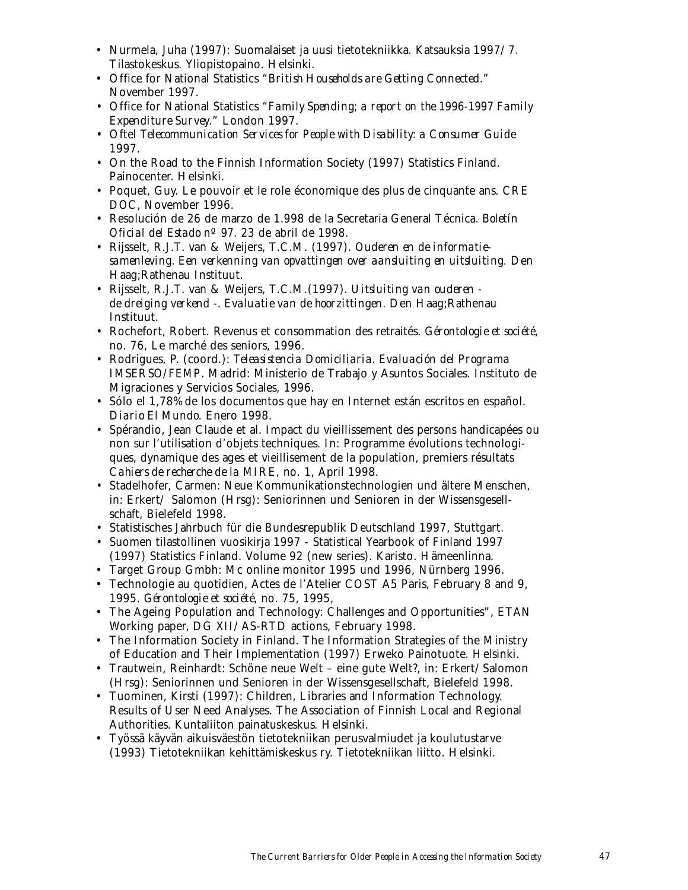- Nurmela, Juha (1997): Suomalaiset ja uusi tietotekniikka. Katsauksia 1997/7. Tilastokeskus. Yliopistopaino. Helsinki.
- Office for National Statistics "*British Households are Getting Connected.*" November 1997.
- Office for National Statistics "*Family Spending; a report on the 1996-1997 Family Expenditure Survey.*" London 1997.
- Oftel *Telecommunication Services for People with Disability: a Consumer Guide* 1997.
- On the Road to the Finnish Information Society (1997) Statistics Finland. Painocenter. Helsinki.
- Poquet, Guy. Le pouvoir et le role économique des plus de cinquante ans. CRE DOC, November 1996.
- Resolución de 26 de marzo de 1.998 de la Secretaria General Técnica. *Boletín Oficial del Estado nº 97*. 23 de abril de 1998.
- Rijsselt, R.J.T. van & Weijers, T.C.M. (1997). *Ouderen en de informatie-samenleving. Een verkenning van opvattingen over aansluiting en uitsluiting*. Den Haag;Rathenau Instituut.
- Rijsselt, R.J.T. van & Weijers, T.C.M.(1997). *Uitsluiting van ouderen - de dreiging verkend -. Evaluatie van de hoorzittingen*. Den Haag;Rathenau Instituut.
- Rochefort, Robert. Revenus et consommation des retraités. *Gérontologie et société*, no. 76, Le marché des seniors, 1996.
- Rodrigues, P. (coord.): *Teleasistencia Domiciliaria. Evaluación del Programa* IMSERSO/FEMP. Madrid: Ministerio de Trabajo y Asuntos Sociales. Instituto de Migraciones y Servicios Sociales, 1996.
- Sólo el 1,78% de los documentos que hay en Internet están escritos en español. *Diario El Mundo*. Enero 1998.
- Spérandio, Jean Claude et al. Impact du vieillissement des persons handicapées ou non sur l'utilisation d'objets techniques. In: Programme évolutions technologiques, dynamique des ages et vieillisement de la population, premiers résultats *Cahiers de recherche de la MIRE*, no. 1, April 1998.
- Stadelhofer, Carmen: Neue Kommunikationstechnologien und ältere Menschen, in: Erkert/ Salomon (Hrsg): Seniorinnen und Senioren in der Wissensgesellschaft, Bielefeld 1998.
- Statistisches Jahrbuch für die Bundesrepublik Deutschland 1997, Stuttgart.
- Suomen tilastollinen vuosikirja 1997 - Statistical Yearbook of Finland 1997 (1997) Statistics Finland. Volume 92 (new series). Karisto. Hämeenlinna.
- Target Group Gmbh: Mc online monitor 1995 und 1996, Nürnberg 1996.
- Technologie au quotidien, Actes de l'Atelier COST A5 Paris, February 8 and 9, 1995. *Gérontologie et société*, no. 75, 1995,
- The Ageing Population and Technology: Challenges and Opportunities", ETAN Working paper, DG XII/AS-RTD actions, February 1998.
- The Information Society in Finland. The Information Strategies of the Ministry of Education and Their Implementation (1997) Erweko Painotuote. Helsinki.
- Trautwein, Reinhardt: Schöne neue Welt – eine gute Welt?, in: Erkert/Salomon (Hrsg): Seniorinnen und Senioren in der Wissensgesellschaft, Bielefeld 1998.
- Tuominen, Kirsti (1997): Children, Libraries and Information Technology. Results of User Need Analyses. The Association of Finnish Local and Regional Authorities. Kuntaliiton painatuskeskus. Helsinki.
- Työssä käyvän aikuisväestön tietotekniikan perusvalmiudet ja koulutustarve (1993) Tietotekniikan kehittämiskeskus ry. Tietotekniikan liitto. Helsinki.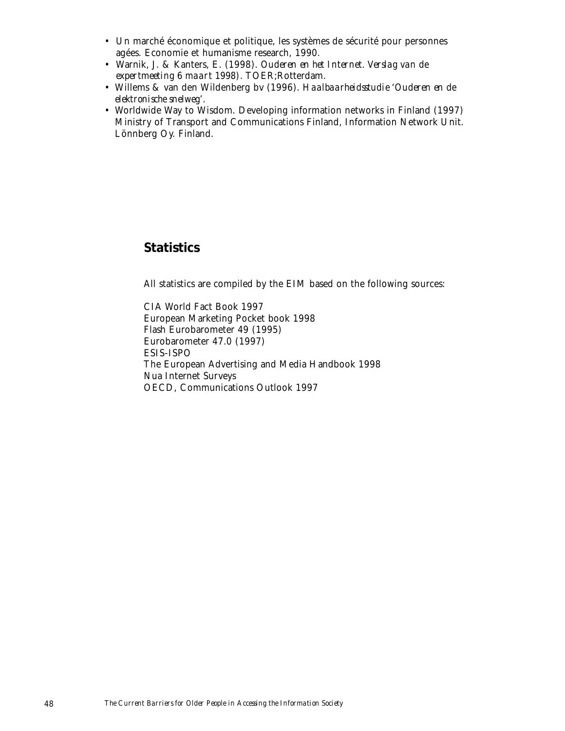- Un marché économique et politique, les systèmes de sécurité pour personnes agées. Economie et humanisme research, 1990.
- Warnik, J. & Kanters, E. (1998). *Ouderen en het Internet. Verslag van de expertmeeting 6 maart 1998)*. TOER;Rotterdam.
- Willems & van den Wildenberg bv (1996). *Haalbaarheidsstudie 'Ouderen en de elektronische snelweg'*.
- Worldwide Way to Wisdom. Developing information networks in Finland (1997) Ministry of Transport and Communications Finland, Information Network Unit. Lönnberg Oy. Finland.

## Statistics

All statistics are compiled by the EIM based on the following sources:

CIA World Fact Book 1997
European Marketing Pocket book 1998
Flash Eurobarometer 49 (1995)
Eurobarometer 47.0 (1997)
ESIS-ISPO
The European Advertising and Media Handbook 1998
Nua Internet Surveys
OECD, Communications Outlook 1997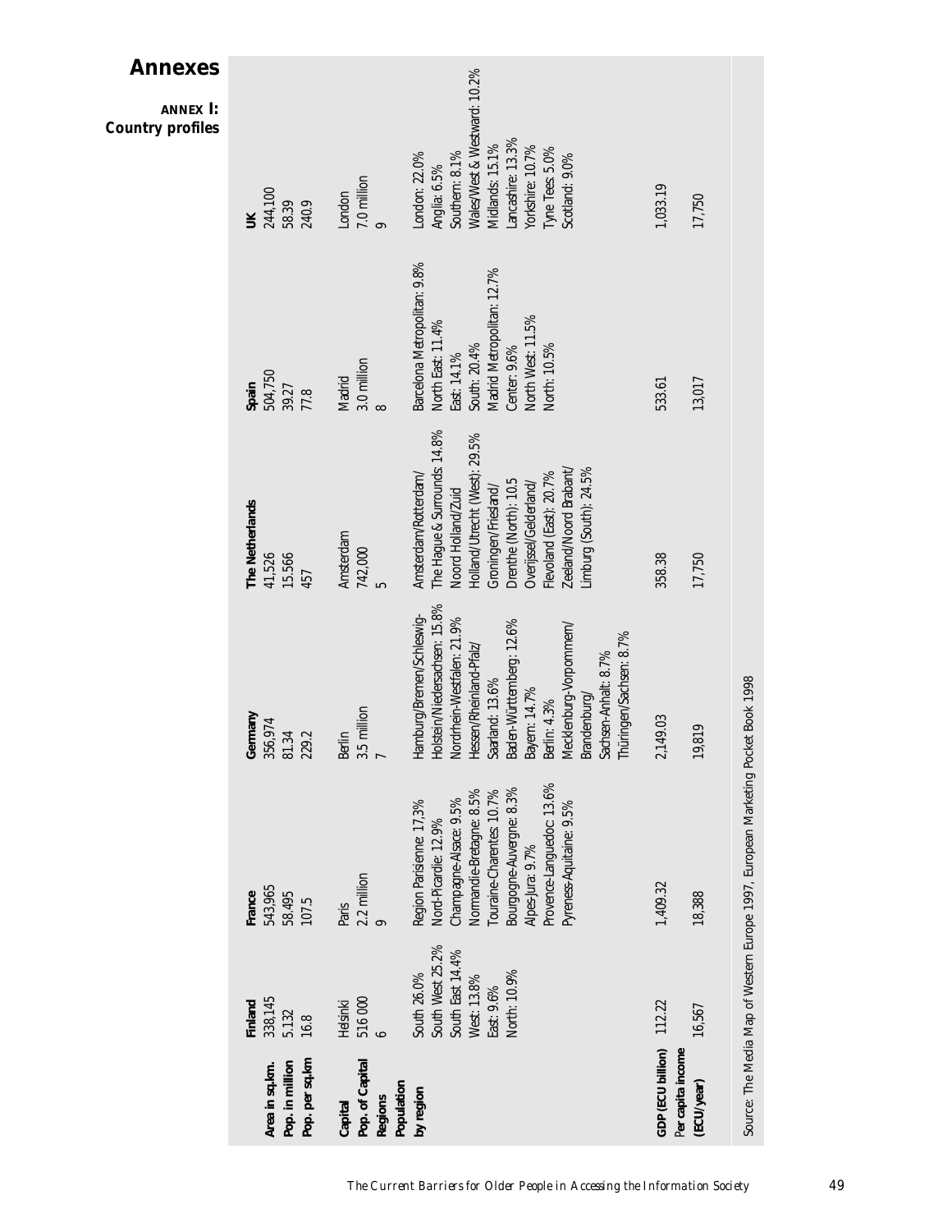# Annexes

**ANNEX I: Country profiles**

| | Finland | France | Germany | The Netherlands | Spain | UK |
|---|---|---|---|---|---|---|
| **Area in sq.km.** | 338,145 | 543,965 | 356,974 | 41,526 | 504,750 | 244,100 |
| **Pop. in million** | 5.132 | 58.495 | 81.34 | 15.566 | 39.27 | 58.39 |
| **Pop. per sq.km** | 16.8 | 107.5 | 229.2 | 457 | 77.8 | 240.9 |
| **Capital** | Helsinki | Paris | Berlin | Amsterdam | Madrid | London |
| **Pop. of Capital** | 516 000 | 2.2 million | 3.5 million | 742,000 | 3.0 million | 7.0 million |
| **Regions** | 6 | 9 | 7 | 5 | 8 | 9 |
| **Population by region** | South 26.0%<br>South West 25.2%<br>South East 14.4%<br>West: 13.8%<br>East: 9.6%<br>North: 10.9% | Region Parisienne: 17.3%<br>Nord-Picardie: 12.9%<br>Champagne-Alsace: 9.5%<br>Normandie-Bretagne: 8.5%<br>Touraine-Charentes: 10.7%<br>Bourgogne-Auvergne: 8.3%<br>Alpes-Jura: 9.7%<br>Provence-Languedoc: 13.6%<br>Pyreness-Aquitaine: 9.5% | Hamburg/Bremen/Schleswig-Holstein/Niedersachsen: 15.8%<br>Nordrhein-Westfalen: 21.9%<br>Hessen/Rheinland-Pfalz/Saarland: 13.6%<br>Baden-Württemberg: 12.6%<br>Bayern: 14.7%<br>Berlin: 4.3%<br>Mecklenburg-Vorpommern/Brandenburg/Sachsen-Anhalt: 8.7%<br>Thüringen/Sachsen: 8.7% | Amsterdam/Rotterdam/The Hague & Surrounds: 14.8%<br>Noord Holland/Zuid Holland/Utrecht (West): 29.5%<br>Groningen/Friesland/Drenthe (North): 10.5<br>Overijssel/Gelderland/Flevoland (East): 20.7%<br>Zeeland/Noord Brabant/Limburg (South): 24.5% | Barcelona Metropolitan: 9.8%<br>North East: 11.4%<br>East: 14.1%<br>South: 20.4%<br>Madrid Metropolitan: 12.7%<br>Center: 9.6%<br>North West: 11.5%<br>North: 10.5% | London: 22.0%<br>Anglia: 6.5%<br>Southern: 8.1%<br>Wales/West & Westward: 10.2%<br>Midlands: 15.1%<br>Lancashire: 13.3%<br>Yorkshire: 10.7%<br>Tyne Tees: 5.0%<br>Scotland: 9.0% |
| **GDP (ECU billion)** | 112.22 | 1,409.32 | 2,149.03 | 358.38 | 533.61 | 1,033.19 |
| **Per capita income (ECU/year)** | 16,567 | 18,388 | 19,819 | 17,750 | 13,017 | 17,750 |

Source: The Media Map of Western Europe 1997, European Marketing Pocket Book 1998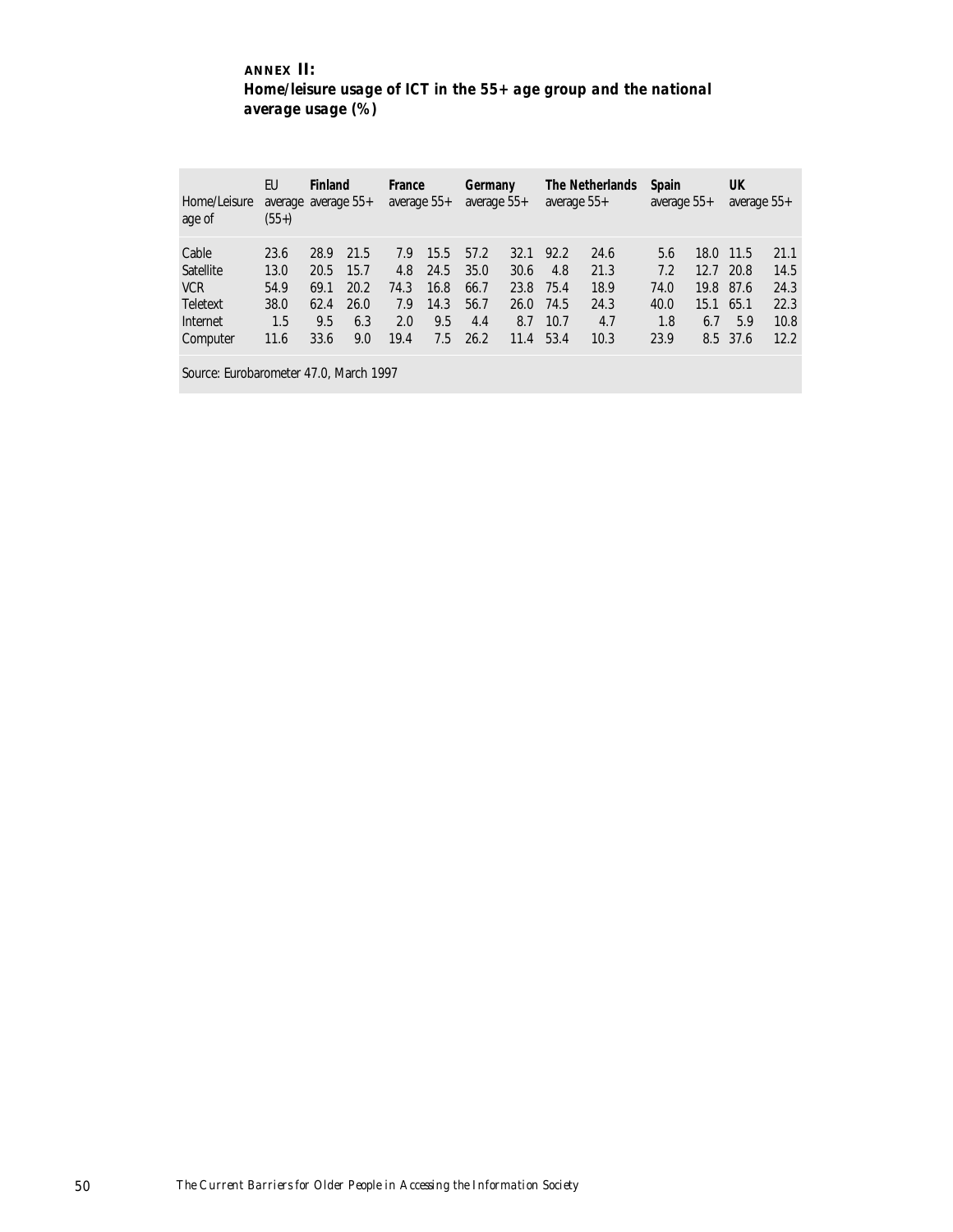## ANNEX II:
## Home/leisure usage of ICT in the 55+ age group and the national average usage (%)

| Home/Leisure age of | EU average (55+) | Finland average | 55+ | France average | 55+ | Germany average | 55+ | The Netherlands average | 55+ | Spain average | 55+ | UK average | 55+ |
|---|---|---|---|---|---|---|---|---|---|---|---|---|---|
| Cable | 23.6 | 28.9 | 21.5 | 7.9 | 15.5 | 57.2 | 32.1 | 92.2 | 24.6 | 5.6 | 18.0 | 11.5 | 21.1 |
| Satellite | 13.0 | 20.5 | 15.7 | 4.8 | 24.5 | 35.0 | 30.6 | 4.8 | 21.3 | 7.2 | 12.7 | 20.8 | 14.5 |
| VCR | 54.9 | 69.1 | 20.2 | 74.3 | 16.8 | 66.7 | 23.8 | 75.4 | 18.9 | 74.0 | 19.8 | 87.6 | 24.3 |
| Teletext | 38.0 | 62.4 | 26.0 | 7.9 | 14.3 | 56.7 | 26.0 | 74.5 | 24.3 | 40.0 | 15.1 | 65.1 | 22.3 |
| Internet | 1.5 | 9.5 | 6.3 | 2.0 | 9.5 | 4.4 | 8.7 | 10.7 | 4.7 | 1.8 | 6.7 | 5.9 | 10.8 |
| Computer | 11.6 | 33.6 | 9.0 | 19.4 | 7.5 | 26.2 | 11.4 | 53.4 | 10.3 | 23.9 | 8.5 | 37.6 | 12.2 |

Source: Eurobarometer 47.0, March 1997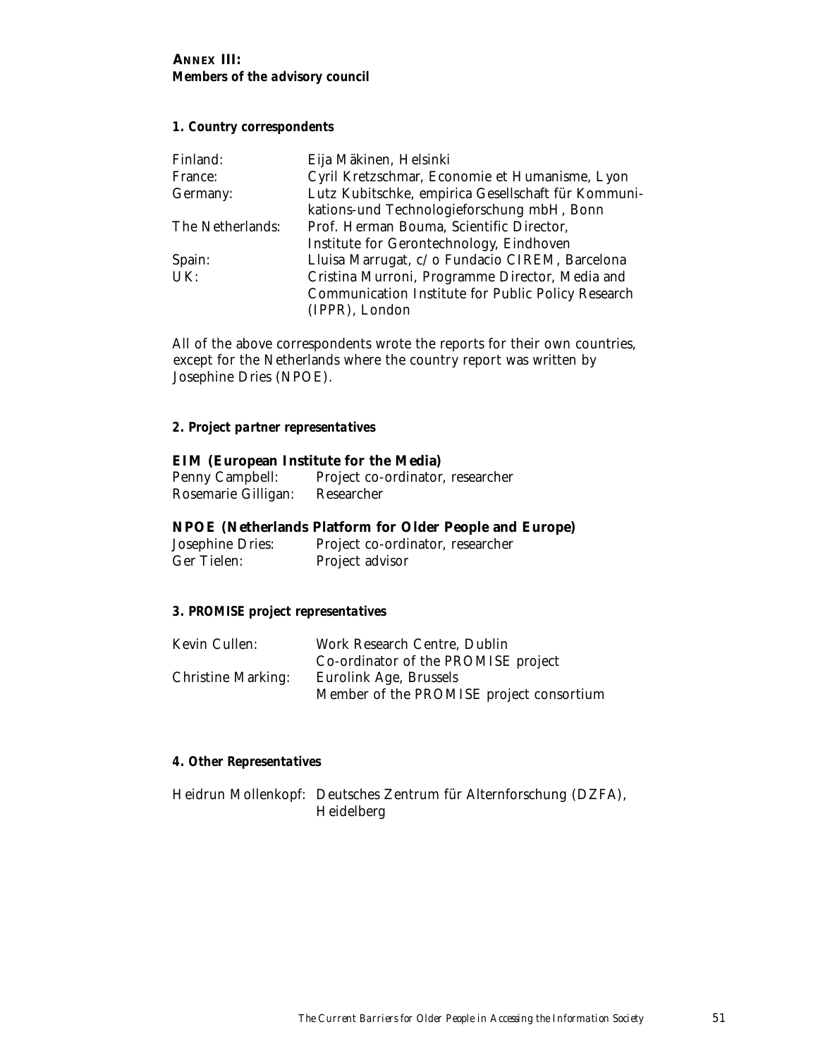## ANNEX III:
**Members of the advisory council**

### *1. Country correspondents*

| | |
|---|---|
| Finland: | Eija Mäkinen, Helsinki |
| France: | Cyril Kretzschmar, Economie et Humanisme, Lyon |
| Germany: | Lutz Kubitschke, empirica Gesellschaft für Kommunikations-und Technologieforschung mbH, Bonn |
| The Netherlands: | Prof. Herman Bouma, Scientific Director, Institute for Gerontechnology, Eindhoven |
| Spain: | Lluisa Marrugat, c/o Fundacio CIREM, Barcelona |
| UK: | Cristina Murroni, Programme Director, Media and Communication Institute for Public Policy Research (IPPR), London |

All of the above correspondents wrote the reports for their own countries, except for the Netherlands where the country report was written by Josephine Dries (NPOE).

### *2. Project partner representatives*

**EIM (European Institute for the Media)**

| | |
|---|---|
| Penny Campbell: | Project co-ordinator, researcher |
| Rosemarie Gilligan: | Researcher |

**NPOE (Netherlands Platform for Older People and Europe)**

| | |
|---|---|
| Josephine Dries: | Project co-ordinator, researcher |
| Ger Tielen: | Project advisor |

### *3. PROMISE project representatives*

| | |
|---|---|
| Kevin Cullen: | Work Research Centre, Dublin<br>Co-ordinator of the PROMISE project |
| Christine Marking: | Eurolink Age, Brussels<br>Member of the PROMISE project consortium |

### *4. Other Representatives*

| | |
|---|---|
| Heidrun Mollenkopf: | Deutsches Zentrum für Alternforschung (DZFA), Heidelberg |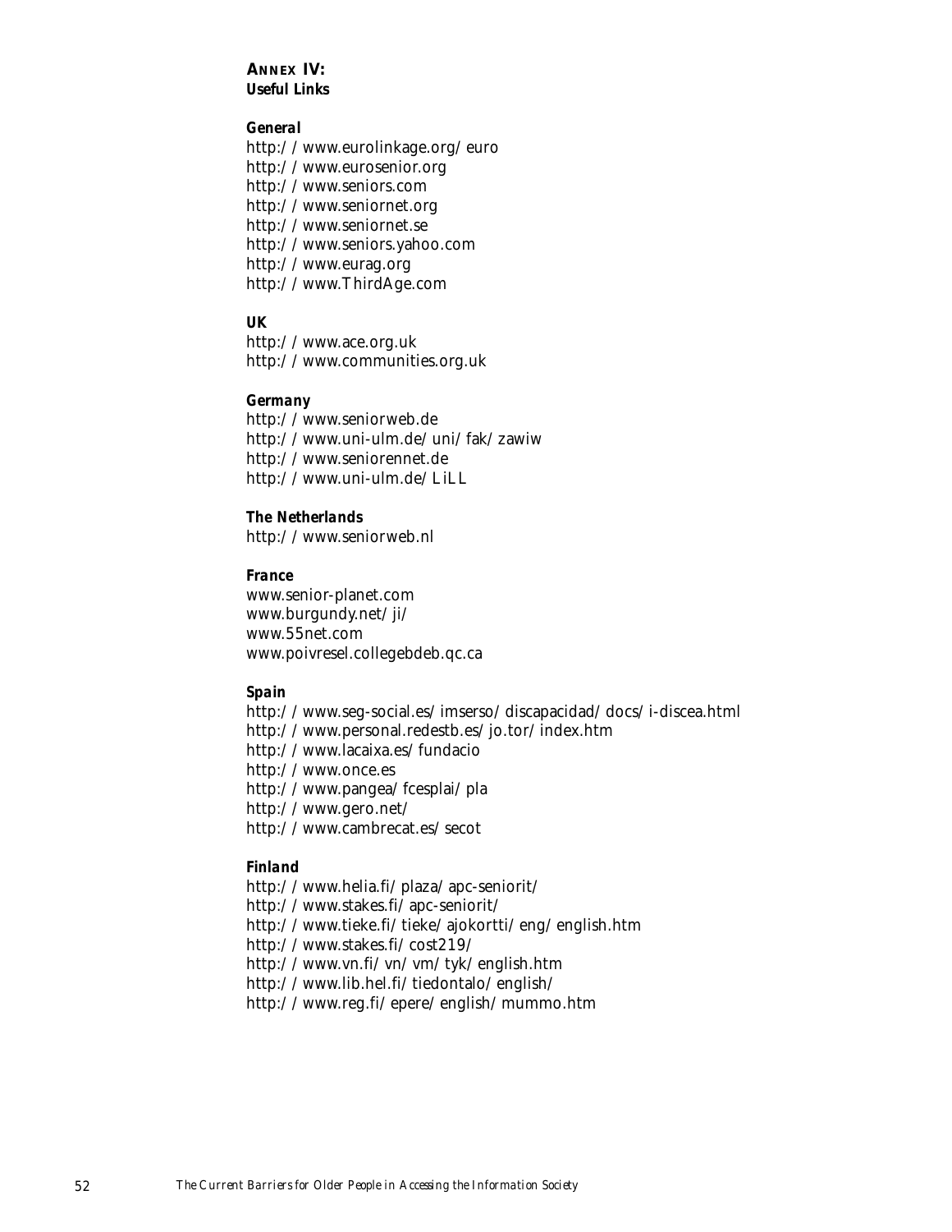## ANNEX IV:
**Useful Links**

***General***

http://www.eurolinkage.org/euro
http://www.eurosenior.org
http://www.seniors.com
http://www.seniornet.org
http://www.seniornet.se
http://www.seniors.yahoo.com
http://www.eurag.org
http://www.ThirdAge.com

***UK***

http://www.ace.org.uk
http://www.communities.org.uk

***Germany***

http://www.seniorweb.de
http://www.uni-ulm.de/uni/fak/zawiw
http://www.seniorennet.de
http://www.uni-ulm.de/LiLL

***The Netherlands***

http://www.seniorweb.nl

***France***

www.senior-planet.com
www.burgundy.net/ji/
www.55net.com
www.poivresel.collegebdeb.qc.ca

***Spain***

http://www.seg-social.es/imserso/discapacidad/docs/i-discea.html
http://www.personal.redestb.es/jo.tor/index.htm
http://www.lacaixa.es/fundacio
http://www.once.es
http://www.pangea/fcesplai/pla
http://www.gero.net/
http://www.cambrecat.es/secot

***Finland***

http://www.helia.fi/plaza/apc-seniorit/
http://www.stakes.fi/apc-seniorit/
http://www.tieke.fi/tieke/ajokortti/eng/english.htm
http://www.stakes.fi/cost219/
http://www.vn.fi/vn/vm/tyk/english.htm
http://www.lib.hel.fi/tiedontalo/english/
http://www.reg.fi/epere/english/mummo.htm